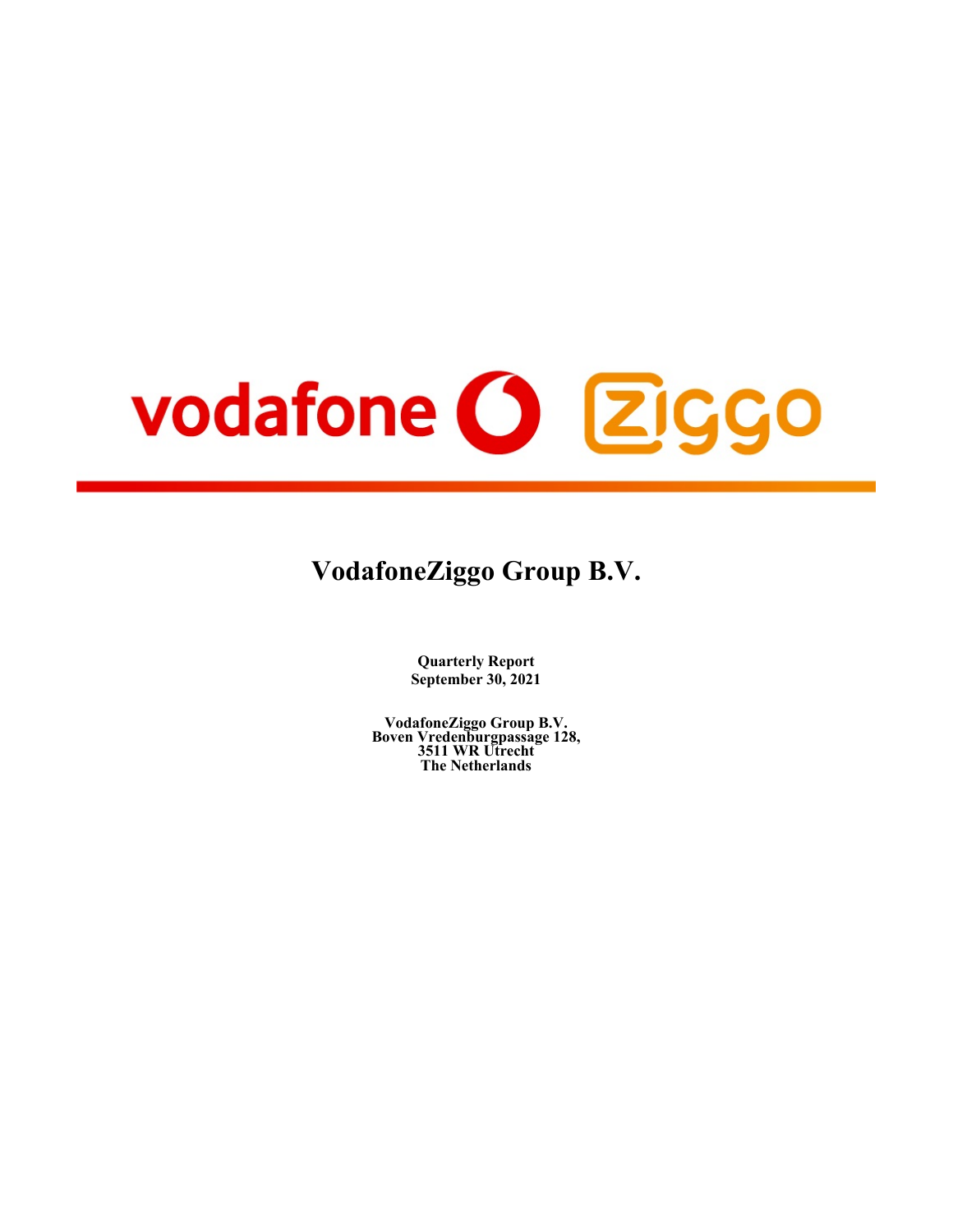# VodafoneZiggo Group B.V.

**Quarterly Report**
**September 30, 2021**

**VodafoneZiggo Group B.V.**
**Boven Vredenburgpassage 128,**
**3511 WR Utrecht**
**The Netherlands**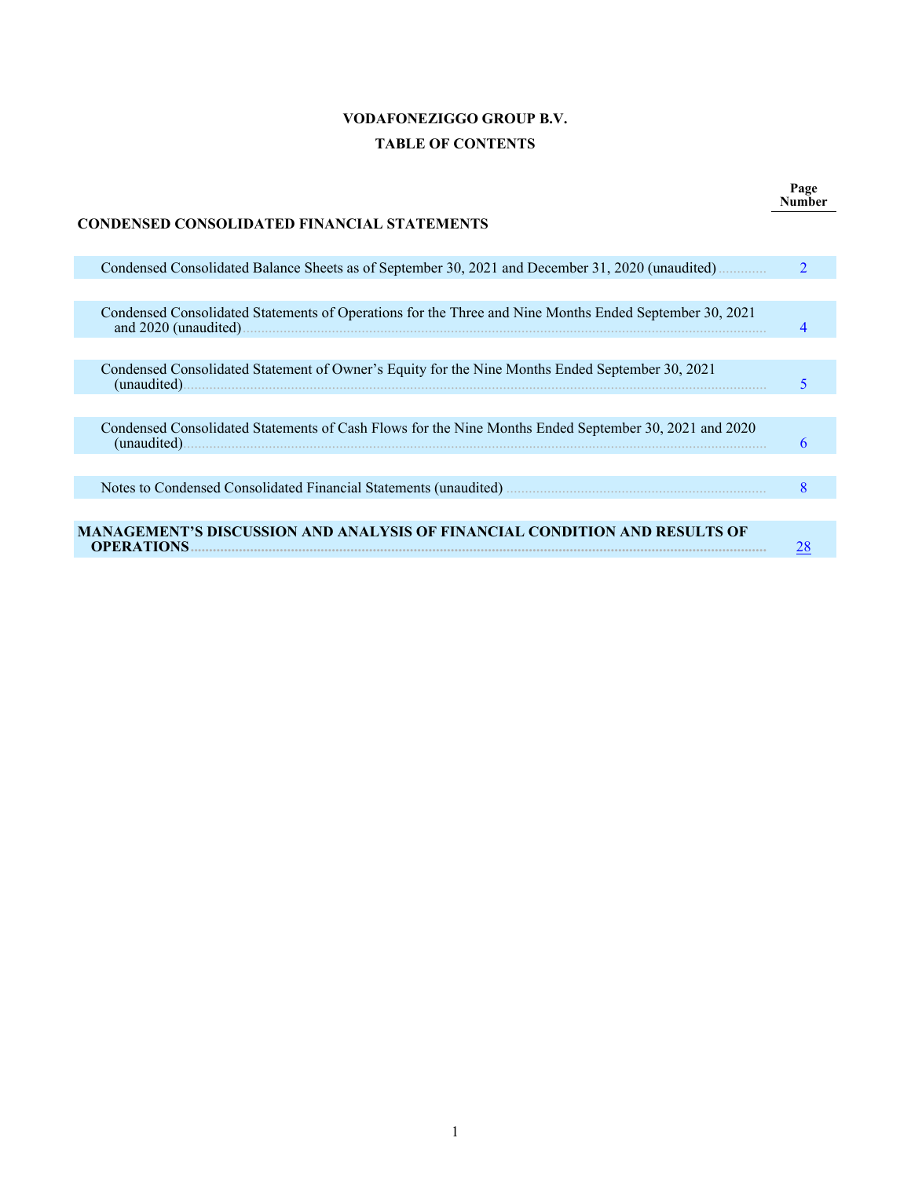**VODAFONEZIGGO GROUP B.V.**

**TABLE OF CONTENTS**

| | Page Number |
|---|---|
| **CONDENSED CONSOLIDATED FINANCIAL STATEMENTS** | |
| Condensed Consolidated Balance Sheets as of September 30, 2021 and December 31, 2020 (unaudited) | 2 |
| Condensed Consolidated Statements of Operations for the Three and Nine Months Ended September 30, 2021 and 2020 (unaudited) | 4 |
| Condensed Consolidated Statement of Owner's Equity for the Nine Months Ended September 30, 2021 (unaudited) | 5 |
| Condensed Consolidated Statements of Cash Flows for the Nine Months Ended September 30, 2021 and 2020 (unaudited) | 6 |
| Notes to Condensed Consolidated Financial Statements (unaudited) | 8 |
| **MANAGEMENT'S DISCUSSION AND ANALYSIS OF FINANCIAL CONDITION AND RESULTS OF OPERATIONS** | 28 |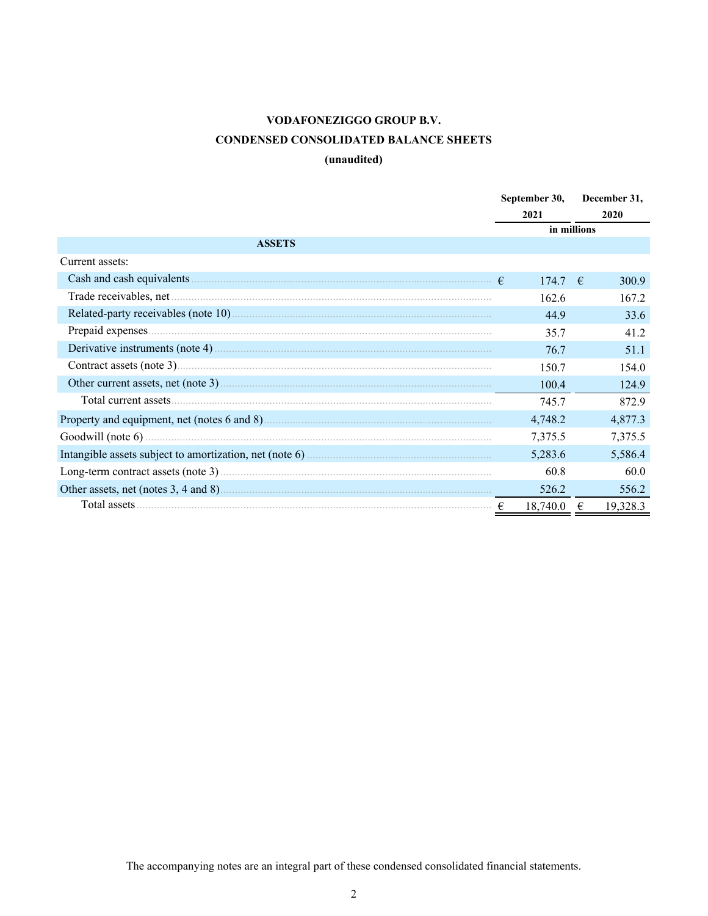# VODAFONEZIGGO GROUP B.V.

## CONDENSED CONSOLIDATED BALANCE SHEETS

**(unaudited)**

| | September 30, 2021 | December 31, 2020 |
|---|---|---|
| | in millions | |
| **ASSETS** | | |
| Current assets: | | |
| Cash and cash equivalents | € 174.7 | € 300.9 |
| Trade receivables, net | 162.6 | 167.2 |
| Related-party receivables (note 10) | 44.9 | 33.6 |
| Prepaid expenses | 35.7 | 41.2 |
| Derivative instruments (note 4) | 76.7 | 51.1 |
| Contract assets (note 3) | 150.7 | 154.0 |
| Other current assets, net (note 3) | 100.4 | 124.9 |
| Total current assets | 745.7 | 872.9 |
| Property and equipment, net (notes 6 and 8) | 4,748.2 | 4,877.3 |
| Goodwill (note 6) | 7,375.5 | 7,375.5 |
| Intangible assets subject to amortization, net (note 6) | 5,283.6 | 5,586.4 |
| Long-term contract assets (note 3) | 60.8 | 60.0 |
| Other assets, net (notes 3, 4 and 8) | 526.2 | 556.2 |
| Total assets | € 18,740.0 | € 19,328.3 |

The accompanying notes are an integral part of these condensed consolidated financial statements.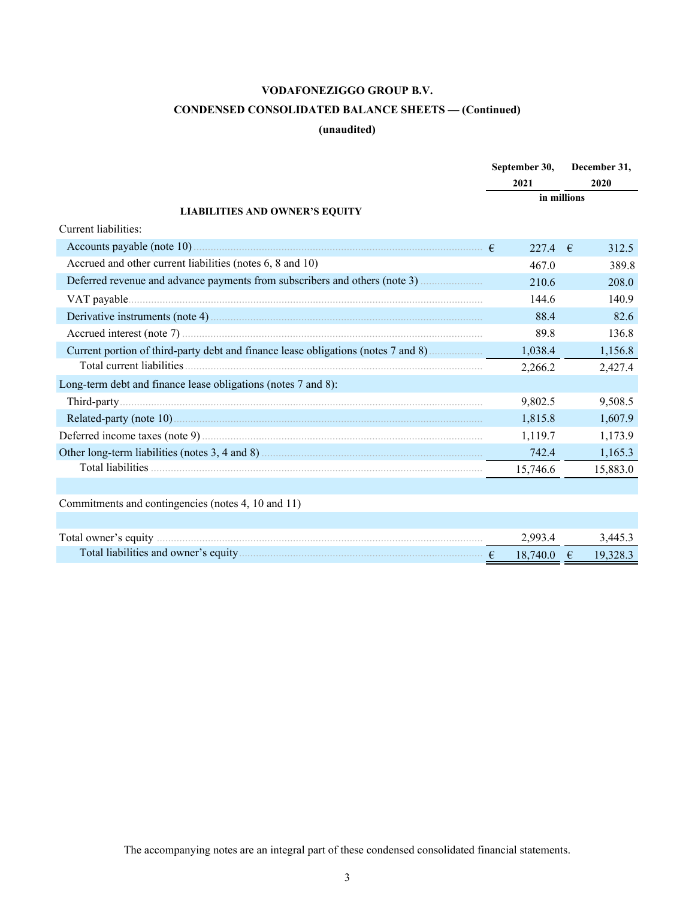# VODAFONEZIGGO GROUP B.V.

## CONDENSED CONSOLIDATED BALANCE SHEETS — (Continued)

**(unaudited)**

| | September 30, 2021 | December 31, 2020 |
|---|---|---|
| | in millions | |
| **LIABILITIES AND OWNER'S EQUITY** | | |
| Current liabilities: | | |
| Accounts payable (note 10) | € 227.4 | € 312.5 |
| Accrued and other current liabilities (notes 6, 8 and 10) | 467.0 | 389.8 |
| Deferred revenue and advance payments from subscribers and others (note 3) | 210.6 | 208.0 |
| VAT payable | 144.6 | 140.9 |
| Derivative instruments (note 4) | 88.4 | 82.6 |
| Accrued interest (note 7) | 89.8 | 136.8 |
| Current portion of third-party debt and finance lease obligations (notes 7 and 8) | 1,038.4 | 1,156.8 |
| Total current liabilities | 2,266.2 | 2,427.4 |
| Long-term debt and finance lease obligations (notes 7 and 8): | | |
| Third-party | 9,802.5 | 9,508.5 |
| Related-party (note 10) | 1,815.8 | 1,607.9 |
| Deferred income taxes (note 9) | 1,119.7 | 1,173.9 |
| Other long-term liabilities (notes 3, 4 and 8) | 742.4 | 1,165.3 |
| Total liabilities | 15,746.6 | 15,883.0 |
| | | |
| Commitments and contingencies (notes 4, 10 and 11) | | |
| | | |
| Total owner's equity | 2,993.4 | 3,445.3 |
| Total liabilities and owner's equity | € 18,740.0 | € 19,328.3 |

The accompanying notes are an integral part of these condensed consolidated financial statements.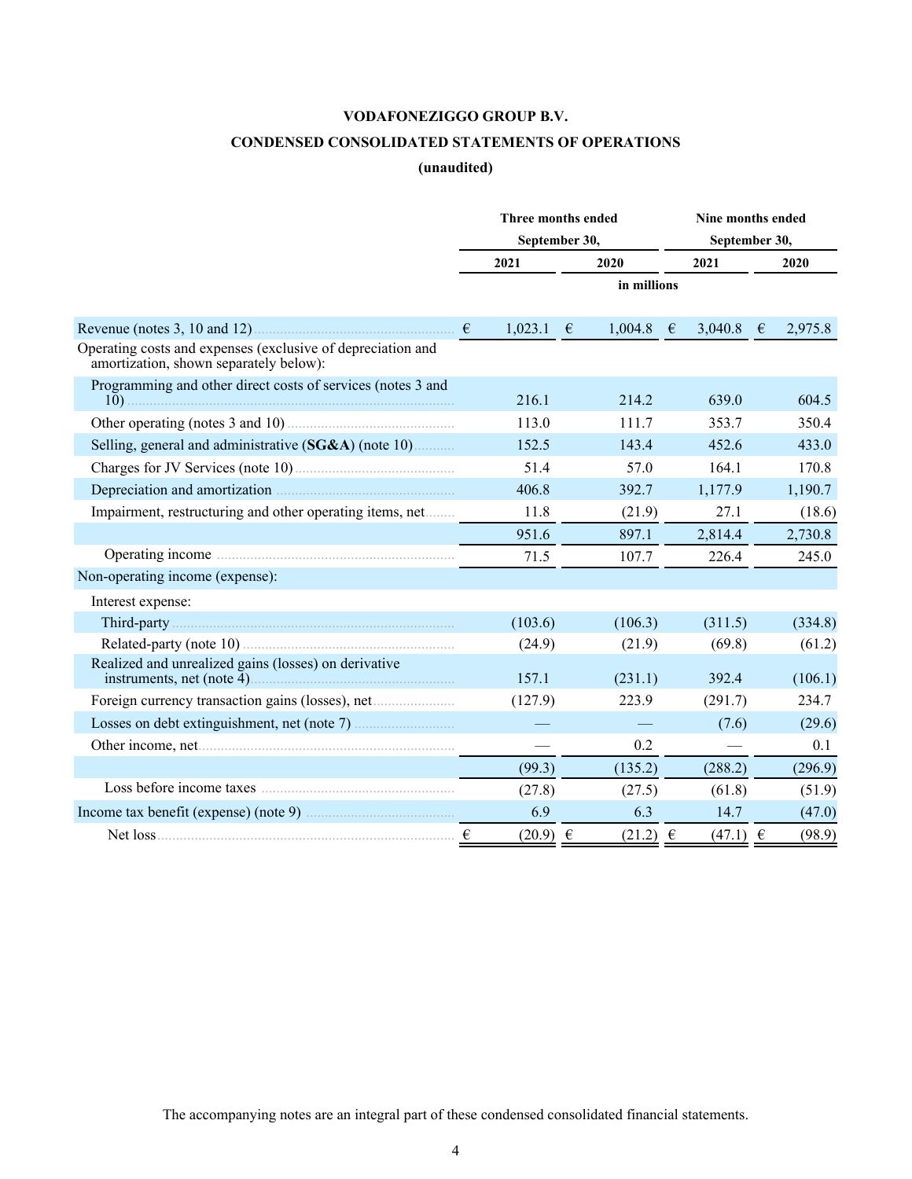**VODAFONEZIGGO GROUP B.V.**

**CONDENSED CONSOLIDATED STATEMENTS OF OPERATIONS**

**(unaudited)**

| | Three months ended September 30, | | Nine months ended September 30, | |
|---|---|---|---|---|
| | 2021 | 2020 | 2021 | 2020 |
| | in millions | | | |
| Revenue (notes 3, 10 and 12) | € 1,023.1 | € 1,004.8 | € 3,040.8 | € 2,975.8 |
| Operating costs and expenses (exclusive of depreciation and amortization, shown separately below): | | | | |
| Programming and other direct costs of services (notes 3 and 10) | 216.1 | 214.2 | 639.0 | 604.5 |
| Other operating (notes 3 and 10) | 113.0 | 111.7 | 353.7 | 350.4 |
| Selling, general and administrative (**SG&A**) (note 10) | 152.5 | 143.4 | 452.6 | 433.0 |
| Charges for JV Services (note 10) | 51.4 | 57.0 | 164.1 | 170.8 |
| Depreciation and amortization | 406.8 | 392.7 | 1,177.9 | 1,190.7 |
| Impairment, restructuring and other operating items, net | 11.8 | (21.9) | 27.1 | (18.6) |
| | 951.6 | 897.1 | 2,814.4 | 2,730.8 |
| Operating income | 71.5 | 107.7 | 226.4 | 245.0 |
| Non-operating income (expense): | | | | |
| Interest expense: | | | | |
| Third-party | (103.6) | (106.3) | (311.5) | (334.8) |
| Related-party (note 10) | (24.9) | (21.9) | (69.8) | (61.2) |
| Realized and unrealized gains (losses) on derivative instruments, net (note 4) | 157.1 | (231.1) | 392.4 | (106.1) |
| Foreign currency transaction gains (losses), net | (127.9) | 223.9 | (291.7) | 234.7 |
| Losses on debt extinguishment, net (note 7) | — | — | (7.6) | (29.6) |
| Other income, net | — | 0.2 | — | 0.1 |
| | (99.3) | (135.2) | (288.2) | (296.9) |
| Loss before income taxes | (27.8) | (27.5) | (61.8) | (51.9) |
| Income tax benefit (expense) (note 9) | 6.9 | 6.3 | 14.7 | (47.0) |
| Net loss | € (20.9) | € (21.2) | € (47.1) | € (98.9) |

The accompanying notes are an integral part of these condensed consolidated financial statements.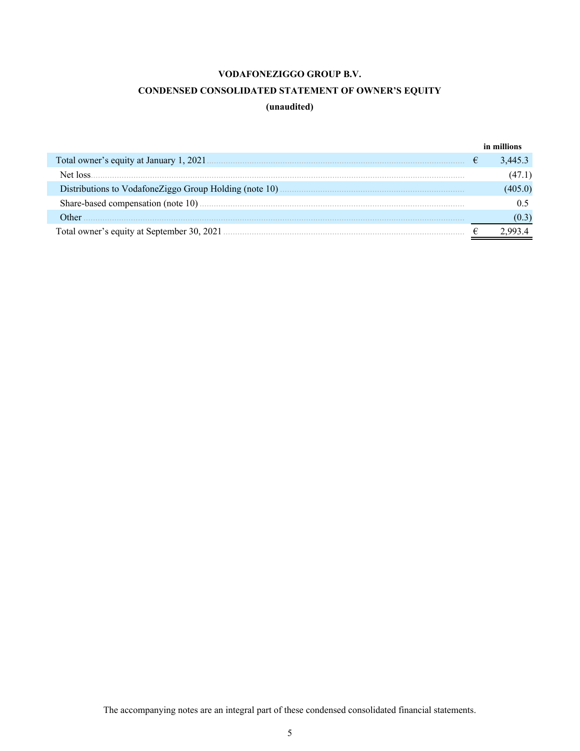**VODAFONEZIGGO GROUP B.V.**

**CONDENSED CONSOLIDATED STATEMENT OF OWNER'S EQUITY**

**(unaudited)**

| | | in millions |
|---|---|---|
| Total owner's equity at January 1, 2021 | € | 3,445.3 |
| Net loss | | (47.1) |
| Distributions to VodafoneZiggo Group Holding (note 10) | | (405.0) |
| Share-based compensation (note 10) | | 0.5 |
| Other | | (0.3) |
| Total owner's equity at September 30, 2021 | € | 2,993.4 |

The accompanying notes are an integral part of these condensed consolidated financial statements.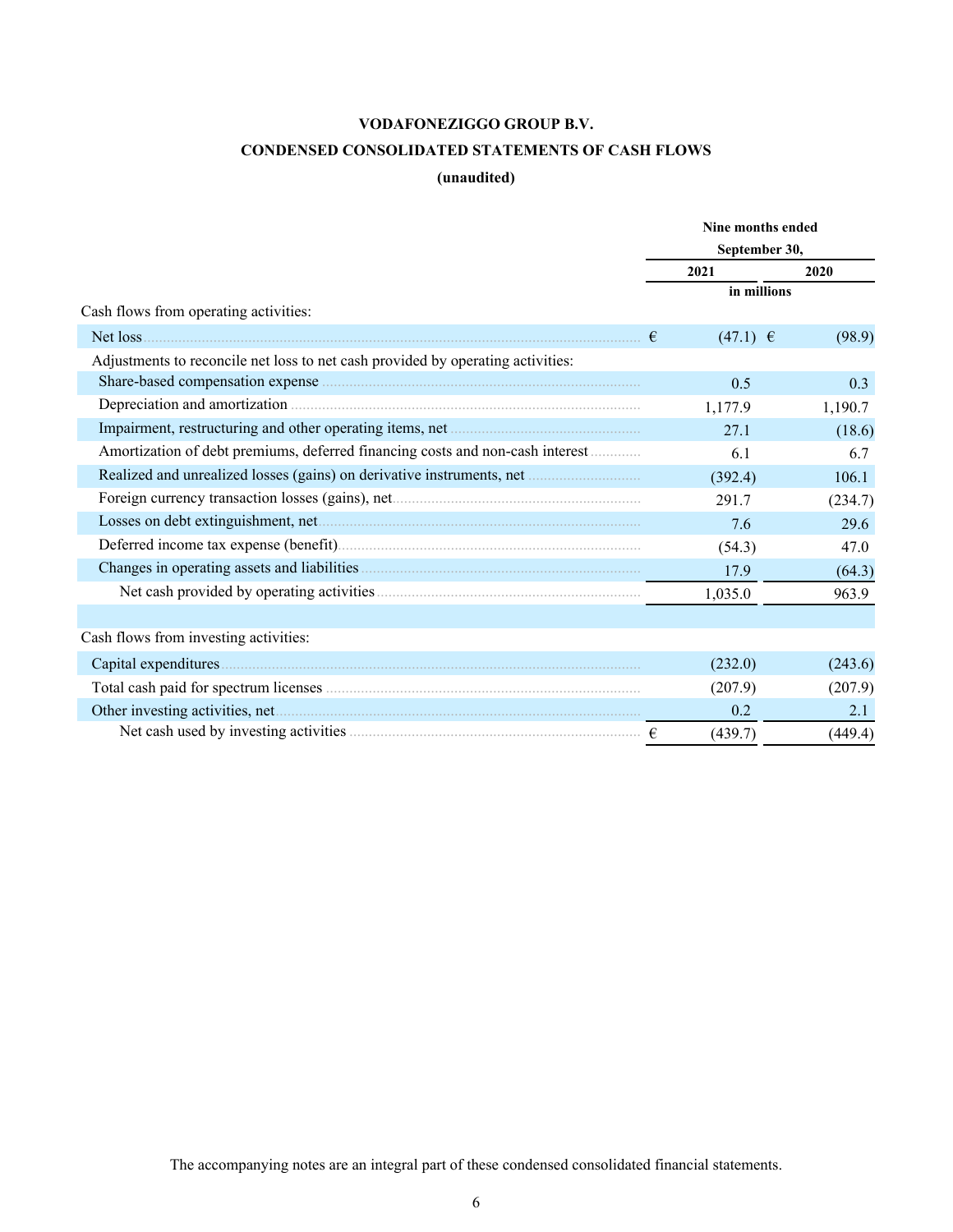**VODAFONEZIGGO GROUP B.V.**

**CONDENSED CONSOLIDATED STATEMENTS OF CASH FLOWS**

**(unaudited)**

| | Nine months ended September 30, | |
|---|---|---|
| | 2021 | 2020 |
| | in millions | |
| Cash flows from operating activities: | | |
| Net loss | € (47.1) | € (98.9) |
| Adjustments to reconcile net loss to net cash provided by operating activities: | | |
| Share-based compensation expense | 0.5 | 0.3 |
| Depreciation and amortization | 1,177.9 | 1,190.7 |
| Impairment, restructuring and other operating items, net | 27.1 | (18.6) |
| Amortization of debt premiums, deferred financing costs and non-cash interest | 6.1 | 6.7 |
| Realized and unrealized losses (gains) on derivative instruments, net | (392.4) | 106.1 |
| Foreign currency transaction losses (gains), net | 291.7 | (234.7) |
| Losses on debt extinguishment, net | 7.6 | 29.6 |
| Deferred income tax expense (benefit) | (54.3) | 47.0 |
| Changes in operating assets and liabilities | 17.9 | (64.3) |
| Net cash provided by operating activities | 1,035.0 | 963.9 |
| | | |
| Cash flows from investing activities: | | |
| Capital expenditures | (232.0) | (243.6) |
| Total cash paid for spectrum licenses | (207.9) | (207.9) |
| Other investing activities, net | 0.2 | 2.1 |
| Net cash used by investing activities | € (439.7) | (449.4) |

The accompanying notes are an integral part of these condensed consolidated financial statements.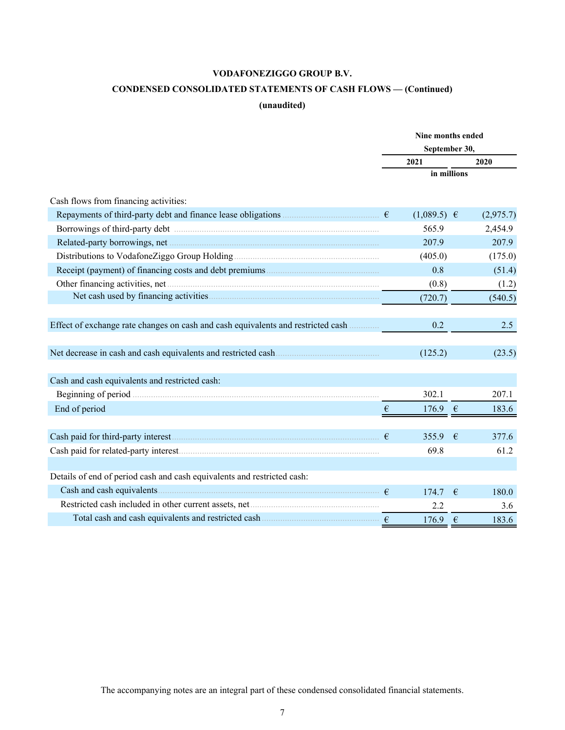**VODAFONEZIGGO GROUP B.V.**

**CONDENSED CONSOLIDATED STATEMENTS OF CASH FLOWS — (Continued)**

**(unaudited)**

| | Nine months ended September 30, | |
|---|---|---|
| | 2021 | 2020 |
| | in millions | |
| Cash flows from financing activities: | | |
| Repayments of third-party debt and finance lease obligations | € (1,089.5) | € (2,975.7) |
| Borrowings of third-party debt | 565.9 | 2,454.9 |
| Related-party borrowings, net | 207.9 | 207.9 |
| Distributions to VodafoneZiggo Group Holding | (405.0) | (175.0) |
| Receipt (payment) of financing costs and debt premiums | 0.8 | (51.4) |
| Other financing activities, net | (0.8) | (1.2) |
| Net cash used by financing activities | (720.7) | (540.5) |
| Effect of exchange rate changes on cash and cash equivalents and restricted cash | 0.2 | 2.5 |
| Net decrease in cash and cash equivalents and restricted cash | (125.2) | (23.5) |
| Cash and cash equivalents and restricted cash: | | |
| Beginning of period | 302.1 | 207.1 |
| End of period | € 176.9 | € 183.6 |
| Cash paid for third-party interest | € 355.9 | € 377.6 |
| Cash paid for related-party interest | 69.8 | 61.2 |
| Details of end of period cash and cash equivalents and restricted cash: | | |
| Cash and cash equivalents | € 174.7 | € 180.0 |
| Restricted cash included in other current assets, net | 2.2 | 3.6 |
| Total cash and cash equivalents and restricted cash | € 176.9 | € 183.6 |

The accompanying notes are an integral part of these condensed consolidated financial statements.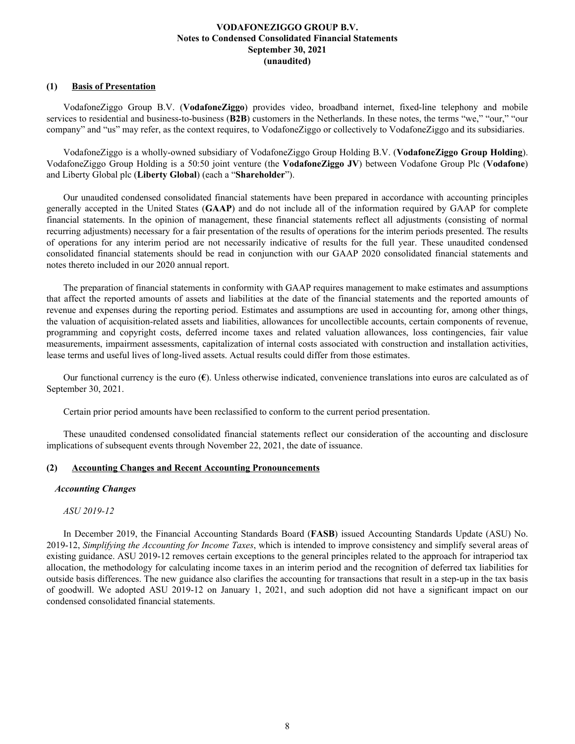## (1) Basis of Presentation

VodafoneZiggo Group B.V. (**VodafoneZiggo**) provides video, broadband internet, fixed-line telephony and mobile services to residential and business-to-business (**B2B**) customers in the Netherlands. In these notes, the terms "we," "our," "our company" and "us" may refer, as the context requires, to VodafoneZiggo or collectively to VodafoneZiggo and its subsidiaries.

VodafoneZiggo is a wholly-owned subsidiary of VodafoneZiggo Group Holding B.V. (**VodafoneZiggo Group Holding**). VodafoneZiggo Group Holding is a 50:50 joint venture (the **VodafoneZiggo JV**) between Vodafone Group Plc (**Vodafone**) and Liberty Global plc (**Liberty Global**) (each a "**Shareholder**").

Our unaudited condensed consolidated financial statements have been prepared in accordance with accounting principles generally accepted in the United States (**GAAP**) and do not include all of the information required by GAAP for complete financial statements. In the opinion of management, these financial statements reflect all adjustments (consisting of normal recurring adjustments) necessary for a fair presentation of the results of operations for the interim periods presented. The results of operations for any interim period are not necessarily indicative of results for the full year. These unaudited condensed consolidated financial statements should be read in conjunction with our GAAP 2020 consolidated financial statements and notes thereto included in our 2020 annual report.

The preparation of financial statements in conformity with GAAP requires management to make estimates and assumptions that affect the reported amounts of assets and liabilities at the date of the financial statements and the reported amounts of revenue and expenses during the reporting period. Estimates and assumptions are used in accounting for, among other things, the valuation of acquisition-related assets and liabilities, allowances for uncollectible accounts, certain components of revenue, programming and copyright costs, deferred income taxes and related valuation allowances, loss contingencies, fair value measurements, impairment assessments, capitalization of internal costs associated with construction and installation activities, lease terms and useful lives of long-lived assets. Actual results could differ from those estimates.

Our functional currency is the euro (**€**). Unless otherwise indicated, convenience translations into euros are calculated as of September 30, 2021.

Certain prior period amounts have been reclassified to conform to the current period presentation.

These unaudited condensed consolidated financial statements reflect our consideration of the accounting and disclosure implications of subsequent events through November 22, 2021, the date of issuance.

## (2) Accounting Changes and Recent Accounting Pronouncements

### *Accounting Changes*

*ASU 2019-12*

In December 2019, the Financial Accounting Standards Board (**FASB**) issued Accounting Standards Update (ASU) No. 2019-12, *Simplifying the Accounting for Income Taxes*, which is intended to improve consistency and simplify several areas of existing guidance. ASU 2019-12 removes certain exceptions to the general principles related to the approach for intraperiod tax allocation, the methodology for calculating income taxes in an interim period and the recognition of deferred tax liabilities for outside basis differences. The new guidance also clarifies the accounting for transactions that result in a step-up in the tax basis of goodwill. We adopted ASU 2019-12 on January 1, 2021, and such adoption did not have a significant impact on our condensed consolidated financial statements.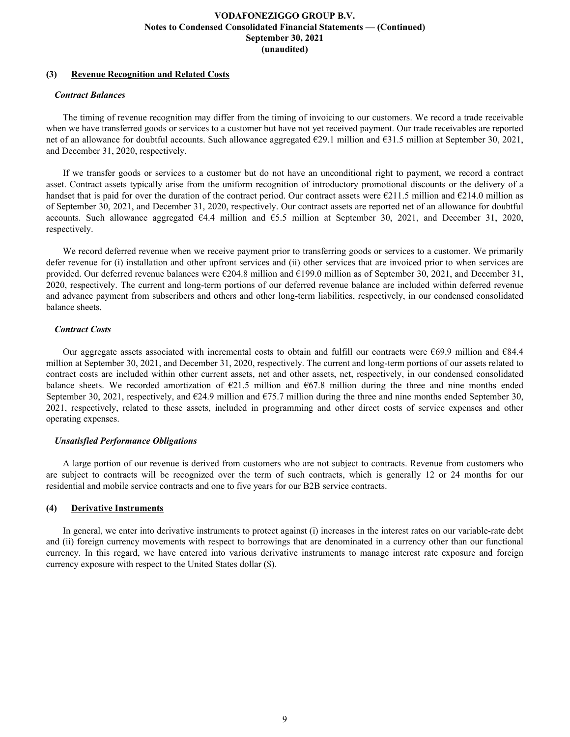## (3) Revenue Recognition and Related Costs

### *Contract Balances*

The timing of revenue recognition may differ from the timing of invoicing to our customers. We record a trade receivable when we have transferred goods or services to a customer but have not yet received payment. Our trade receivables are reported net of an allowance for doubtful accounts. Such allowance aggregated €29.1 million and €31.5 million at September 30, 2021, and December 31, 2020, respectively.

If we transfer goods or services to a customer but do not have an unconditional right to payment, we record a contract asset. Contract assets typically arise from the uniform recognition of introductory promotional discounts or the delivery of a handset that is paid for over the duration of the contract period. Our contract assets were €211.5 million and €214.0 million as of September 30, 2021, and December 31, 2020, respectively. Our contract assets are reported net of an allowance for doubtful accounts. Such allowance aggregated €4.4 million and €5.5 million at September 30, 2021, and December 31, 2020, respectively.

We record deferred revenue when we receive payment prior to transferring goods or services to a customer. We primarily defer revenue for (i) installation and other upfront services and (ii) other services that are invoiced prior to when services are provided. Our deferred revenue balances were €204.8 million and €199.0 million as of September 30, 2021, and December 31, 2020, respectively. The current and long-term portions of our deferred revenue balance are included within deferred revenue and advance payment from subscribers and others and other long-term liabilities, respectively, in our condensed consolidated balance sheets.

### *Contract Costs*

Our aggregate assets associated with incremental costs to obtain and fulfill our contracts were €69.9 million and €84.4 million at September 30, 2021, and December 31, 2020, respectively. The current and long-term portions of our assets related to contract costs are included within other current assets, net and other assets, net, respectively, in our condensed consolidated balance sheets. We recorded amortization of €21.5 million and €67.8 million during the three and nine months ended September 30, 2021, respectively, and €24.9 million and €75.7 million during the three and nine months ended September 30, 2021, respectively, related to these assets, included in programming and other direct costs of service expenses and other operating expenses.

### *Unsatisfied Performance Obligations*

A large portion of our revenue is derived from customers who are not subject to contracts. Revenue from customers who are subject to contracts will be recognized over the term of such contracts, which is generally 12 or 24 months for our residential and mobile service contracts and one to five years for our B2B service contracts.

## (4) Derivative Instruments

In general, we enter into derivative instruments to protect against (i) increases in the interest rates on our variable-rate debt and (ii) foreign currency movements with respect to borrowings that are denominated in a currency other than our functional currency. In this regard, we have entered into various derivative instruments to manage interest rate exposure and foreign currency exposure with respect to the United States dollar ($).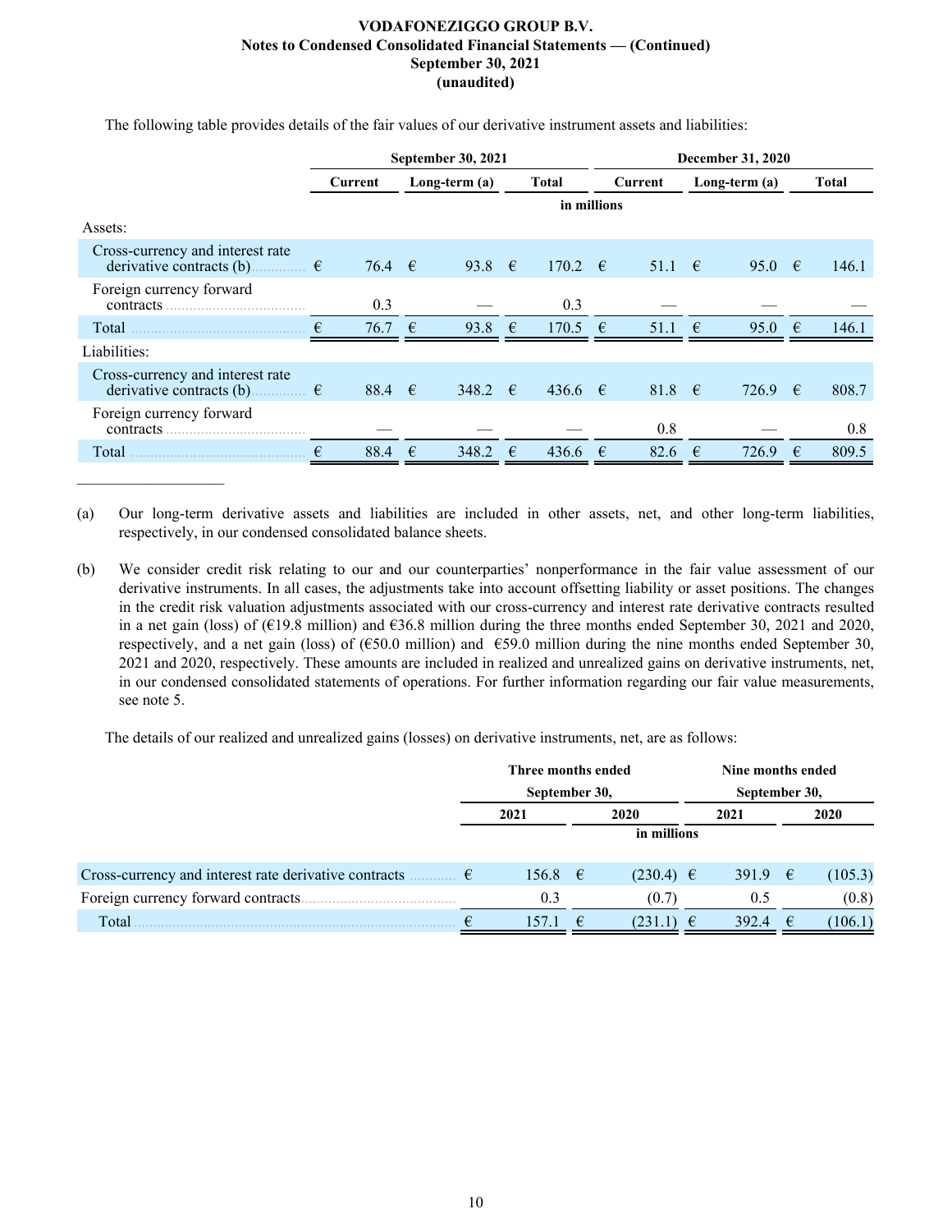The following table provides details of the fair values of our derivative instrument assets and liabilities:

| | September 30, 2021 | | | December 31, 2020 | | |
|---|---|---|---|---|---|---|
| | Current | Long-term (a) | Total | Current | Long-term (a) | Total |
| | in millions | | | | | |
| Assets: | | | | | | |
| Cross-currency and interest rate derivative contracts (b) | € 76.4 | € 93.8 | € 170.2 | € 51.1 | € 95.0 | € 146.1 |
| Foreign currency forward contracts | 0.3 | — | 0.3 | — | — | — |
| Total | € 76.7 | € 93.8 | € 170.5 | € 51.1 | € 95.0 | € 146.1 |
| Liabilities: | | | | | | |
| Cross-currency and interest rate derivative contracts (b) | € 88.4 | € 348.2 | € 436.6 | € 81.8 | € 726.9 | € 808.7 |
| Foreign currency forward contracts | — | — | — | 0.8 | — | 0.8 |
| Total | € 88.4 | € 348.2 | € 436.6 | € 82.6 | € 726.9 | € 809.5 |

(a) Our long-term derivative assets and liabilities are included in other assets, net, and other long-term liabilities, respectively, in our condensed consolidated balance sheets.

(b) We consider credit risk relating to our and our counterparties' nonperformance in the fair value assessment of our derivative instruments. In all cases, the adjustments take into account offsetting liability or asset positions. The changes in the credit risk valuation adjustments associated with our cross-currency and interest rate derivative contracts resulted in a net gain (loss) of (€19.8 million) and €36.8 million during the three months ended September 30, 2021 and 2020, respectively, and a net gain (loss) of (€50.0 million) and €59.0 million during the nine months ended September 30, 2021 and 2020, respectively. These amounts are included in realized and unrealized gains on derivative instruments, net, in our condensed consolidated statements of operations. For further information regarding our fair value measurements, see note 5.

The details of our realized and unrealized gains (losses) on derivative instruments, net, are as follows:

| | Three months ended September 30, | | Nine months ended September 30, | |
|---|---|---|---|---|
| | 2021 | 2020 | 2021 | 2020 |
| | in millions | | | |
| Cross-currency and interest rate derivative contracts | € 156.8 | € (230.4) | € 391.9 | € (105.3) |
| Foreign currency forward contracts | 0.3 | (0.7) | 0.5 | (0.8) |
| Total | € 157.1 | € (231.1) | € 392.4 | € (106.1) |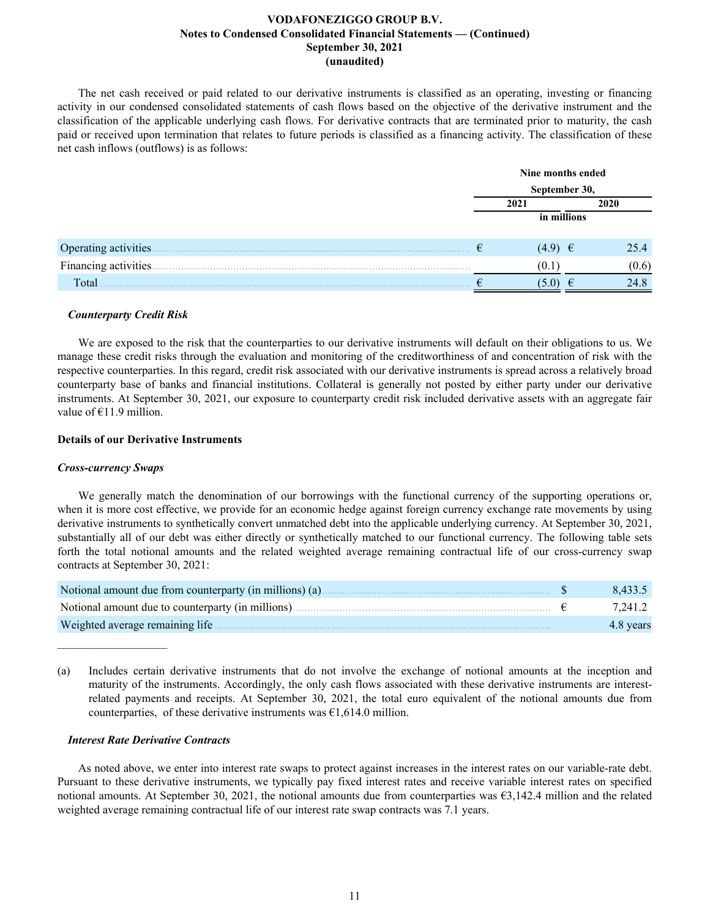The net cash received or paid related to our derivative instruments is classified as an operating, investing or financing activity in our condensed consolidated statements of cash flows based on the objective of the derivative instrument and the classification of the applicable underlying cash flows. For derivative contracts that are terminated prior to maturity, the cash paid or received upon termination that relates to future periods is classified as a financing activity. The classification of these net cash inflows (outflows) is as follows:

| | Nine months ended September 30, | |
|---|---|---|
| | 2021 | 2020 |
| | in millions | |
| Operating activities | € (4.9) | € 25.4 |
| Financing activities | (0.1) | (0.6) |
| Total | € (5.0) | € 24.8 |

### *Counterparty Credit Risk*

We are exposed to the risk that the counterparties to our derivative instruments will default on their obligations to us. We manage these credit risks through the evaluation and monitoring of the creditworthiness of and concentration of risk with the respective counterparties. In this regard, credit risk associated with our derivative instruments is spread across a relatively broad counterparty base of banks and financial institutions. Collateral is generally not posted by either party under our derivative instruments. At September 30, 2021, our exposure to counterparty credit risk included derivative assets with an aggregate fair value of €11.9 million.

## Details of our Derivative Instruments

### *Cross-currency Swaps*

We generally match the denomination of our borrowings with the functional currency of the supporting operations or, when it is more cost effective, we provide for an economic hedge against foreign currency exchange rate movements by using derivative instruments to synthetically convert unmatched debt into the applicable underlying currency. At September 30, 2021, substantially all of our debt was either directly or synthetically matched to our functional currency. The following table sets forth the total notional amounts and the related weighted average remaining contractual life of our cross-currency swap contracts at September 30, 2021:

| | |
|---|---|
| Notional amount due from counterparty (in millions) (a) | $ 8,433.5 |
| Notional amount due to counterparty (in millions) | € 7,241.2 |
| Weighted average remaining life | 4.8 years |

(a) Includes certain derivative instruments that do not involve the exchange of notional amounts at the inception and maturity of the instruments. Accordingly, the only cash flows associated with these derivative instruments are interest-related payments and receipts. At September 30, 2021, the total euro equivalent of the notional amounts due from counterparties, of these derivative instruments was €1,614.0 million.

### *Interest Rate Derivative Contracts*

As noted above, we enter into interest rate swaps to protect against increases in the interest rates on our variable-rate debt. Pursuant to these derivative instruments, we typically pay fixed interest rates and receive variable interest rates on specified notional amounts. At September 30, 2021, the notional amounts due from counterparties was €3,142.4 million and the related weighted average remaining contractual life of our interest rate swap contracts was 7.1 years.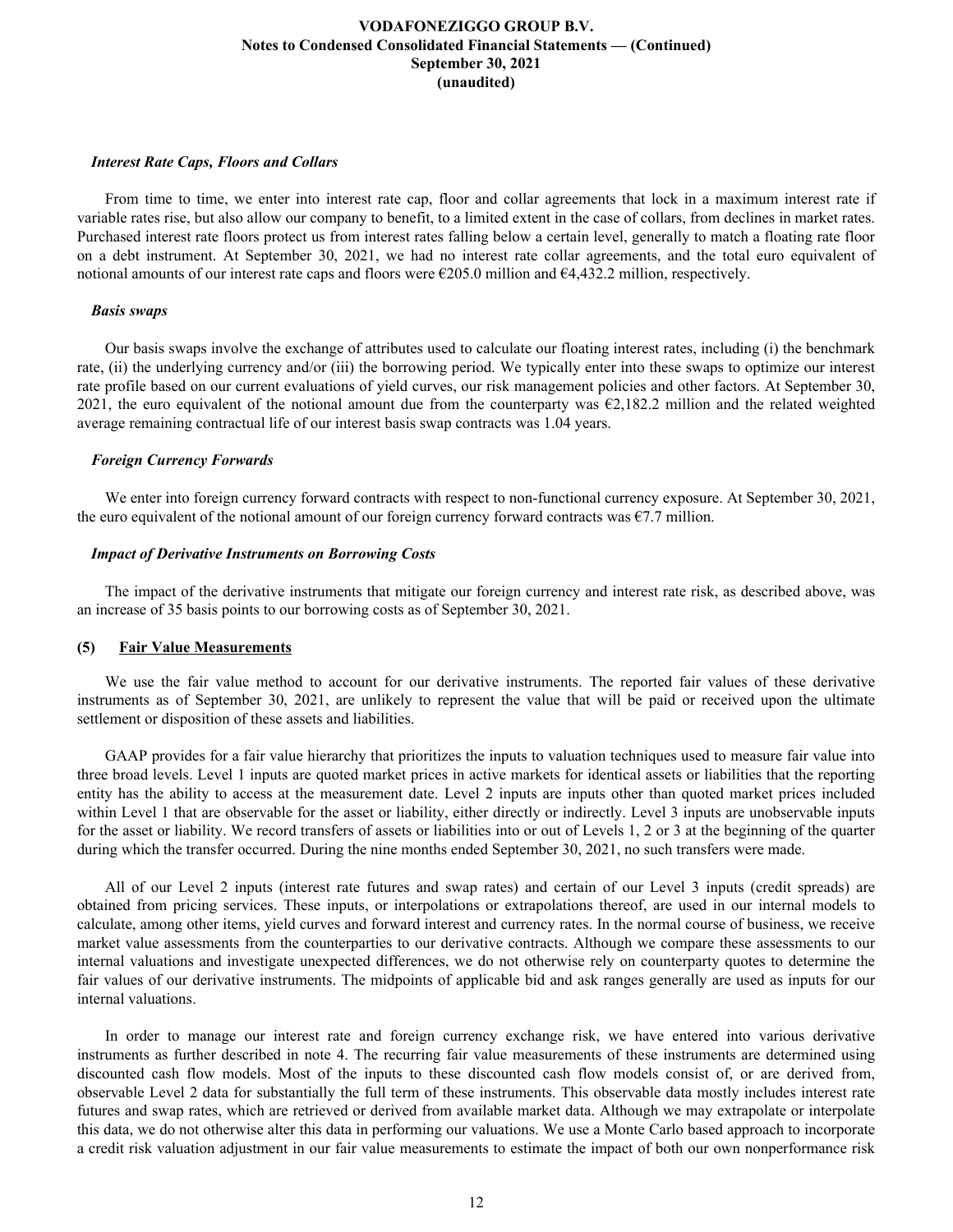### *Interest Rate Caps, Floors and Collars*

From time to time, we enter into interest rate cap, floor and collar agreements that lock in a maximum interest rate if variable rates rise, but also allow our company to benefit, to a limited extent in the case of collars, from declines in market rates. Purchased interest rate floors protect us from interest rates falling below a certain level, generally to match a floating rate floor on a debt instrument. At September 30, 2021, we had no interest rate collar agreements, and the total euro equivalent of notional amounts of our interest rate caps and floors were €205.0 million and €4,432.2 million, respectively.

### *Basis swaps*

Our basis swaps involve the exchange of attributes used to calculate our floating interest rates, including (i) the benchmark rate, (ii) the underlying currency and/or (iii) the borrowing period. We typically enter into these swaps to optimize our interest rate profile based on our current evaluations of yield curves, our risk management policies and other factors. At September 30, 2021, the euro equivalent of the notional amount due from the counterparty was €2,182.2 million and the related weighted average remaining contractual life of our interest basis swap contracts was 1.04 years.

### *Foreign Currency Forwards*

We enter into foreign currency forward contracts with respect to non-functional currency exposure. At September 30, 2021, the euro equivalent of the notional amount of our foreign currency forward contracts was €7.7 million.

### *Impact of Derivative Instruments on Borrowing Costs*

The impact of the derivative instruments that mitigate our foreign currency and interest rate risk, as described above, was an increase of 35 basis points to our borrowing costs as of September 30, 2021.

## (5) Fair Value Measurements

We use the fair value method to account for our derivative instruments. The reported fair values of these derivative instruments as of September 30, 2021, are unlikely to represent the value that will be paid or received upon the ultimate settlement or disposition of these assets and liabilities.

GAAP provides for a fair value hierarchy that prioritizes the inputs to valuation techniques used to measure fair value into three broad levels. Level 1 inputs are quoted market prices in active markets for identical assets or liabilities that the reporting entity has the ability to access at the measurement date. Level 2 inputs are inputs other than quoted market prices included within Level 1 that are observable for the asset or liability, either directly or indirectly. Level 3 inputs are unobservable inputs for the asset or liability. We record transfers of assets or liabilities into or out of Levels 1, 2 or 3 at the beginning of the quarter during which the transfer occurred. During the nine months ended September 30, 2021, no such transfers were made.

All of our Level 2 inputs (interest rate futures and swap rates) and certain of our Level 3 inputs (credit spreads) are obtained from pricing services. These inputs, or interpolations or extrapolations thereof, are used in our internal models to calculate, among other items, yield curves and forward interest and currency rates. In the normal course of business, we receive market value assessments from the counterparties to our derivative contracts. Although we compare these assessments to our internal valuations and investigate unexpected differences, we do not otherwise rely on counterparty quotes to determine the fair values of our derivative instruments. The midpoints of applicable bid and ask ranges generally are used as inputs for our internal valuations.

In order to manage our interest rate and foreign currency exchange risk, we have entered into various derivative instruments as further described in note 4. The recurring fair value measurements of these instruments are determined using discounted cash flow models. Most of the inputs to these discounted cash flow models consist of, or are derived from, observable Level 2 data for substantially the full term of these instruments. This observable data mostly includes interest rate futures and swap rates, which are retrieved or derived from available market data. Although we may extrapolate or interpolate this data, we do not otherwise alter this data in performing our valuations. We use a Monte Carlo based approach to incorporate a credit risk valuation adjustment in our fair value measurements to estimate the impact of both our own nonperformance risk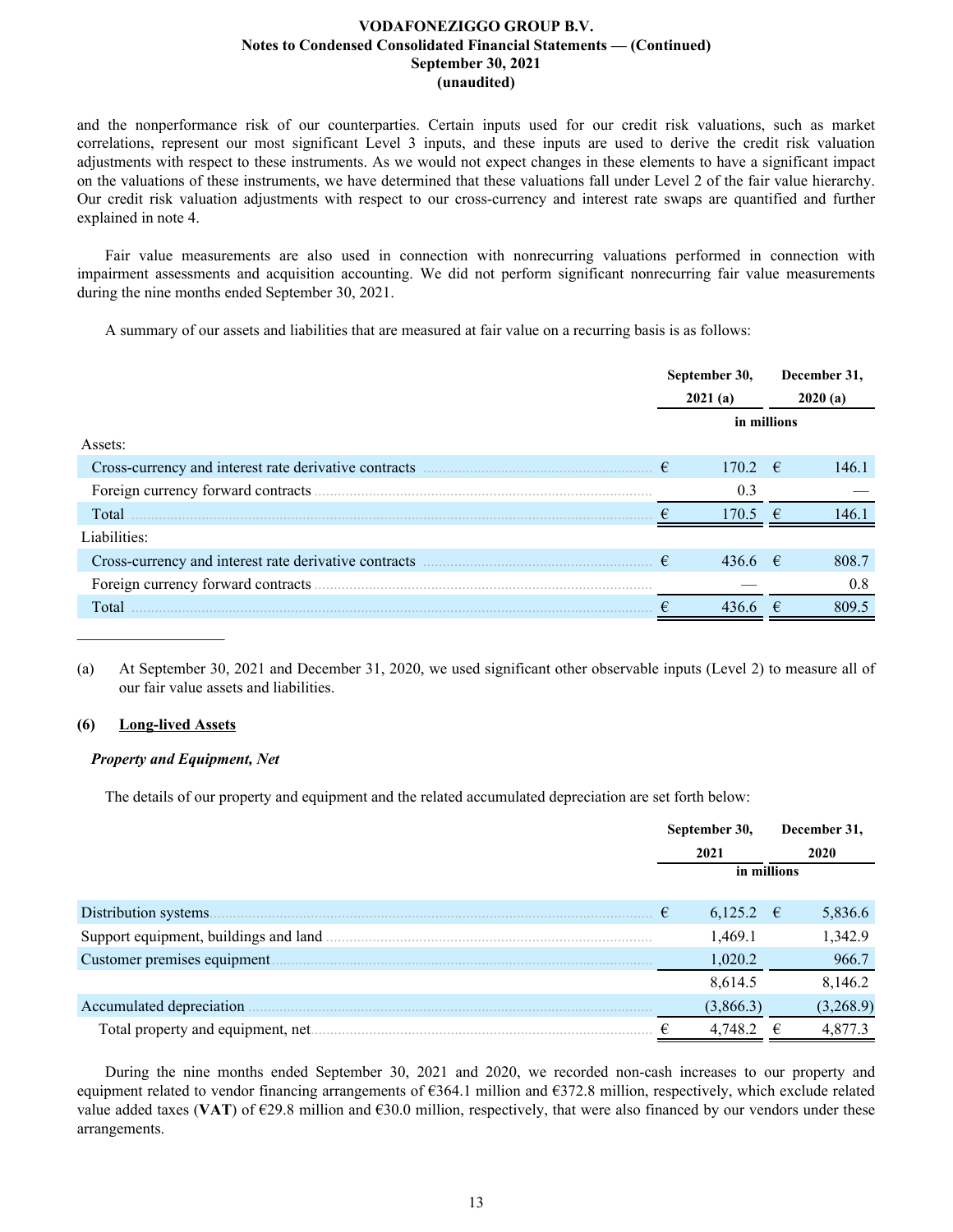and the nonperformance risk of our counterparties. Certain inputs used for our credit risk valuations, such as market correlations, represent our most significant Level 3 inputs, and these inputs are used to derive the credit risk valuation adjustments with respect to these instruments. As we would not expect changes in these elements to have a significant impact on the valuations of these instruments, we have determined that these valuations fall under Level 2 of the fair value hierarchy. Our credit risk valuation adjustments with respect to our cross-currency and interest rate swaps are quantified and further explained in note 4.

Fair value measurements are also used in connection with nonrecurring valuations performed in connection with impairment assessments and acquisition accounting. We did not perform significant nonrecurring fair value measurements during the nine months ended September 30, 2021.

A summary of our assets and liabilities that are measured at fair value on a recurring basis is as follows:

| | September 30, 2021 (a) | December 31, 2020 (a) |
|---|---|---|
| | in millions | |
| Assets: | | |
| Cross-currency and interest rate derivative contracts | € 170.2 | € 146.1 |
| Foreign currency forward contracts | 0.3 | — |
| Total | € 170.5 | € 146.1 |
| Liabilities: | | |
| Cross-currency and interest rate derivative contracts | € 436.6 | € 808.7 |
| Foreign currency forward contracts | — | 0.8 |
| Total | € 436.6 | € 809.5 |

(a) At September 30, 2021 and December 31, 2020, we used significant other observable inputs (Level 2) to measure all of our fair value assets and liabilities.

## (6) Long-lived Assets

### *Property and Equipment, Net*

The details of our property and equipment and the related accumulated depreciation are set forth below:

| | September 30, 2021 | December 31, 2020 |
|---|---|---|
| | in millions | |
| Distribution systems | € 6,125.2 | € 5,836.6 |
| Support equipment, buildings and land | 1,469.1 | 1,342.9 |
| Customer premises equipment | 1,020.2 | 966.7 |
| | 8,614.5 | 8,146.2 |
| Accumulated depreciation | (3,866.3) | (3,268.9) |
| Total property and equipment, net | € 4,748.2 | € 4,877.3 |

During the nine months ended September 30, 2021 and 2020, we recorded non-cash increases to our property and equipment related to vendor financing arrangements of €364.1 million and €372.8 million, respectively, which exclude related value added taxes (**VAT**) of €29.8 million and €30.0 million, respectively, that were also financed by our vendors under these arrangements.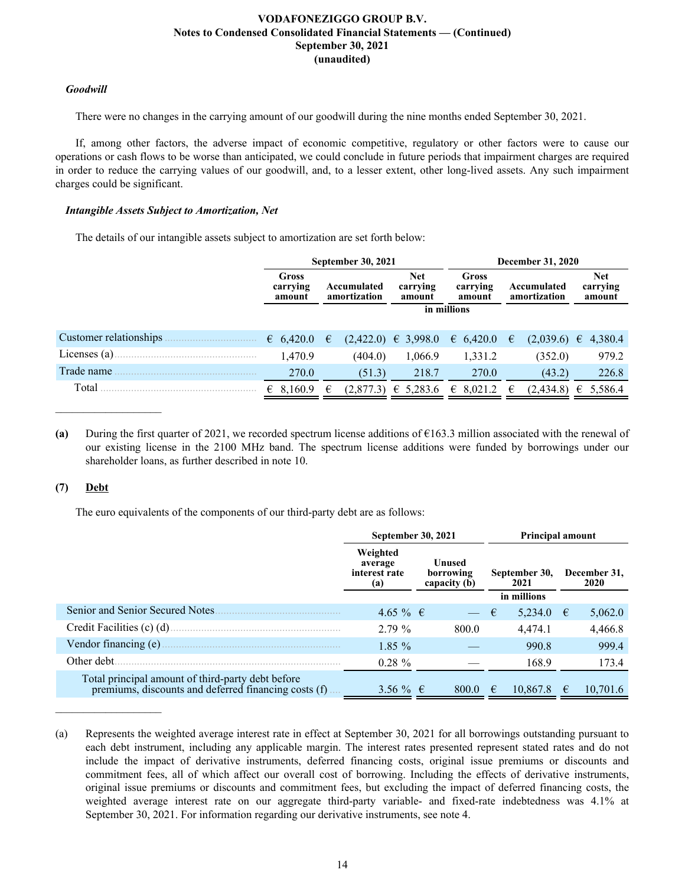### Goodwill

There were no changes in the carrying amount of our goodwill during the nine months ended September 30, 2021.

If, among other factors, the adverse impact of economic competitive, regulatory or other factors were to cause our operations or cash flows to be worse than anticipated, we could conclude in future periods that impairment charges are required in order to reduce the carrying values of our goodwill, and, to a lesser extent, other long-lived assets. Any such impairment charges could be significant.

### Intangible Assets Subject to Amortization, Net

The details of our intangible assets subject to amortization are set forth below:

| | September 30, 2021 | | | December 31, 2020 | | |
|---|---|---|---|---|---|---|
| | Gross carrying amount | Accumulated amortization | Net carrying amount | Gross carrying amount | Accumulated amortization | Net carrying amount |
| | in millions | | | | | |
| Customer relationships | € 6,420.0 | € (2,422.0) | € 3,998.0 | € 6,420.0 | € (2,039.6) | € 4,380.4 |
| Licenses (a) | 1,470.9 | (404.0) | 1,066.9 | 1,331.2 | (352.0) | 979.2 |
| Trade name | 270.0 | (51.3) | 218.7 | 270.0 | (43.2) | 226.8 |
| Total | € 8,160.9 | € (2,877.3) | € 5,283.6 | € 8,021.2 | € (2,434.8) | € 5,586.4 |

**(a)** During the first quarter of 2021, we recorded spectrum license additions of €163.3 million associated with the renewal of our existing license in the 2100 MHz band. The spectrum license additions were funded by borrowings under our shareholder loans, as further described in note 10.

## (7) Debt

The euro equivalents of the components of our third-party debt are as follows:

| | September 30, 2021 | | Principal amount | |
|---|---|---|---|---|
| | Weighted average interest rate (a) | Unused borrowing capacity (b) | September 30, 2021 | December 31, 2020 |
| | | | in millions | |
| Senior and Senior Secured Notes | 4.65 % | € — | € 5,234.0 | € 5,062.0 |
| Credit Facilities (c) (d) | 2.79 % | 800.0 | 4,474.1 | 4,466.8 |
| Vendor financing (e) | 1.85 % | — | 990.8 | 999.4 |
| Other debt | 0.28 % | — | 168.9 | 173.4 |
| Total principal amount of third-party debt before premiums, discounts and deferred financing costs (f) | 3.56 % | € 800.0 | € 10,867.8 | € 10,701.6 |

(a) Represents the weighted average interest rate in effect at September 30, 2021 for all borrowings outstanding pursuant to each debt instrument, including any applicable margin. The interest rates presented represent stated rates and do not include the impact of derivative instruments, deferred financing costs, original issue premiums or discounts and commitment fees, all of which affect our overall cost of borrowing. Including the effects of derivative instruments, original issue premiums or discounts and commitment fees, but excluding the impact of deferred financing costs, the weighted average interest rate on our aggregate third-party variable- and fixed-rate indebtedness was 4.1% at September 30, 2021. For information regarding our derivative instruments, see note 4.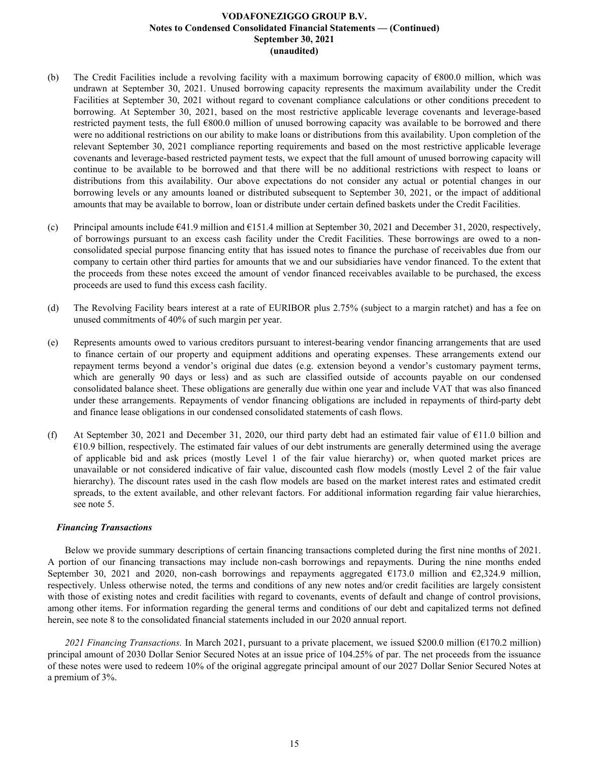(b) The Credit Facilities include a revolving facility with a maximum borrowing capacity of €800.0 million, which was undrawn at September 30, 2021. Unused borrowing capacity represents the maximum availability under the Credit Facilities at September 30, 2021 without regard to covenant compliance calculations or other conditions precedent to borrowing. At September 30, 2021, based on the most restrictive applicable leverage covenants and leverage-based restricted payment tests, the full €800.0 million of unused borrowing capacity was available to be borrowed and there were no additional restrictions on our ability to make loans or distributions from this availability. Upon completion of the relevant September 30, 2021 compliance reporting requirements and based on the most restrictive applicable leverage covenants and leverage-based restricted payment tests, we expect that the full amount of unused borrowing capacity will continue to be available to be borrowed and that there will be no additional restrictions with respect to loans or distributions from this availability. Our above expectations do not consider any actual or potential changes in our borrowing levels or any amounts loaned or distributed subsequent to September 30, 2021, or the impact of additional amounts that may be available to borrow, loan or distribute under certain defined baskets under the Credit Facilities.

(c) Principal amounts include €41.9 million and €151.4 million at September 30, 2021 and December 31, 2020, respectively, of borrowings pursuant to an excess cash facility under the Credit Facilities. These borrowings are owed to a non-consolidated special purpose financing entity that has issued notes to finance the purchase of receivables due from our company to certain other third parties for amounts that we and our subsidiaries have vendor financed. To the extent that the proceeds from these notes exceed the amount of vendor financed receivables available to be purchased, the excess proceeds are used to fund this excess cash facility.

(d) The Revolving Facility bears interest at a rate of EURIBOR plus 2.75% (subject to a margin ratchet) and has a fee on unused commitments of 40% of such margin per year.

(e) Represents amounts owed to various creditors pursuant to interest-bearing vendor financing arrangements that are used to finance certain of our property and equipment additions and operating expenses. These arrangements extend our repayment terms beyond a vendor's original due dates (e.g. extension beyond a vendor's customary payment terms, which are generally 90 days or less) and as such are classified outside of accounts payable on our condensed consolidated balance sheet. These obligations are generally due within one year and include VAT that was also financed under these arrangements. Repayments of vendor financing obligations are included in repayments of third-party debt and finance lease obligations in our condensed consolidated statements of cash flows.

(f) At September 30, 2021 and December 31, 2020, our third party debt had an estimated fair value of €11.0 billion and €10.9 billion, respectively. The estimated fair values of our debt instruments are generally determined using the average of applicable bid and ask prices (mostly Level 1 of the fair value hierarchy) or, when quoted market prices are unavailable or not considered indicative of fair value, discounted cash flow models (mostly Level 2 of the fair value hierarchy). The discount rates used in the cash flow models are based on the market interest rates and estimated credit spreads, to the extent available, and other relevant factors. For additional information regarding fair value hierarchies, see note 5.

***Financing Transactions***

Below we provide summary descriptions of certain financing transactions completed during the first nine months of 2021. A portion of our financing transactions may include non-cash borrowings and repayments. During the nine months ended September 30, 2021 and 2020, non-cash borrowings and repayments aggregated €173.0 million and €2,324.9 million, respectively. Unless otherwise noted, the terms and conditions of any new notes and/or credit facilities are largely consistent with those of existing notes and credit facilities with regard to covenants, events of default and change of control provisions, among other items. For information regarding the general terms and conditions of our debt and capitalized terms not defined herein, see note 8 to the consolidated financial statements included in our 2020 annual report.

*2021 Financing Transactions.* In March 2021, pursuant to a private placement, we issued $200.0 million (€170.2 million) principal amount of 2030 Dollar Senior Secured Notes at an issue price of 104.25% of par. The net proceeds from the issuance of these notes were used to redeem 10% of the original aggregate principal amount of our 2027 Dollar Senior Secured Notes at a premium of 3%.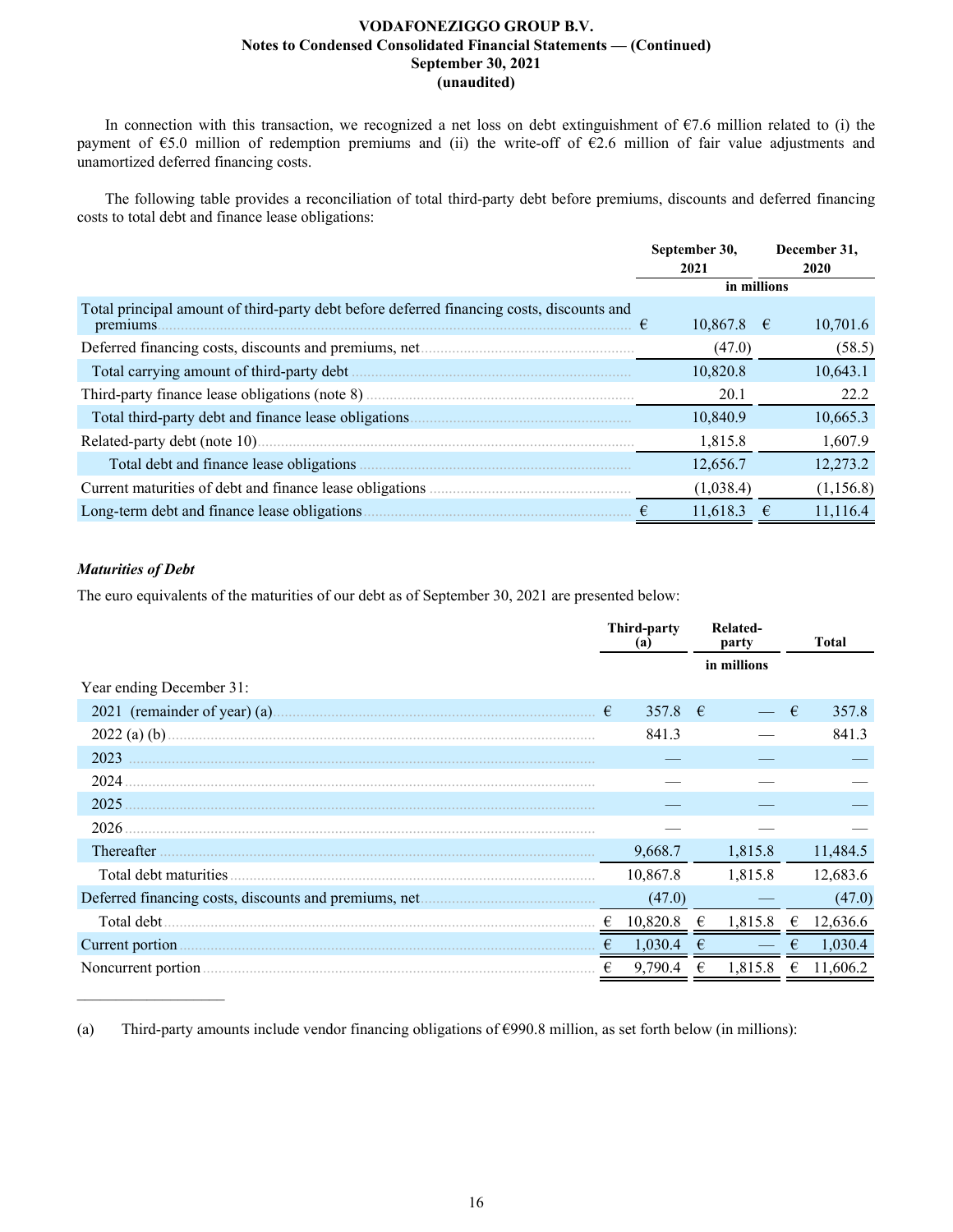In connection with this transaction, we recognized a net loss on debt extinguishment of €7.6 million related to (i) the payment of €5.0 million of redemption premiums and (ii) the write-off of €2.6 million of fair value adjustments and unamortized deferred financing costs.

The following table provides a reconciliation of total third-party debt before premiums, discounts and deferred financing costs to total debt and finance lease obligations:

| | September 30, 2021 | December 31, 2020 |
|---|---|---|
| | in millions | |
| Total principal amount of third-party debt before deferred financing costs, discounts and premiums | € 10,867.8 | € 10,701.6 |
| Deferred financing costs, discounts and premiums, net | (47.0) | (58.5) |
| Total carrying amount of third-party debt | 10,820.8 | 10,643.1 |
| Third-party finance lease obligations (note 8) | 20.1 | 22.2 |
| Total third-party debt and finance lease obligations | 10,840.9 | 10,665.3 |
| Related-party debt (note 10) | 1,815.8 | 1,607.9 |
| Total debt and finance lease obligations | 12,656.7 | 12,273.2 |
| Current maturities of debt and finance lease obligations | (1,038.4) | (1,156.8) |
| Long-term debt and finance lease obligations | € 11,618.3 | € 11,116.4 |

***Maturities of Debt***

The euro equivalents of the maturities of our debt as of September 30, 2021 are presented below:

| | Third-party (a) | Related-party | Total |
|---|---|---|---|
| | | in millions | |
| Year ending December 31: | | | |
| 2021 (remainder of year) (a) | € 357.8 | € — | € 357.8 |
| 2022 (a) (b) | 841.3 | — | 841.3 |
| 2023 | — | — | — |
| 2024 | — | — | — |
| 2025 | — | — | — |
| 2026 | — | — | — |
| Thereafter | 9,668.7 | 1,815.8 | 11,484.5 |
| Total debt maturities | 10,867.8 | 1,815.8 | 12,683.6 |
| Deferred financing costs, discounts and premiums, net | (47.0) | — | (47.0) |
| Total debt | € 10,820.8 | € 1,815.8 | € 12,636.6 |
| Current portion | € 1,030.4 | € — | € 1,030.4 |
| Noncurrent portion | € 9,790.4 | € 1,815.8 | € 11,606.2 |

(a) Third-party amounts include vendor financing obligations of €990.8 million, as set forth below (in millions):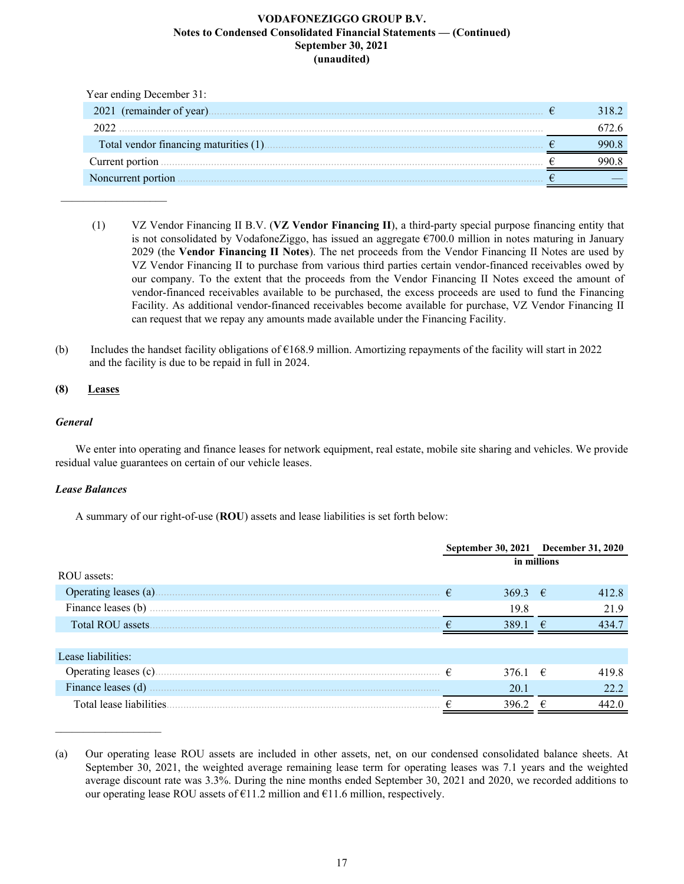| Year ending December 31: | | |
|---|---|---|
| 2021 (remainder of year) | € | 318.2 |
| 2022 | | 672.6 |
| Total vendor financing maturities (1) | € | 990.8 |
| Current portion | € | 990.8 |
| Noncurrent portion | € | — |

---

(1) VZ Vendor Financing II B.V. (**VZ Vendor Financing II**), a third-party special purpose financing entity that is not consolidated by VodafoneZiggo, has issued an aggregate €700.0 million in notes maturing in January 2029 (the **Vendor Financing II Notes**). The net proceeds from the Vendor Financing II Notes are used by VZ Vendor Financing II to purchase from various third parties certain vendor-financed receivables owed by our company. To the extent that the proceeds from the Vendor Financing II Notes exceed the amount of vendor-financed receivables available to be purchased, the excess proceeds are used to fund the Financing Facility. As additional vendor-financed receivables become available for purchase, VZ Vendor Financing II can request that we repay any amounts made available under the Financing Facility.

(b) Includes the handset facility obligations of €168.9 million. Amortizing repayments of the facility will start in 2022 and the facility is due to be repaid in full in 2024.

## (8) Leases

### *General*

We enter into operating and finance leases for network equipment, real estate, mobile site sharing and vehicles. We provide residual value guarantees on certain of our vehicle leases.

### *Lease Balances*

A summary of our right-of-use (**ROU**) assets and lease liabilities is set forth below:

| | September 30, 2021 | | December 31, 2020 | |
|---|---|---|---|---|
| | in millions | | | |
| ROU assets: | | | | |
| Operating leases (a) | € | 369.3 | € | 412.8 |
| Finance leases (b) | | 19.8 | | 21.9 |
| Total ROU assets | € | 389.1 | € | 434.7 |
| | | | | |
| Lease liabilities: | | | | |
| Operating leases (c) | € | 376.1 | € | 419.8 |
| Finance leases (d) | | 20.1 | | 22.2 |
| Total lease liabilities | € | 396.2 | € | 442.0 |

---

(a) Our operating lease ROU assets are included in other assets, net, on our condensed consolidated balance sheets. At September 30, 2021, the weighted average remaining lease term for operating leases was 7.1 years and the weighted average discount rate was 3.3%. During the nine months ended September 30, 2021 and 2020, we recorded additions to our operating lease ROU assets of €11.2 million and €11.6 million, respectively.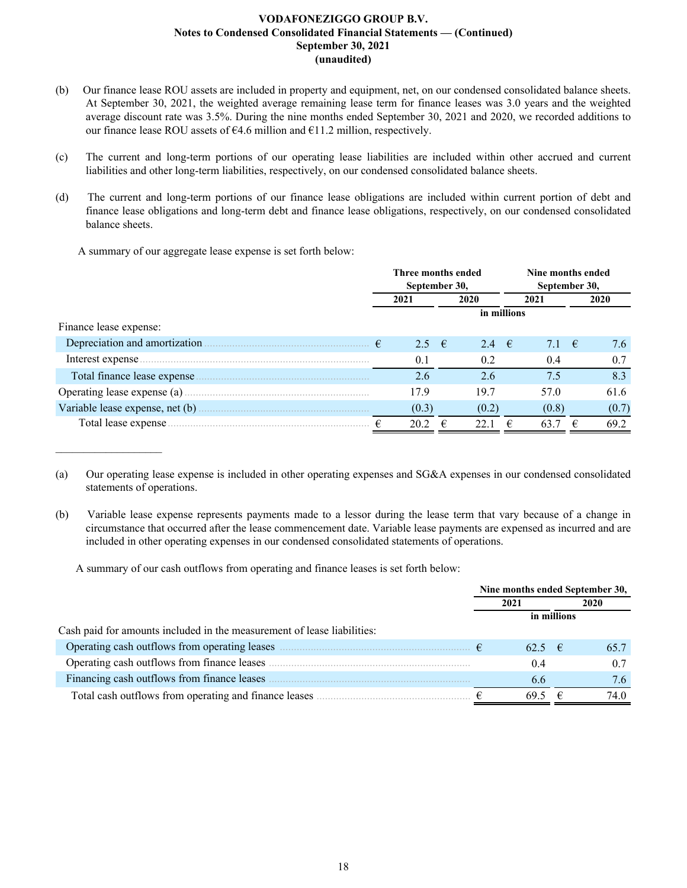(b) Our finance lease ROU assets are included in property and equipment, net, on our condensed consolidated balance sheets. At September 30, 2021, the weighted average remaining lease term for finance leases was 3.0 years and the weighted average discount rate was 3.5%. During the nine months ended September 30, 2021 and 2020, we recorded additions to our finance lease ROU assets of €4.6 million and €11.2 million, respectively.

(c) The current and long-term portions of our operating lease liabilities are included within other accrued and current liabilities and other long-term liabilities, respectively, on our condensed consolidated balance sheets.

(d) The current and long-term portions of our finance lease obligations are included within current portion of debt and finance lease obligations and long-term debt and finance lease obligations, respectively, on our condensed consolidated balance sheets.

A summary of our aggregate lease expense is set forth below:

| | Three months ended September 30, | | Nine months ended September 30, | |
|---|---|---|---|---|
| | 2021 | 2020 | 2021 | 2020 |
| | in millions | | | |
| Finance lease expense: | | | | |
| Depreciation and amortization | € 2.5 | € 2.4 | € 7.1 | € 7.6 |
| Interest expense | 0.1 | 0.2 | 0.4 | 0.7 |
| Total finance lease expense | 2.6 | 2.6 | 7.5 | 8.3 |
| Operating lease expense (a) | 17.9 | 19.7 | 57.0 | 61.6 |
| Variable lease expense, net (b) | (0.3) | (0.2) | (0.8) | (0.7) |
| Total lease expense | € 20.2 | € 22.1 | € 63.7 | € 69.2 |

(a) Our operating lease expense is included in other operating expenses and SG&A expenses in our condensed consolidated statements of operations.

(b) Variable lease expense represents payments made to a lessor during the lease term that vary because of a change in circumstance that occurred after the lease commencement date. Variable lease payments are expensed as incurred and are included in other operating expenses in our condensed consolidated statements of operations.

A summary of our cash outflows from operating and finance leases is set forth below:

| | Nine months ended September 30, | |
|---|---|---|
| | 2021 | 2020 |
| | in millions | |
| Cash paid for amounts included in the measurement of lease liabilities: | | |
| Operating cash outflows from operating leases | € 62.5 | € 65.7 |
| Operating cash outflows from finance leases | 0.4 | 0.7 |
| Financing cash outflows from finance leases | 6.6 | 7.6 |
| Total cash outflows from operating and finance leases | € 69.5 | € 74.0 |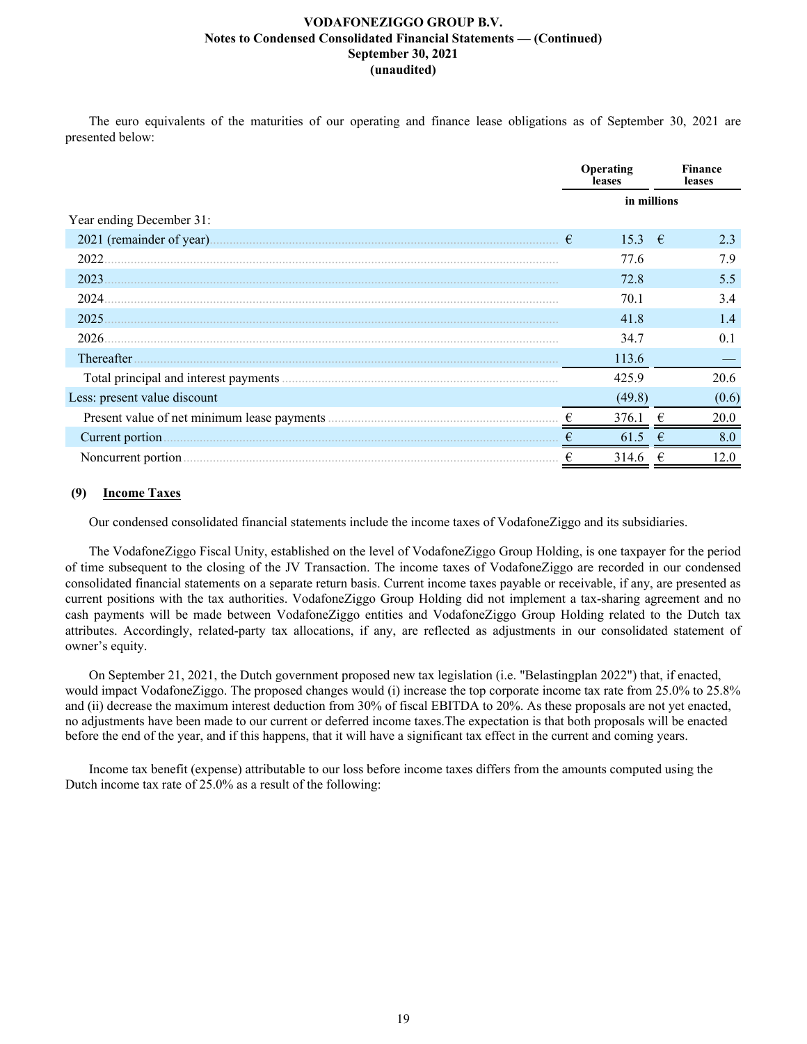The euro equivalents of the maturities of our operating and finance lease obligations as of September 30, 2021 are presented below:

| | Operating leases | Finance leases |
|---|---|---|
| | in millions | |
| Year ending December 31: | | |
| 2021 (remainder of year) | € 15.3 | € 2.3 |
| 2022 | 77.6 | 7.9 |
| 2023 | 72.8 | 5.5 |
| 2024 | 70.1 | 3.4 |
| 2025 | 41.8 | 1.4 |
| 2026 | 34.7 | 0.1 |
| Thereafter | 113.6 | — |
| Total principal and interest payments | 425.9 | 20.6 |
| Less: present value discount | (49.8) | (0.6) |
| Present value of net minimum lease payments | € 376.1 | € 20.0 |
| Current portion | € 61.5 | € 8.0 |
| Noncurrent portion | € 314.6 | € 12.0 |

## (9) Income Taxes

Our condensed consolidated financial statements include the income taxes of VodafoneZiggo and its subsidiaries.

The VodafoneZiggo Fiscal Unity, established on the level of VodafoneZiggo Group Holding, is one taxpayer for the period of time subsequent to the closing of the JV Transaction. The income taxes of VodafoneZiggo are recorded in our condensed consolidated financial statements on a separate return basis. Current income taxes payable or receivable, if any, are presented as current positions with the tax authorities. VodafoneZiggo Group Holding did not implement a tax-sharing agreement and no cash payments will be made between VodafoneZiggo entities and VodafoneZiggo Group Holding related to the Dutch tax attributes. Accordingly, related-party tax allocations, if any, are reflected as adjustments in our consolidated statement of owner's equity.

On September 21, 2021, the Dutch government proposed new tax legislation (i.e. "Belastingplan 2022") that, if enacted, would impact VodafoneZiggo. The proposed changes would (i) increase the top corporate income tax rate from 25.0% to 25.8% and (ii) decrease the maximum interest deduction from 30% of fiscal EBITDA to 20%. As these proposals are not yet enacted, no adjustments have been made to our current or deferred income taxes.The expectation is that both proposals will be enacted before the end of the year, and if this happens, that it will have a significant tax effect in the current and coming years.

Income tax benefit (expense) attributable to our loss before income taxes differs from the amounts computed using the Dutch income tax rate of 25.0% as a result of the following: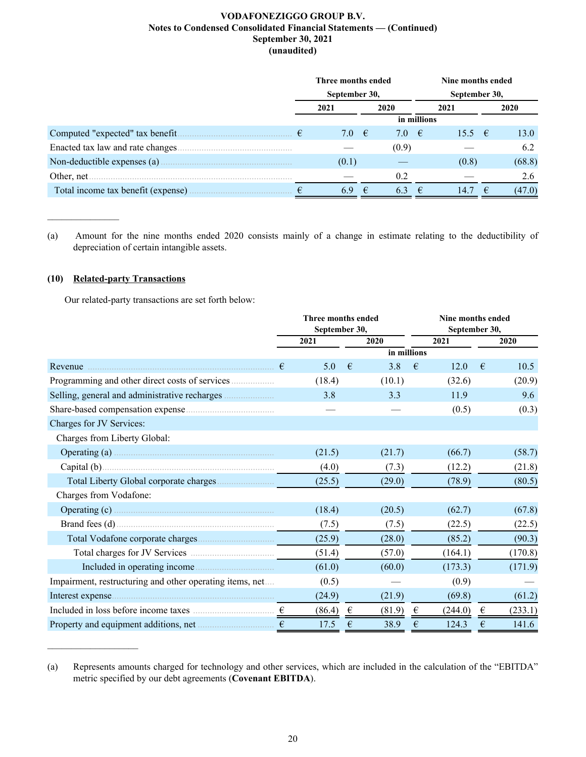**VODAFONEZIGGO GROUP B.V.**
**Notes to Condensed Consolidated Financial Statements — (Continued)**
**September 30, 2021**
**(unaudited)**

| | Three months ended September 30, | | Nine months ended September 30, | |
|---|---|---|---|---|
| | 2021 | 2020 | 2021 | 2020 |
| | in millions | | | |
| Computed "expected" tax benefit | € 7.0 | € 7.0 | € 15.5 | € 13.0 |
| Enacted tax law and rate changes | — | (0.9) | — | 6.2 |
| Non-deductible expenses (a) | (0.1) | — | (0.8) | (68.8) |
| Other, net | — | 0.2 | — | 2.6 |
| Total income tax benefit (expense) | € 6.9 | € 6.3 | € 14.7 | € (47.0) |

_______________

(a) Amount for the nine months ended 2020 consists mainly of a change in estimate relating to the deductibility of depreciation of certain intangible assets.

## (10) Related-party Transactions

Our related-party transactions are set forth below:

| | Three months ended September 30, | | Nine months ended September 30, | |
|---|---|---|---|---|
| | 2021 | 2020 | 2021 | 2020 |
| | in millions | | | |
| Revenue | € 5.0 | € 3.8 | € 12.0 | € 10.5 |
| Programming and other direct costs of services | (18.4) | (10.1) | (32.6) | (20.9) |
| Selling, general and administrative recharges | 3.8 | 3.3 | 11.9 | 9.6 |
| Share-based compensation expense | — | — | (0.5) | (0.3) |
| Charges for JV Services: | | | | |
| Charges from Liberty Global: | | | | |
| Operating (a) | (21.5) | (21.7) | (66.7) | (58.7) |
| Capital (b) | (4.0) | (7.3) | (12.2) | (21.8) |
| Total Liberty Global corporate charges | (25.5) | (29.0) | (78.9) | (80.5) |
| Charges from Vodafone: | | | | |
| Operating (c) | (18.4) | (20.5) | (62.7) | (67.8) |
| Brand fees (d) | (7.5) | (7.5) | (22.5) | (22.5) |
| Total Vodafone corporate charges | (25.9) | (28.0) | (85.2) | (90.3) |
| Total charges for JV Services | (51.4) | (57.0) | (164.1) | (170.8) |
| Included in operating income | (61.0) | (60.0) | (173.3) | (171.9) |
| Impairment, restructuring and other operating items, net | (0.5) | — | (0.9) | — |
| Interest expense | (24.9) | (21.9) | (69.8) | (61.2) |
| Included in loss before income taxes | € (86.4) | € (81.9) | € (244.0) | € (233.1) |
| Property and equipment additions, net | € 17.5 | € 38.9 | € 124.3 | € 141.6 |

_______________

(a) Represents amounts charged for technology and other services, which are included in the calculation of the "EBITDA" metric specified by our debt agreements (**Covenant EBITDA**).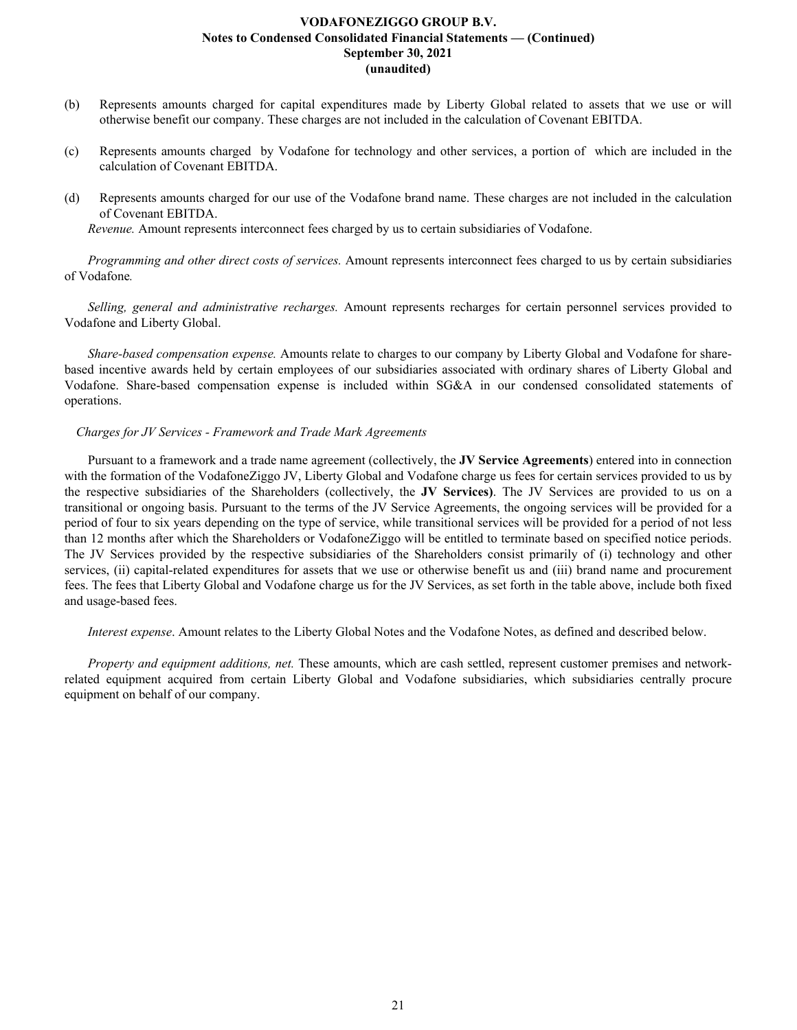(b) Represents amounts charged for capital expenditures made by Liberty Global related to assets that we use or will otherwise benefit our company. These charges are not included in the calculation of Covenant EBITDA.

(c) Represents amounts charged by Vodafone for technology and other services, a portion of which are included in the calculation of Covenant EBITDA.

(d) Represents amounts charged for our use of the Vodafone brand name. These charges are not included in the calculation of Covenant EBITDA.

*Revenue.* Amount represents interconnect fees charged by us to certain subsidiaries of Vodafone.

*Programming and other direct costs of services.* Amount represents interconnect fees charged to us by certain subsidiaries of Vodafone*.*

*Selling, general and administrative recharges.* Amount represents recharges for certain personnel services provided to Vodafone and Liberty Global.

*Share-based compensation expense.* Amounts relate to charges to our company by Liberty Global and Vodafone for share-based incentive awards held by certain employees of our subsidiaries associated with ordinary shares of Liberty Global and Vodafone. Share-based compensation expense is included within SG&A in our condensed consolidated statements of operations.

*Charges for JV Services - Framework and Trade Mark Agreements*

Pursuant to a framework and a trade name agreement (collectively, the **JV Service Agreements**) entered into in connection with the formation of the VodafoneZiggo JV, Liberty Global and Vodafone charge us fees for certain services provided to us by the respective subsidiaries of the Shareholders (collectively, the **JV Services)**. The JV Services are provided to us on a transitional or ongoing basis. Pursuant to the terms of the JV Service Agreements, the ongoing services will be provided for a period of four to six years depending on the type of service, while transitional services will be provided for a period of not less than 12 months after which the Shareholders or VodafoneZiggo will be entitled to terminate based on specified notice periods. The JV Services provided by the respective subsidiaries of the Shareholders consist primarily of (i) technology and other services, (ii) capital-related expenditures for assets that we use or otherwise benefit us and (iii) brand name and procurement fees. The fees that Liberty Global and Vodafone charge us for the JV Services, as set forth in the table above, include both fixed and usage-based fees.

*Interest expense*. Amount relates to the Liberty Global Notes and the Vodafone Notes, as defined and described below.

*Property and equipment additions, net.* These amounts, which are cash settled, represent customer premises and network-related equipment acquired from certain Liberty Global and Vodafone subsidiaries, which subsidiaries centrally procure equipment on behalf of our company.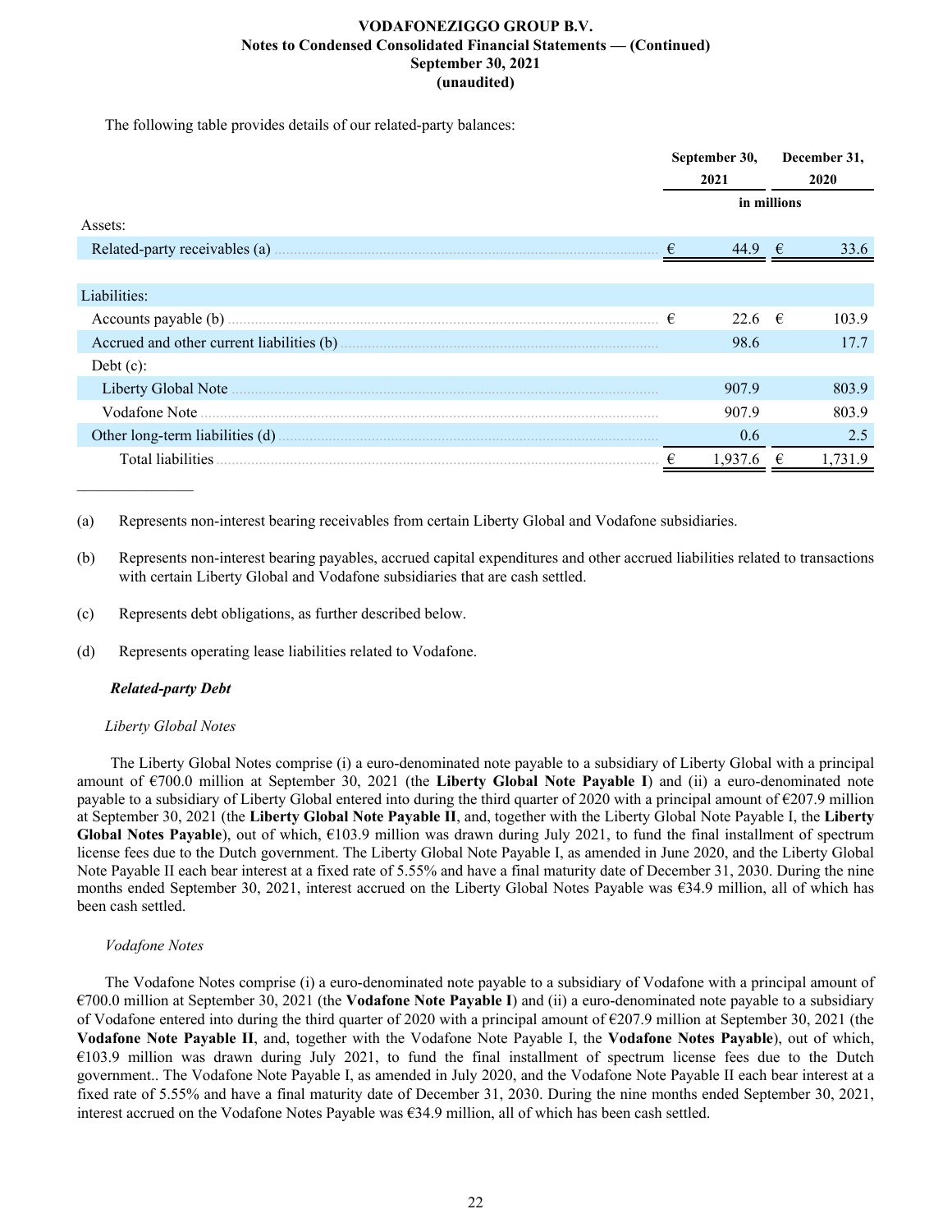The following table provides details of our related-party balances:

| | September 30, 2021 | December 31, 2020 |
|---|---|---|
| | in millions | |
| Assets: | | |
| Related-party receivables (a) | € 44.9 | € 33.6 |
| Liabilities: | | |
| Accounts payable (b) | € 22.6 | € 103.9 |
| Accrued and other current liabilities (b) | 98.6 | 17.7 |
| Debt (c): | | |
| Liberty Global Note | 907.9 | 803.9 |
| Vodafone Note | 907.9 | 803.9 |
| Other long-term liabilities (d) | 0.6 | 2.5 |
| Total liabilities | € 1,937.6 | € 1,731.9 |

_______________

(a) Represents non-interest bearing receivables from certain Liberty Global and Vodafone subsidiaries.

(b) Represents non-interest bearing payables, accrued capital expenditures and other accrued liabilities related to transactions with certain Liberty Global and Vodafone subsidiaries that are cash settled.

(c) Represents debt obligations, as further described below.

(d) Represents operating lease liabilities related to Vodafone.

***Related-party Debt***

*Liberty Global Notes*

The Liberty Global Notes comprise (i) a euro-denominated note payable to a subsidiary of Liberty Global with a principal amount of €700.0 million at September 30, 2021 (the **Liberty Global Note Payable I**) and (ii) a euro-denominated note payable to a subsidiary of Liberty Global entered into during the third quarter of 2020 with a principal amount of €207.9 million at September 30, 2021 (the **Liberty Global Note Payable II**, and, together with the Liberty Global Note Payable I, the **Liberty Global Notes Payable**), out of which, €103.9 million was drawn during July 2021, to fund the final installment of spectrum license fees due to the Dutch government. The Liberty Global Note Payable I, as amended in June 2020, and the Liberty Global Note Payable II each bear interest at a fixed rate of 5.55% and have a final maturity date of December 31, 2030. During the nine months ended September 30, 2021, interest accrued on the Liberty Global Notes Payable was €34.9 million, all of which has been cash settled.

*Vodafone Notes*

The Vodafone Notes comprise (i) a euro-denominated note payable to a subsidiary of Vodafone with a principal amount of €700.0 million at September 30, 2021 (the **Vodafone Note Payable I**) and (ii) a euro-denominated note payable to a subsidiary of Vodafone entered into during the third quarter of 2020 with a principal amount of €207.9 million at September 30, 2021 (the **Vodafone Note Payable II**, and, together with the Vodafone Note Payable I, the **Vodafone Notes Payable**), out of which, €103.9 million was drawn during July 2021, to fund the final installment of spectrum license fees due to the Dutch government.. The Vodafone Note Payable I, as amended in July 2020, and the Vodafone Note Payable II each bear interest at a fixed rate of 5.55% and have a final maturity date of December 31, 2030. During the nine months ended September 30, 2021, interest accrued on the Vodafone Notes Payable was €34.9 million, all of which has been cash settled.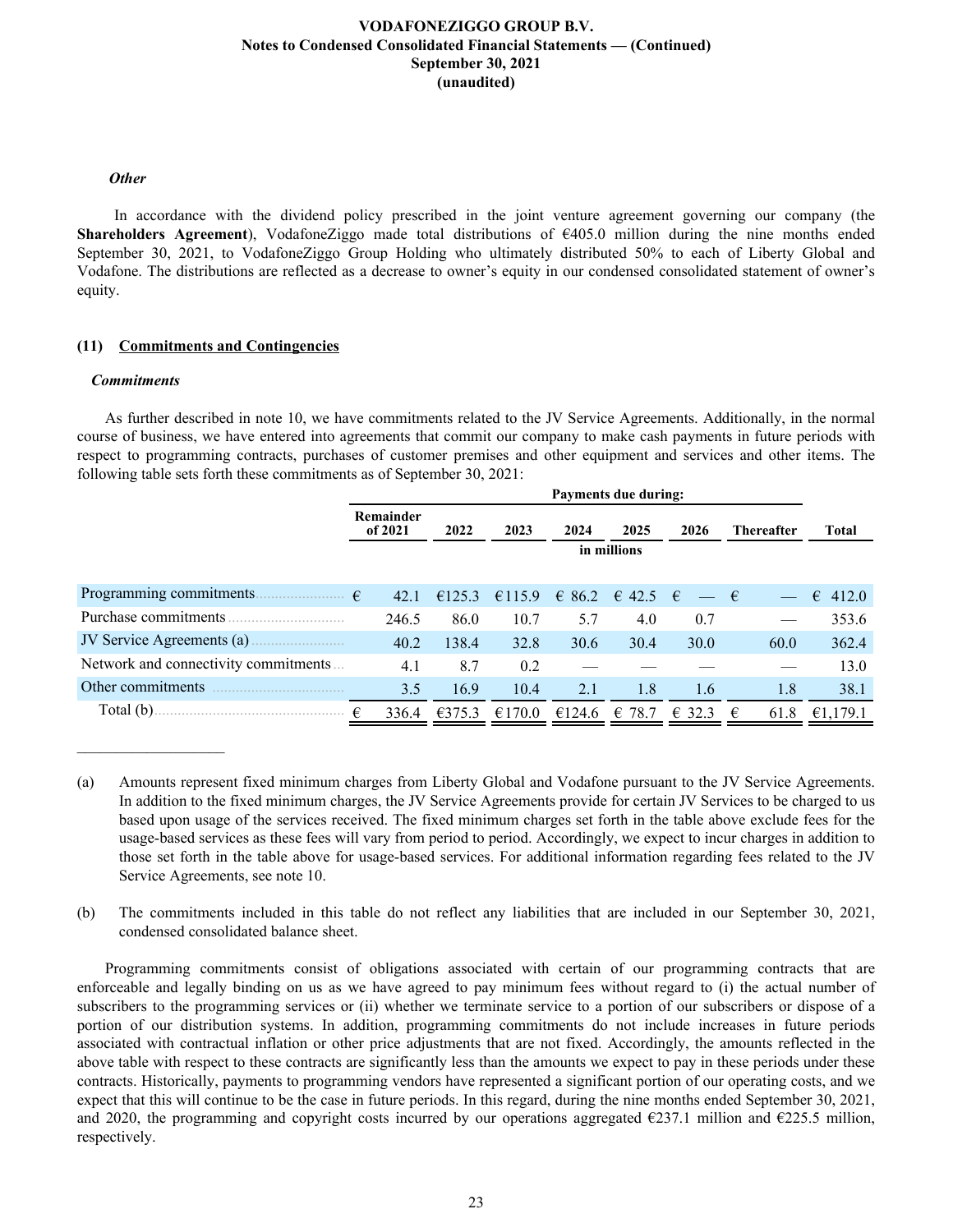***Other***

In accordance with the dividend policy prescribed in the joint venture agreement governing our company (the **Shareholders Agreement**), VodafoneZiggo made total distributions of €405.0 million during the nine months ended September 30, 2021, to VodafoneZiggo Group Holding who ultimately distributed 50% to each of Liberty Global and Vodafone. The distributions are reflected as a decrease to owner's equity in our condensed consolidated statement of owner's equity.

## (11) Commitments and Contingencies

***Commitments***

As further described in note 10, we have commitments related to the JV Service Agreements. Additionally, in the normal course of business, we have entered into agreements that commit our company to make cash payments in future periods with respect to programming contracts, purchases of customer premises and other equipment and services and other items. The following table sets forth these commitments as of September 30, 2021:

| | Payments due during: | | | | | | | |
|---|---|---|---|---|---|---|---|---|
| | Remainder of 2021 | 2022 | 2023 | 2024 | 2025 | 2026 | Thereafter | Total |
| | in millions | | | | | | | |
| Programming commitments | € 42.1 | €125.3 | €115.9 | € 86.2 | € 42.5 | € — | € — | € 412.0 |
| Purchase commitments | 246.5 | 86.0 | 10.7 | 5.7 | 4.0 | 0.7 | — | 353.6 |
| JV Service Agreements (a) | 40.2 | 138.4 | 32.8 | 30.6 | 30.4 | 30.0 | 60.0 | 362.4 |
| Network and connectivity commitments | 4.1 | 8.7 | 0.2 | — | — | — | — | 13.0 |
| Other commitments | 3.5 | 16.9 | 10.4 | 2.1 | 1.8 | 1.6 | 1.8 | 38.1 |
| Total (b) | € 336.4 | €375.3 | €170.0 | €124.6 | € 78.7 | € 32.3 | € 61.8 | €1,179.1 |

(a) Amounts represent fixed minimum charges from Liberty Global and Vodafone pursuant to the JV Service Agreements. In addition to the fixed minimum charges, the JV Service Agreements provide for certain JV Services to be charged to us based upon usage of the services received. The fixed minimum charges set forth in the table above exclude fees for the usage-based services as these fees will vary from period to period. Accordingly, we expect to incur charges in addition to those set forth in the table above for usage-based services. For additional information regarding fees related to the JV Service Agreements, see note 10.

(b) The commitments included in this table do not reflect any liabilities that are included in our September 30, 2021, condensed consolidated balance sheet.

Programming commitments consist of obligations associated with certain of our programming contracts that are enforceable and legally binding on us as we have agreed to pay minimum fees without regard to (i) the actual number of subscribers to the programming services or (ii) whether we terminate service to a portion of our subscribers or dispose of a portion of our distribution systems. In addition, programming commitments do not include increases in future periods associated with contractual inflation or other price adjustments that are not fixed. Accordingly, the amounts reflected in the above table with respect to these contracts are significantly less than the amounts we expect to pay in these periods under these contracts. Historically, payments to programming vendors have represented a significant portion of our operating costs, and we expect that this will continue to be the case in future periods. In this regard, during the nine months ended September 30, 2021, and 2020, the programming and copyright costs incurred by our operations aggregated €237.1 million and €225.5 million, respectively.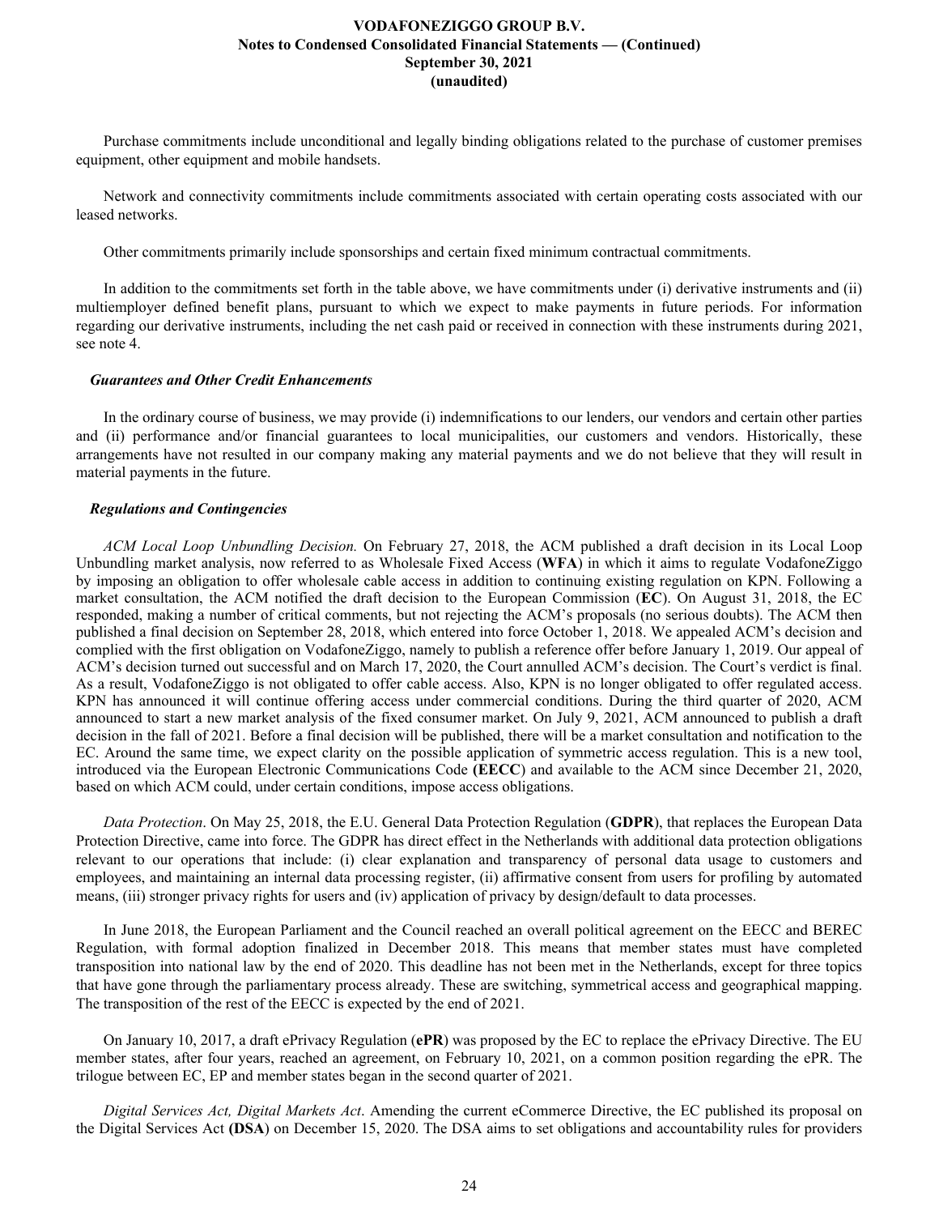Purchase commitments include unconditional and legally binding obligations related to the purchase of customer premises equipment, other equipment and mobile handsets.

Network and connectivity commitments include commitments associated with certain operating costs associated with our leased networks.

Other commitments primarily include sponsorships and certain fixed minimum contractual commitments.

In addition to the commitments set forth in the table above, we have commitments under (i) derivative instruments and (ii) multiemployer defined benefit plans, pursuant to which we expect to make payments in future periods. For information regarding our derivative instruments, including the net cash paid or received in connection with these instruments during 2021, see note 4.

### *Guarantees and Other Credit Enhancements*

In the ordinary course of business, we may provide (i) indemnifications to our lenders, our vendors and certain other parties and (ii) performance and/or financial guarantees to local municipalities, our customers and vendors. Historically, these arrangements have not resulted in our company making any material payments and we do not believe that they will result in material payments in the future.

### *Regulations and Contingencies*

*ACM Local Loop Unbundling Decision.* On February 27, 2018, the ACM published a draft decision in its Local Loop Unbundling market analysis, now referred to as Wholesale Fixed Access (**WFA**) in which it aims to regulate VodafoneZiggo by imposing an obligation to offer wholesale cable access in addition to continuing existing regulation on KPN. Following a market consultation, the ACM notified the draft decision to the European Commission (**EC**). On August 31, 2018, the EC responded, making a number of critical comments, but not rejecting the ACM's proposals (no serious doubts). The ACM then published a final decision on September 28, 2018, which entered into force October 1, 2018. We appealed ACM's decision and complied with the first obligation on VodafoneZiggo, namely to publish a reference offer before January 1, 2019. Our appeal of ACM's decision turned out successful and on March 17, 2020, the Court annulled ACM's decision. The Court's verdict is final. As a result, VodafoneZiggo is not obligated to offer cable access. Also, KPN is no longer obligated to offer regulated access. KPN has announced it will continue offering access under commercial conditions. During the third quarter of 2020, ACM announced to start a new market analysis of the fixed consumer market. On July 9, 2021, ACM announced to publish a draft decision in the fall of 2021. Before a final decision will be published, there will be a market consultation and notification to the EC. Around the same time, we expect clarity on the possible application of symmetric access regulation. This is a new tool, introduced via the European Electronic Communications Code **(EECC**) and available to the ACM since December 21, 2020, based on which ACM could, under certain conditions, impose access obligations.

*Data Protection*. On May 25, 2018, the E.U. General Data Protection Regulation (**GDPR**), that replaces the European Data Protection Directive, came into force. The GDPR has direct effect in the Netherlands with additional data protection obligations relevant to our operations that include: (i) clear explanation and transparency of personal data usage to customers and employees, and maintaining an internal data processing register, (ii) affirmative consent from users for profiling by automated means, (iii) stronger privacy rights for users and (iv) application of privacy by design/default to data processes.

In June 2018, the European Parliament and the Council reached an overall political agreement on the EECC and BEREC Regulation, with formal adoption finalized in December 2018. This means that member states must have completed transposition into national law by the end of 2020. This deadline has not been met in the Netherlands, except for three topics that have gone through the parliamentary process already. These are switching, symmetrical access and geographical mapping. The transposition of the rest of the EECC is expected by the end of 2021.

On January 10, 2017, a draft ePrivacy Regulation (**ePR**) was proposed by the EC to replace the ePrivacy Directive. The EU member states, after four years, reached an agreement, on February 10, 2021, on a common position regarding the ePR. The trilogue between EC, EP and member states began in the second quarter of 2021.

*Digital Services Act, Digital Markets Act*. Amending the current eCommerce Directive, the EC published its proposal on the Digital Services Act **(DSA**) on December 15, 2020. The DSA aims to set obligations and accountability rules for providers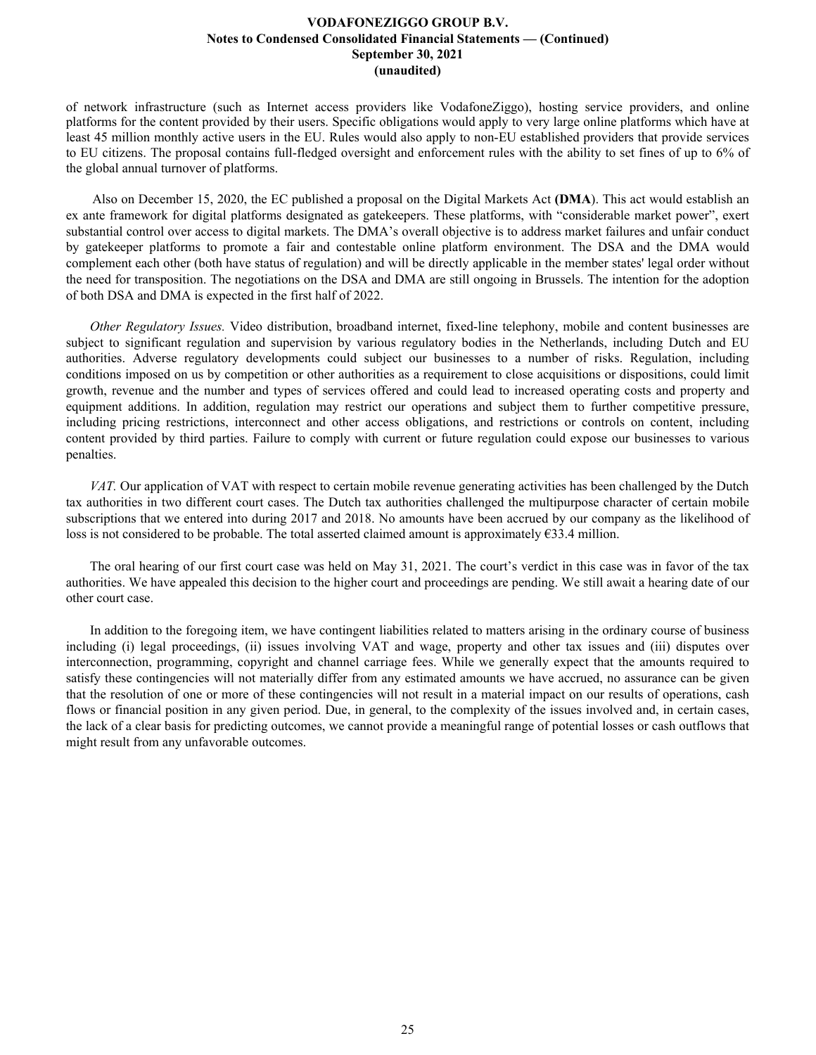of network infrastructure (such as Internet access providers like VodafoneZiggo), hosting service providers, and online platforms for the content provided by their users. Specific obligations would apply to very large online platforms which have at least 45 million monthly active users in the EU. Rules would also apply to non-EU established providers that provide services to EU citizens. The proposal contains full-fledged oversight and enforcement rules with the ability to set fines of up to 6% of the global annual turnover of platforms.

Also on December 15, 2020, the EC published a proposal on the Digital Markets Act **(DMA**). This act would establish an ex ante framework for digital platforms designated as gatekeepers. These platforms, with "considerable market power", exert substantial control over access to digital markets. The DMA's overall objective is to address market failures and unfair conduct by gatekeeper platforms to promote a fair and contestable online platform environment. The DSA and the DMA would complement each other (both have status of regulation) and will be directly applicable in the member states' legal order without the need for transposition. The negotiations on the DSA and DMA are still ongoing in Brussels. The intention for the adoption of both DSA and DMA is expected in the first half of 2022.

*Other Regulatory Issues.* Video distribution, broadband internet, fixed-line telephony, mobile and content businesses are subject to significant regulation and supervision by various regulatory bodies in the Netherlands, including Dutch and EU authorities. Adverse regulatory developments could subject our businesses to a number of risks. Regulation, including conditions imposed on us by competition or other authorities as a requirement to close acquisitions or dispositions, could limit growth, revenue and the number and types of services offered and could lead to increased operating costs and property and equipment additions. In addition, regulation may restrict our operations and subject them to further competitive pressure, including pricing restrictions, interconnect and other access obligations, and restrictions or controls on content, including content provided by third parties. Failure to comply with current or future regulation could expose our businesses to various penalties.

*VAT.* Our application of VAT with respect to certain mobile revenue generating activities has been challenged by the Dutch tax authorities in two different court cases. The Dutch tax authorities challenged the multipurpose character of certain mobile subscriptions that we entered into during 2017 and 2018. No amounts have been accrued by our company as the likelihood of loss is not considered to be probable. The total asserted claimed amount is approximately €33.4 million.

The oral hearing of our first court case was held on May 31, 2021. The court's verdict in this case was in favor of the tax authorities. We have appealed this decision to the higher court and proceedings are pending. We still await a hearing date of our other court case.

In addition to the foregoing item, we have contingent liabilities related to matters arising in the ordinary course of business including (i) legal proceedings, (ii) issues involving VAT and wage, property and other tax issues and (iii) disputes over interconnection, programming, copyright and channel carriage fees. While we generally expect that the amounts required to satisfy these contingencies will not materially differ from any estimated amounts we have accrued, no assurance can be given that the resolution of one or more of these contingencies will not result in a material impact on our results of operations, cash flows or financial position in any given period. Due, in general, to the complexity of the issues involved and, in certain cases, the lack of a clear basis for predicting outcomes, we cannot provide a meaningful range of potential losses or cash outflows that might result from any unfavorable outcomes.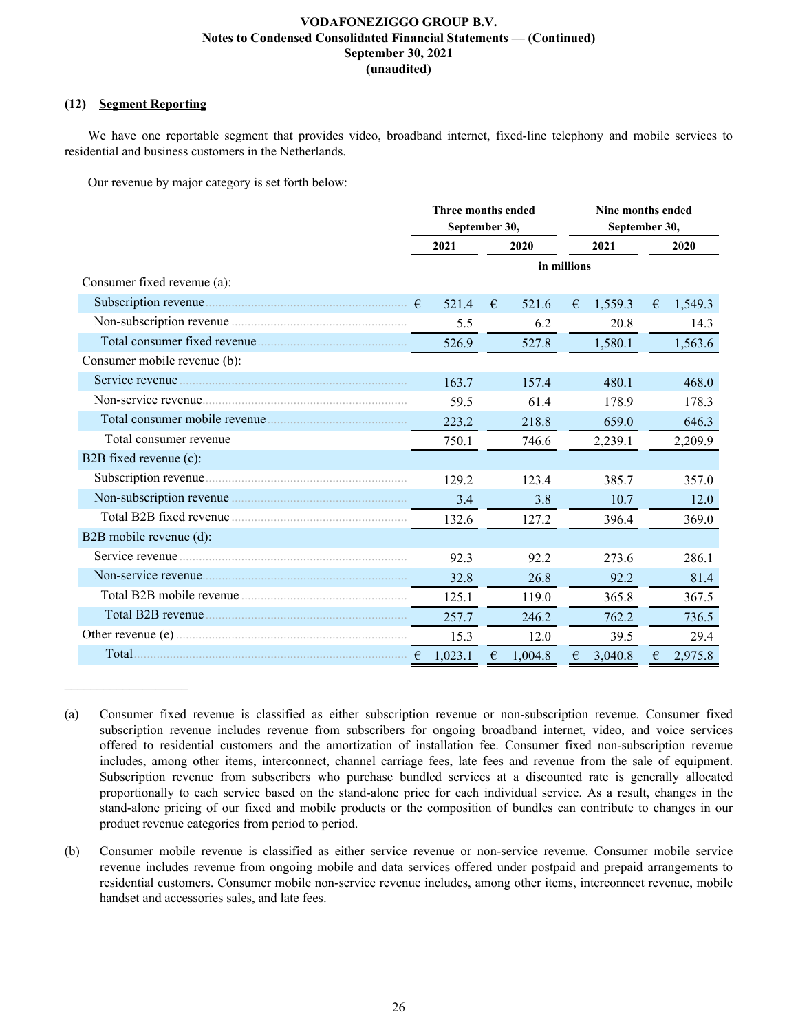**VODAFONEZIGGO GROUP B.V.**
**Notes to Condensed Consolidated Financial Statements — (Continued)**
**September 30, 2021**
**(unaudited)**

## (12) Segment Reporting

We have one reportable segment that provides video, broadband internet, fixed-line telephony and mobile services to residential and business customers in the Netherlands.

Our revenue by major category is set forth below:

| | Three months ended September 30, | | Nine months ended September 30, | |
|---|---|---|---|---|
| | 2021 | 2020 | 2021 | 2020 |
| | in millions | | | |
| Consumer fixed revenue (a): | | | | |
| Subscription revenue | € 521.4 | € 521.6 | € 1,559.3 | € 1,549.3 |
| Non-subscription revenue | 5.5 | 6.2 | 20.8 | 14.3 |
| Total consumer fixed revenue | 526.9 | 527.8 | 1,580.1 | 1,563.6 |
| Consumer mobile revenue (b): | | | | |
| Service revenue | 163.7 | 157.4 | 480.1 | 468.0 |
| Non-service revenue | 59.5 | 61.4 | 178.9 | 178.3 |
| Total consumer mobile revenue | 223.2 | 218.8 | 659.0 | 646.3 |
| Total consumer revenue | 750.1 | 746.6 | 2,239.1 | 2,209.9 |
| B2B fixed revenue (c): | | | | |
| Subscription revenue | 129.2 | 123.4 | 385.7 | 357.0 |
| Non-subscription revenue | 3.4 | 3.8 | 10.7 | 12.0 |
| Total B2B fixed revenue | 132.6 | 127.2 | 396.4 | 369.0 |
| B2B mobile revenue (d): | | | | |
| Service revenue | 92.3 | 92.2 | 273.6 | 286.1 |
| Non-service revenue | 32.8 | 26.8 | 92.2 | 81.4 |
| Total B2B mobile revenue | 125.1 | 119.0 | 365.8 | 367.5 |
| Total B2B revenue | 257.7 | 246.2 | 762.2 | 736.5 |
| Other revenue (e) | 15.3 | 12.0 | 39.5 | 29.4 |
| Total | € 1,023.1 | € 1,004.8 | € 3,040.8 | € 2,975.8 |

---

(a) Consumer fixed revenue is classified as either subscription revenue or non-subscription revenue. Consumer fixed subscription revenue includes revenue from subscribers for ongoing broadband internet, video, and voice services offered to residential customers and the amortization of installation fee. Consumer fixed non-subscription revenue includes, among other items, interconnect, channel carriage fees, late fees and revenue from the sale of equipment. Subscription revenue from subscribers who purchase bundled services at a discounted rate is generally allocated proportionally to each service based on the stand-alone price for each individual service. As a result, changes in the stand-alone pricing of our fixed and mobile products or the composition of bundles can contribute to changes in our product revenue categories from period to period.

(b) Consumer mobile revenue is classified as either service revenue or non-service revenue. Consumer mobile service revenue includes revenue from ongoing mobile and data services offered under postpaid and prepaid arrangements to residential customers. Consumer mobile non-service revenue includes, among other items, interconnect revenue, mobile handset and accessories sales, and late fees.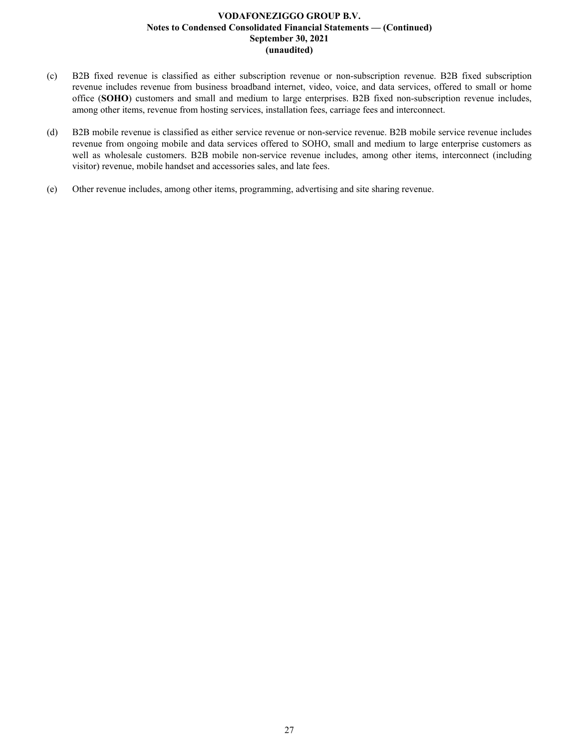(c) B2B fixed revenue is classified as either subscription revenue or non-subscription revenue. B2B fixed subscription revenue includes revenue from business broadband internet, video, voice, and data services, offered to small or home office (**SOHO**) customers and small and medium to large enterprises. B2B fixed non-subscription revenue includes, among other items, revenue from hosting services, installation fees, carriage fees and interconnect.

(d) B2B mobile revenue is classified as either service revenue or non-service revenue. B2B mobile service revenue includes revenue from ongoing mobile and data services offered to SOHO, small and medium to large enterprise customers as well as wholesale customers. B2B mobile non-service revenue includes, among other items, interconnect (including visitor) revenue, mobile handset and accessories sales, and late fees.

(e) Other revenue includes, among other items, programming, advertising and site sharing revenue.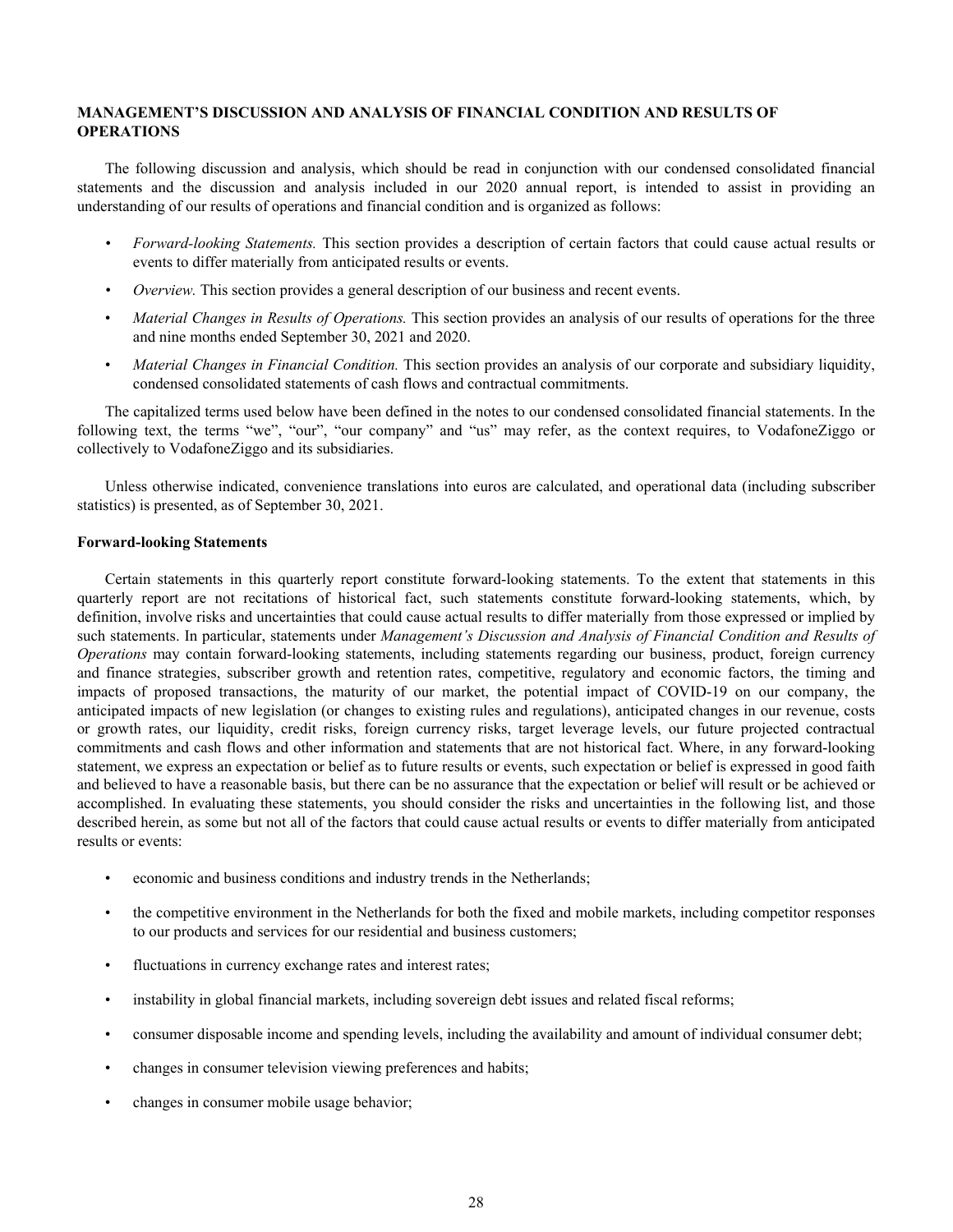## MANAGEMENT'S DISCUSSION AND ANALYSIS OF FINANCIAL CONDITION AND RESULTS OF OPERATIONS

The following discussion and analysis, which should be read in conjunction with our condensed consolidated financial statements and the discussion and analysis included in our 2020 annual report, is intended to assist in providing an understanding of our results of operations and financial condition and is organized as follows:

- *Forward-looking Statements.* This section provides a description of certain factors that could cause actual results or events to differ materially from anticipated results or events.
- *Overview.* This section provides a general description of our business and recent events.
- *Material Changes in Results of Operations.* This section provides an analysis of our results of operations for the three and nine months ended September 30, 2021 and 2020.
- *Material Changes in Financial Condition.* This section provides an analysis of our corporate and subsidiary liquidity, condensed consolidated statements of cash flows and contractual commitments.

The capitalized terms used below have been defined in the notes to our condensed consolidated financial statements. In the following text, the terms "we", "our", "our company" and "us" may refer, as the context requires, to VodafoneZiggo or collectively to VodafoneZiggo and its subsidiaries.

Unless otherwise indicated, convenience translations into euros are calculated, and operational data (including subscriber statistics) is presented, as of September 30, 2021.

### Forward-looking Statements

Certain statements in this quarterly report constitute forward-looking statements. To the extent that statements in this quarterly report are not recitations of historical fact, such statements constitute forward-looking statements, which, by definition, involve risks and uncertainties that could cause actual results to differ materially from those expressed or implied by such statements. In particular, statements under *Management's Discussion and Analysis of Financial Condition and Results of Operations* may contain forward-looking statements, including statements regarding our business, product, foreign currency and finance strategies, subscriber growth and retention rates, competitive, regulatory and economic factors, the timing and impacts of proposed transactions, the maturity of our market, the potential impact of COVID-19 on our company, the anticipated impacts of new legislation (or changes to existing rules and regulations), anticipated changes in our revenue, costs or growth rates, our liquidity, credit risks, foreign currency risks, target leverage levels, our future projected contractual commitments and cash flows and other information and statements that are not historical fact. Where, in any forward-looking statement, we express an expectation or belief as to future results or events, such expectation or belief is expressed in good faith and believed to have a reasonable basis, but there can be no assurance that the expectation or belief will result or be achieved or accomplished. In evaluating these statements, you should consider the risks and uncertainties in the following list, and those described herein, as some but not all of the factors that could cause actual results or events to differ materially from anticipated results or events:

- economic and business conditions and industry trends in the Netherlands;
- the competitive environment in the Netherlands for both the fixed and mobile markets, including competitor responses to our products and services for our residential and business customers;
- fluctuations in currency exchange rates and interest rates;
- instability in global financial markets, including sovereign debt issues and related fiscal reforms;
- consumer disposable income and spending levels, including the availability and amount of individual consumer debt;
- changes in consumer television viewing preferences and habits;
- changes in consumer mobile usage behavior;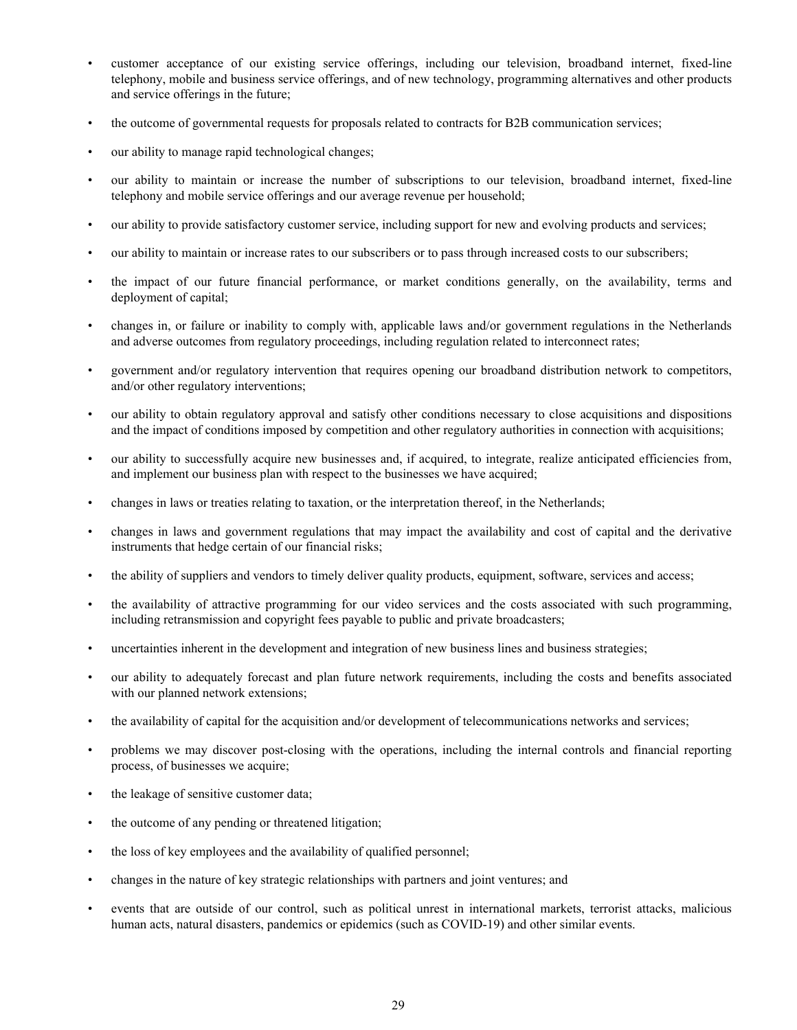- customer acceptance of our existing service offerings, including our television, broadband internet, fixed-line telephony, mobile and business service offerings, and of new technology, programming alternatives and other products and service offerings in the future;
- the outcome of governmental requests for proposals related to contracts for B2B communication services;
- our ability to manage rapid technological changes;
- our ability to maintain or increase the number of subscriptions to our television, broadband internet, fixed-line telephony and mobile service offerings and our average revenue per household;
- our ability to provide satisfactory customer service, including support for new and evolving products and services;
- our ability to maintain or increase rates to our subscribers or to pass through increased costs to our subscribers;
- the impact of our future financial performance, or market conditions generally, on the availability, terms and deployment of capital;
- changes in, or failure or inability to comply with, applicable laws and/or government regulations in the Netherlands and adverse outcomes from regulatory proceedings, including regulation related to interconnect rates;
- government and/or regulatory intervention that requires opening our broadband distribution network to competitors, and/or other regulatory interventions;
- our ability to obtain regulatory approval and satisfy other conditions necessary to close acquisitions and dispositions and the impact of conditions imposed by competition and other regulatory authorities in connection with acquisitions;
- our ability to successfully acquire new businesses and, if acquired, to integrate, realize anticipated efficiencies from, and implement our business plan with respect to the businesses we have acquired;
- changes in laws or treaties relating to taxation, or the interpretation thereof, in the Netherlands;
- changes in laws and government regulations that may impact the availability and cost of capital and the derivative instruments that hedge certain of our financial risks;
- the ability of suppliers and vendors to timely deliver quality products, equipment, software, services and access;
- the availability of attractive programming for our video services and the costs associated with such programming, including retransmission and copyright fees payable to public and private broadcasters;
- uncertainties inherent in the development and integration of new business lines and business strategies;
- our ability to adequately forecast and plan future network requirements, including the costs and benefits associated with our planned network extensions;
- the availability of capital for the acquisition and/or development of telecommunications networks and services;
- problems we may discover post-closing with the operations, including the internal controls and financial reporting process, of businesses we acquire;
- the leakage of sensitive customer data;
- the outcome of any pending or threatened litigation;
- the loss of key employees and the availability of qualified personnel;
- changes in the nature of key strategic relationships with partners and joint ventures; and
- events that are outside of our control, such as political unrest in international markets, terrorist attacks, malicious human acts, natural disasters, pandemics or epidemics (such as COVID-19) and other similar events.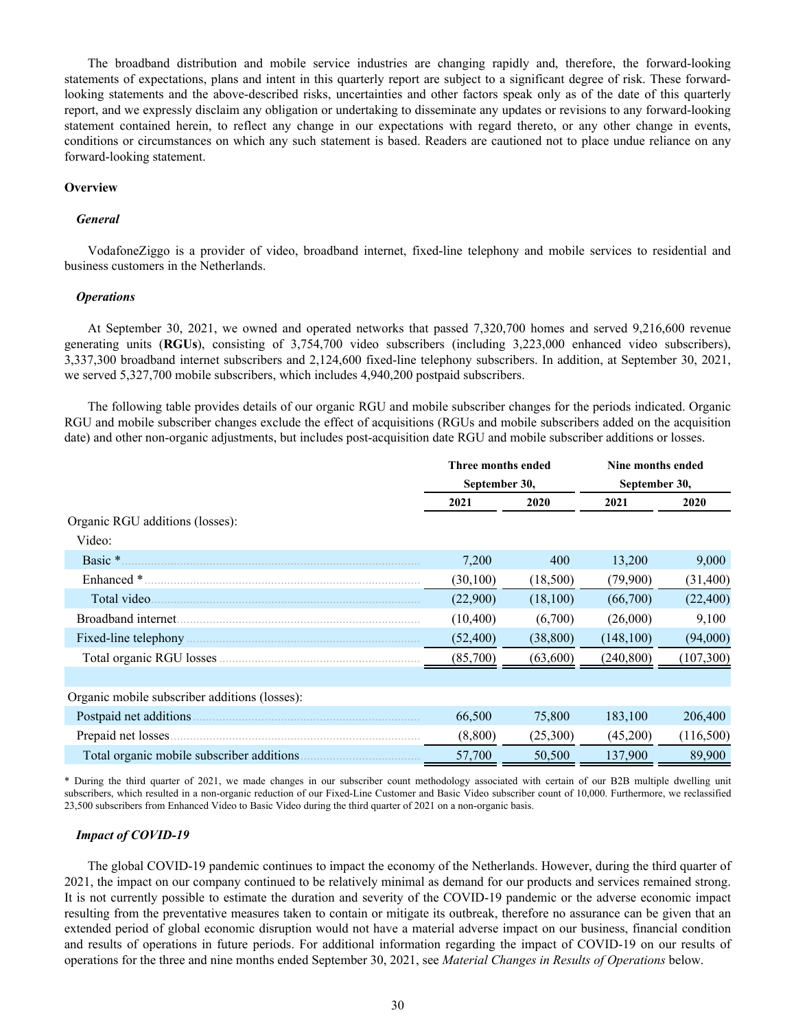The broadband distribution and mobile service industries are changing rapidly and, therefore, the forward-looking statements of expectations, plans and intent in this quarterly report are subject to a significant degree of risk. These forward-looking statements and the above-described risks, uncertainties and other factors speak only as of the date of this quarterly report, and we expressly disclaim any obligation or undertaking to disseminate any updates or revisions to any forward-looking statement contained herein, to reflect any change in our expectations with regard thereto, or any other change in events, conditions or circumstances on which any such statement is based. Readers are cautioned not to place undue reliance on any forward-looking statement.

## Overview

### *General*

VodafoneZiggo is a provider of video, broadband internet, fixed-line telephony and mobile services to residential and business customers in the Netherlands.

### *Operations*

At September 30, 2021, we owned and operated networks that passed 7,320,700 homes and served 9,216,600 revenue generating units (**RGUs**), consisting of 3,754,700 video subscribers (including 3,223,000 enhanced video subscribers), 3,337,300 broadband internet subscribers and 2,124,600 fixed-line telephony subscribers. In addition, at September 30, 2021, we served 5,327,700 mobile subscribers, which includes 4,940,200 postpaid subscribers.

The following table provides details of our organic RGU and mobile subscriber changes for the periods indicated. Organic RGU and mobile subscriber changes exclude the effect of acquisitions (RGUs and mobile subscribers added on the acquisition date) and other non-organic adjustments, but includes post-acquisition date RGU and mobile subscriber additions or losses.

| | Three months ended September 30, | | Nine months ended September 30, | |
|---|---|---|---|---|
| | 2021 | 2020 | 2021 | 2020 |
| Organic RGU additions (losses): | | | | |
| Video: | | | | |
| Basic * | 7,200 | 400 | 13,200 | 9,000 |
| Enhanced * | (30,100) | (18,500) | (79,900) | (31,400) |
| Total video | (22,900) | (18,100) | (66,700) | (22,400) |
| Broadband internet | (10,400) | (6,700) | (26,000) | 9,100 |
| Fixed-line telephony | (52,400) | (38,800) | (148,100) | (94,000) |
| Total organic RGU losses | (85,700) | (63,600) | (240,800) | (107,300) |
| | | | | |
| Organic mobile subscriber additions (losses): | | | | |
| Postpaid net additions | 66,500 | 75,800 | 183,100 | 206,400 |
| Prepaid net losses | (8,800) | (25,300) | (45,200) | (116,500) |
| Total organic mobile subscriber additions | 57,700 | 50,500 | 137,900 | 89,900 |

\* During the third quarter of 2021, we made changes in our subscriber count methodology associated with certain of our B2B multiple dwelling unit subscribers, which resulted in a non-organic reduction of our Fixed-Line Customer and Basic Video subscriber count of 10,000. Furthermore, we reclassified 23,500 subscribers from Enhanced Video to Basic Video during the third quarter of 2021 on a non-organic basis.

### *Impact of COVID-19*

The global COVID-19 pandemic continues to impact the economy of the Netherlands. However, during the third quarter of 2021, the impact on our company continued to be relatively minimal as demand for our products and services remained strong. It is not currently possible to estimate the duration and severity of the COVID-19 pandemic or the adverse economic impact resulting from the preventative measures taken to contain or mitigate its outbreak, therefore no assurance can be given that an extended period of global economic disruption would not have a material adverse impact on our business, financial condition and results of operations in future periods. For additional information regarding the impact of COVID-19 on our results of operations for the three and nine months ended September 30, 2021, see *Material Changes in Results of Operations* below.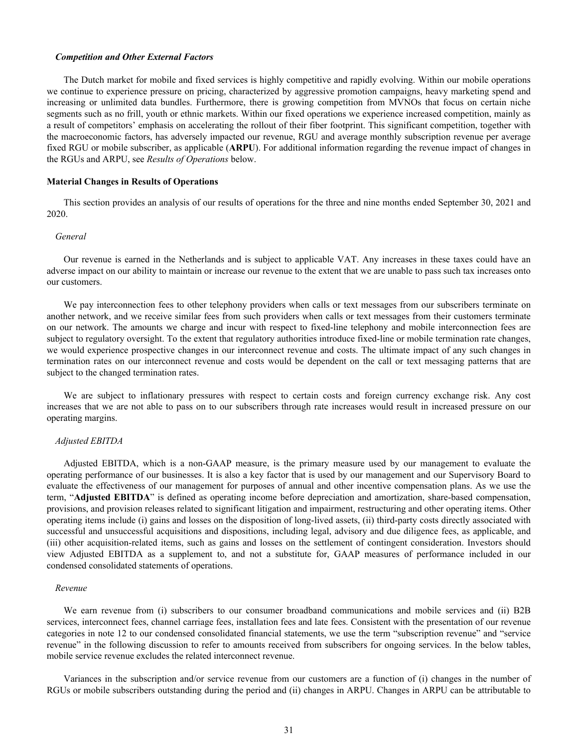*Competition and Other External Factors*

The Dutch market for mobile and fixed services is highly competitive and rapidly evolving. Within our mobile operations we continue to experience pressure on pricing, characterized by aggressive promotion campaigns, heavy marketing spend and increasing or unlimited data bundles. Furthermore, there is growing competition from MVNOs that focus on certain niche segments such as no frill, youth or ethnic markets. Within our fixed operations we experience increased competition, mainly as a result of competitors' emphasis on accelerating the rollout of their fiber footprint. This significant competition, together with the macroeconomic factors, has adversely impacted our revenue, RGU and average monthly subscription revenue per average fixed RGU or mobile subscriber, as applicable (**ARPU**). For additional information regarding the revenue impact of changes in the RGUs and ARPU, see *Results of Operations* below.

**Material Changes in Results of Operations**

This section provides an analysis of our results of operations for the three and nine months ended September 30, 2021 and 2020.

*General*

Our revenue is earned in the Netherlands and is subject to applicable VAT. Any increases in these taxes could have an adverse impact on our ability to maintain or increase our revenue to the extent that we are unable to pass such tax increases onto our customers.

We pay interconnection fees to other telephony providers when calls or text messages from our subscribers terminate on another network, and we receive similar fees from such providers when calls or text messages from their customers terminate on our network. The amounts we charge and incur with respect to fixed-line telephony and mobile interconnection fees are subject to regulatory oversight. To the extent that regulatory authorities introduce fixed-line or mobile termination rate changes, we would experience prospective changes in our interconnect revenue and costs. The ultimate impact of any such changes in termination rates on our interconnect revenue and costs would be dependent on the call or text messaging patterns that are subject to the changed termination rates.

We are subject to inflationary pressures with respect to certain costs and foreign currency exchange risk. Any cost increases that we are not able to pass on to our subscribers through rate increases would result in increased pressure on our operating margins.

*Adjusted EBITDA*

Adjusted EBITDA, which is a non-GAAP measure, is the primary measure used by our management to evaluate the operating performance of our businesses. It is also a key factor that is used by our management and our Supervisory Board to evaluate the effectiveness of our management for purposes of annual and other incentive compensation plans. As we use the term, "**Adjusted EBITDA**" is defined as operating income before depreciation and amortization, share-based compensation, provisions, and provision releases related to significant litigation and impairment, restructuring and other operating items. Other operating items include (i) gains and losses on the disposition of long-lived assets, (ii) third-party costs directly associated with successful and unsuccessful acquisitions and dispositions, including legal, advisory and due diligence fees, as applicable, and (iii) other acquisition-related items, such as gains and losses on the settlement of contingent consideration. Investors should view Adjusted EBITDA as a supplement to, and not a substitute for, GAAP measures of performance included in our condensed consolidated statements of operations.

*Revenue*

We earn revenue from (i) subscribers to our consumer broadband communications and mobile services and (ii) B2B services, interconnect fees, channel carriage fees, installation fees and late fees. Consistent with the presentation of our revenue categories in note 12 to our condensed consolidated financial statements, we use the term "subscription revenue" and "service revenue" in the following discussion to refer to amounts received from subscribers for ongoing services. In the below tables, mobile service revenue excludes the related interconnect revenue.

Variances in the subscription and/or service revenue from our customers are a function of (i) changes in the number of RGUs or mobile subscribers outstanding during the period and (ii) changes in ARPU. Changes in ARPU can be attributable to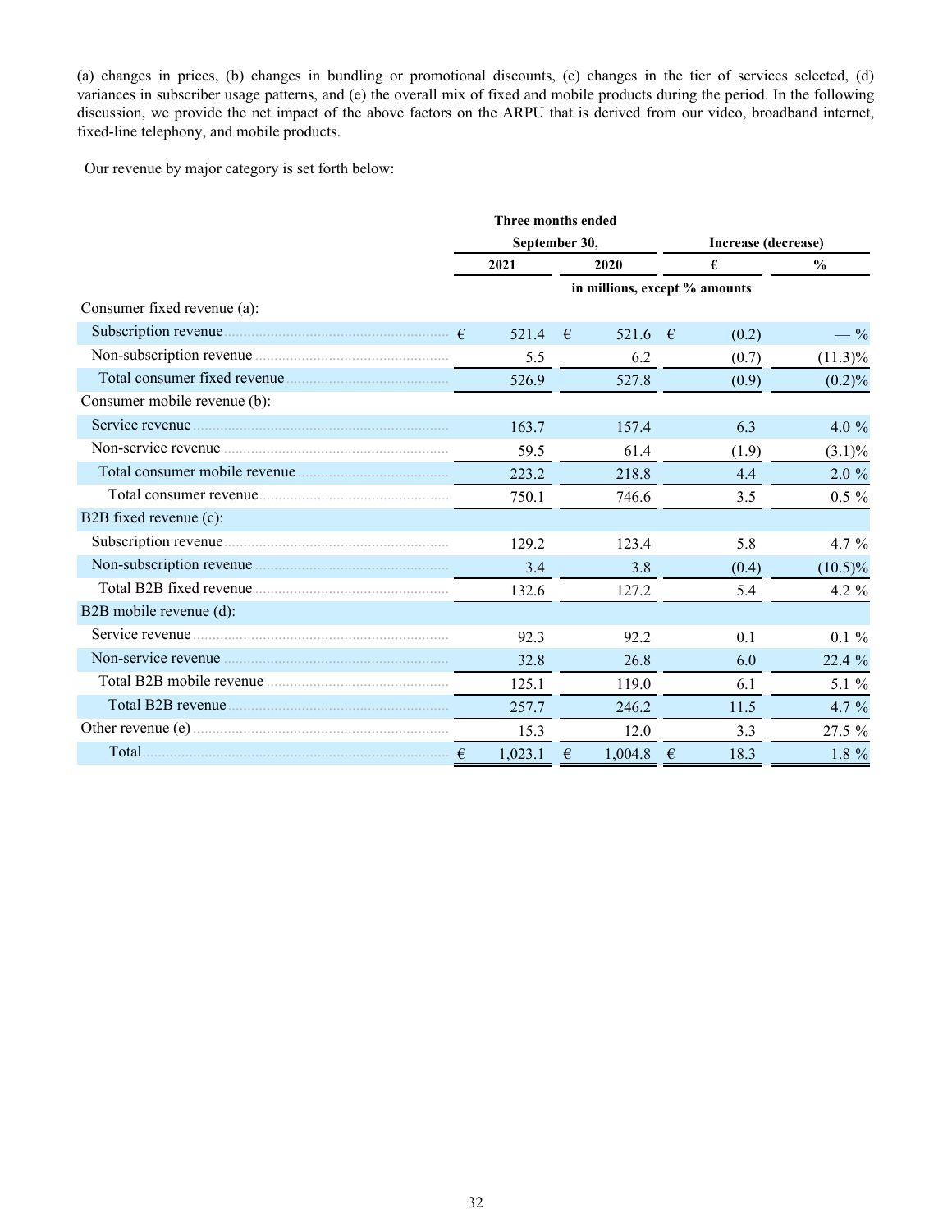(a) changes in prices, (b) changes in bundling or promotional discounts, (c) changes in the tier of services selected, (d) variances in subscriber usage patterns, and (e) the overall mix of fixed and mobile products during the period. In the following discussion, we provide the net impact of the above factors on the ARPU that is derived from our video, broadband internet, fixed-line telephony, and mobile products.

Our revenue by major category is set forth below:

| | Three months ended September 30, | | Increase (decrease) | |
|---|---|---|---|---|
| | 2021 | 2020 | € | % |
| | in millions, except % amounts | | | |
| Consumer fixed revenue (a): | | | | |
| Subscription revenue | € 521.4 | € 521.6 | € (0.2) | — % |
| Non-subscription revenue | 5.5 | 6.2 | (0.7) | (11.3)% |
| Total consumer fixed revenue | 526.9 | 527.8 | (0.9) | (0.2)% |
| Consumer mobile revenue (b): | | | | |
| Service revenue | 163.7 | 157.4 | 6.3 | 4.0 % |
| Non-service revenue | 59.5 | 61.4 | (1.9) | (3.1)% |
| Total consumer mobile revenue | 223.2 | 218.8 | 4.4 | 2.0 % |
| Total consumer revenue | 750.1 | 746.6 | 3.5 | 0.5 % |
| B2B fixed revenue (c): | | | | |
| Subscription revenue | 129.2 | 123.4 | 5.8 | 4.7 % |
| Non-subscription revenue | 3.4 | 3.8 | (0.4) | (10.5)% |
| Total B2B fixed revenue | 132.6 | 127.2 | 5.4 | 4.2 % |
| B2B mobile revenue (d): | | | | |
| Service revenue | 92.3 | 92.2 | 0.1 | 0.1 % |
| Non-service revenue | 32.8 | 26.8 | 6.0 | 22.4 % |
| Total B2B mobile revenue | 125.1 | 119.0 | 6.1 | 5.1 % |
| Total B2B revenue | 257.7 | 246.2 | 11.5 | 4.7 % |
| Other revenue (e) | 15.3 | 12.0 | 3.3 | 27.5 % |
| Total | € 1,023.1 | € 1,004.8 | € 18.3 | 1.8 % |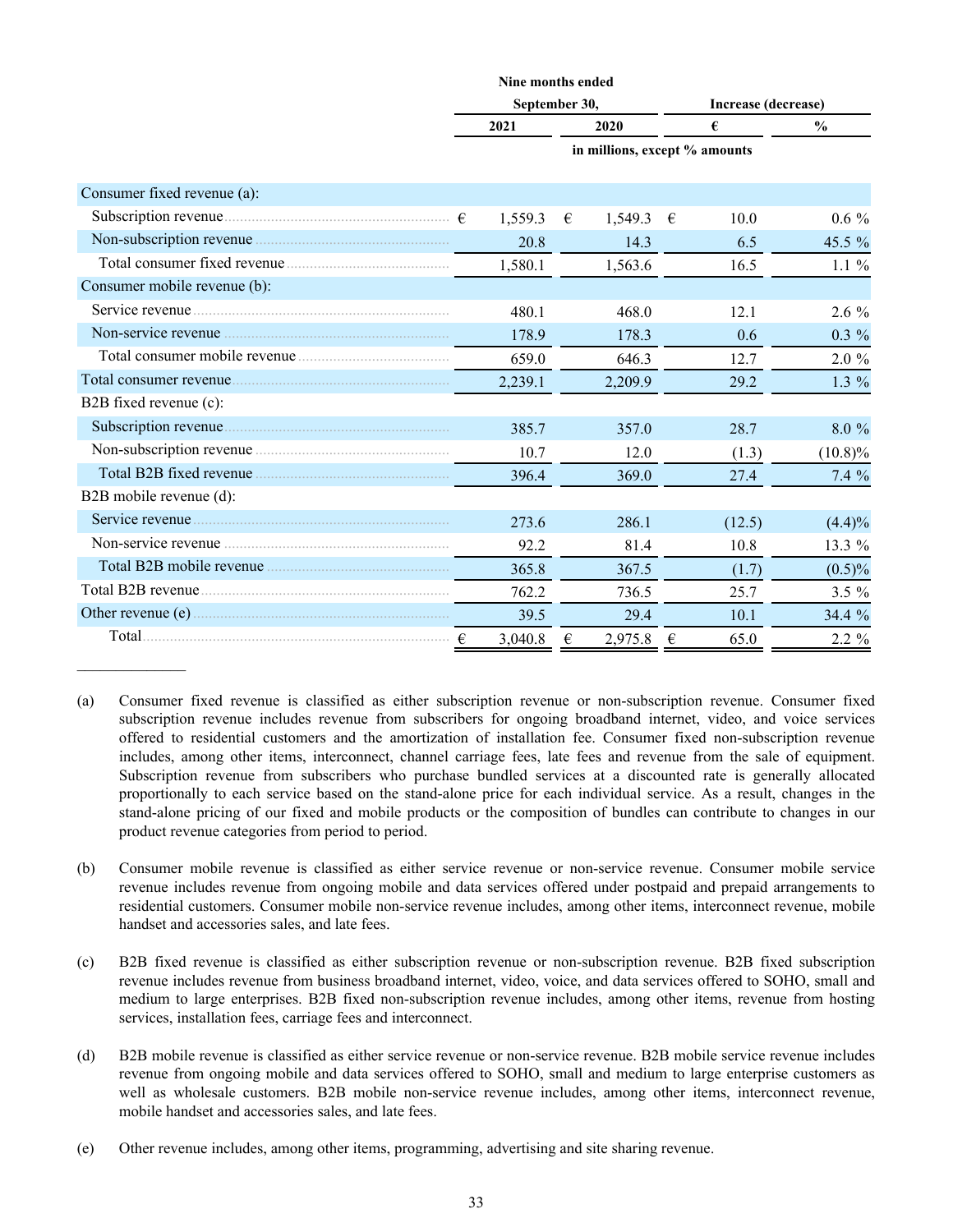| | Nine months ended September 30, | | Increase (decrease) | |
|---|---|---|---|---|
| | 2021 | 2020 | € | % |
| | in millions, except % amounts | | | |
| Consumer fixed revenue (a): | | | | |
| Subscription revenue | € 1,559.3 | € 1,549.3 | € 10.0 | 0.6 % |
| Non-subscription revenue | 20.8 | 14.3 | 6.5 | 45.5 % |
| Total consumer fixed revenue | 1,580.1 | 1,563.6 | 16.5 | 1.1 % |
| Consumer mobile revenue (b): | | | | |
| Service revenue | 480.1 | 468.0 | 12.1 | 2.6 % |
| Non-service revenue | 178.9 | 178.3 | 0.6 | 0.3 % |
| Total consumer mobile revenue | 659.0 | 646.3 | 12.7 | 2.0 % |
| Total consumer revenue | 2,239.1 | 2,209.9 | 29.2 | 1.3 % |
| B2B fixed revenue (c): | | | | |
| Subscription revenue | 385.7 | 357.0 | 28.7 | 8.0 % |
| Non-subscription revenue | 10.7 | 12.0 | (1.3) | (10.8)% |
| Total B2B fixed revenue | 396.4 | 369.0 | 27.4 | 7.4 % |
| B2B mobile revenue (d): | | | | |
| Service revenue | 273.6 | 286.1 | (12.5) | (4.4)% |
| Non-service revenue | 92.2 | 81.4 | 10.8 | 13.3 % |
| Total B2B mobile revenue | 365.8 | 367.5 | (1.7) | (0.5)% |
| Total B2B revenue | 762.2 | 736.5 | 25.7 | 3.5 % |
| Other revenue (e) | 39.5 | 29.4 | 10.1 | 34.4 % |
| Total | € 3,040.8 | € 2,975.8 | € 65.0 | 2.2 % |

_______________

(a) Consumer fixed revenue is classified as either subscription revenue or non-subscription revenue. Consumer fixed subscription revenue includes revenue from subscribers for ongoing broadband internet, video, and voice services offered to residential customers and the amortization of installation fee. Consumer fixed non-subscription revenue includes, among other items, interconnect, channel carriage fees, late fees and revenue from the sale of equipment. Subscription revenue from subscribers who purchase bundled services at a discounted rate is generally allocated proportionally to each service based on the stand-alone price for each individual service. As a result, changes in the stand-alone pricing of our fixed and mobile products or the composition of bundles can contribute to changes in our product revenue categories from period to period.

(b) Consumer mobile revenue is classified as either service revenue or non-service revenue. Consumer mobile service revenue includes revenue from ongoing mobile and data services offered under postpaid and prepaid arrangements to residential customers. Consumer mobile non-service revenue includes, among other items, interconnect revenue, mobile handset and accessories sales, and late fees.

(c) B2B fixed revenue is classified as either subscription revenue or non-subscription revenue. B2B fixed subscription revenue includes revenue from business broadband internet, video, voice, and data services offered to SOHO, small and medium to large enterprises. B2B fixed non-subscription revenue includes, among other items, revenue from hosting services, installation fees, carriage fees and interconnect.

(d) B2B mobile revenue is classified as either service revenue or non-service revenue. B2B mobile service revenue includes revenue from ongoing mobile and data services offered to SOHO, small and medium to large enterprise customers as well as wholesale customers. B2B mobile non-service revenue includes, among other items, interconnect revenue, mobile handset and accessories sales, and late fees.

(e) Other revenue includes, among other items, programming, advertising and site sharing revenue.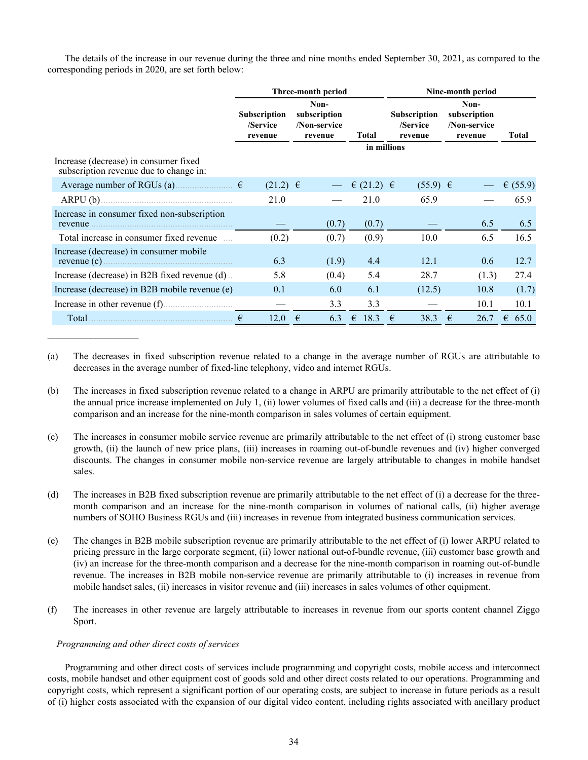The details of the increase in our revenue during the three and nine months ended September 30, 2021, as compared to the corresponding periods in 2020, are set forth below:

| | Three-month period | | | Nine-month period | | |
|---|---|---|---|---|---|---|
| | Subscription /Service revenue | Non-subscription /Non-service revenue | Total | Subscription /Service revenue | Non-subscription /Non-service revenue | Total |
| | in millions | | | | | |
| Increase (decrease) in consumer fixed subscription revenue due to change in: | | | | | | |
| Average number of RGUs (a) | € (21.2) | € — | € (21.2) | € (55.9) | € — | € (55.9) |
| ARPU (b) | 21.0 | — | 21.0 | 65.9 | — | 65.9 |
| Increase in consumer fixed non-subscription revenue | — | (0.7) | (0.7) | — | 6.5 | 6.5 |
| Total increase in consumer fixed revenue | (0.2) | (0.7) | (0.9) | 10.0 | 6.5 | 16.5 |
| Increase (decrease) in consumer mobile revenue (c) | 6.3 | (1.9) | 4.4 | 12.1 | 0.6 | 12.7 |
| Increase (decrease) in B2B fixed revenue (d) | 5.8 | (0.4) | 5.4 | 28.7 | (1.3) | 27.4 |
| Increase (decrease) in B2B mobile revenue (e) | 0.1 | 6.0 | 6.1 | (12.5) | 10.8 | (1.7) |
| Increase in other revenue (f) | — | 3.3 | 3.3 | — | 10.1 | 10.1 |
| Total | € 12.0 | € 6.3 | € 18.3 | € 38.3 | € 26.7 | € 65.0 |

(a) The decreases in fixed subscription revenue related to a change in the average number of RGUs are attributable to decreases in the average number of fixed-line telephony, video and internet RGUs.

(b) The increases in fixed subscription revenue related to a change in ARPU are primarily attributable to the net effect of (i) the annual price increase implemented on July 1, (ii) lower volumes of fixed calls and (iii) a decrease for the three-month comparison and an increase for the nine-month comparison in sales volumes of certain equipment.

(c) The increases in consumer mobile service revenue are primarily attributable to the net effect of (i) strong customer base growth, (ii) the launch of new price plans, (iii) increases in roaming out-of-bundle revenues and (iv) higher converged discounts. The changes in consumer mobile non-service revenue are largely attributable to changes in mobile handset sales.

(d) The increases in B2B fixed subscription revenue are primarily attributable to the net effect of (i) a decrease for the three-month comparison and an increase for the nine-month comparison in volumes of national calls, (ii) higher average numbers of SOHO Business RGUs and (iii) increases in revenue from integrated business communication services.

(e) The changes in B2B mobile subscription revenue are primarily attributable to the net effect of (i) lower ARPU related to pricing pressure in the large corporate segment, (ii) lower national out-of-bundle revenue, (iii) customer base growth and (iv) an increase for the three-month comparison and a decrease for the nine-month comparison in roaming out-of-bundle revenue. The increases in B2B mobile non-service revenue are primarily attributable to (i) increases in revenue from mobile handset sales, (ii) increases in visitor revenue and (iii) increases in sales volumes of other equipment.

(f) The increases in other revenue are largely attributable to increases in revenue from our sports content channel Ziggo Sport.

*Programming and other direct costs of services*

Programming and other direct costs of services include programming and copyright costs, mobile access and interconnect costs, mobile handset and other equipment cost of goods sold and other direct costs related to our operations. Programming and copyright costs, which represent a significant portion of our operating costs, are subject to increase in future periods as a result of (i) higher costs associated with the expansion of our digital video content, including rights associated with ancillary product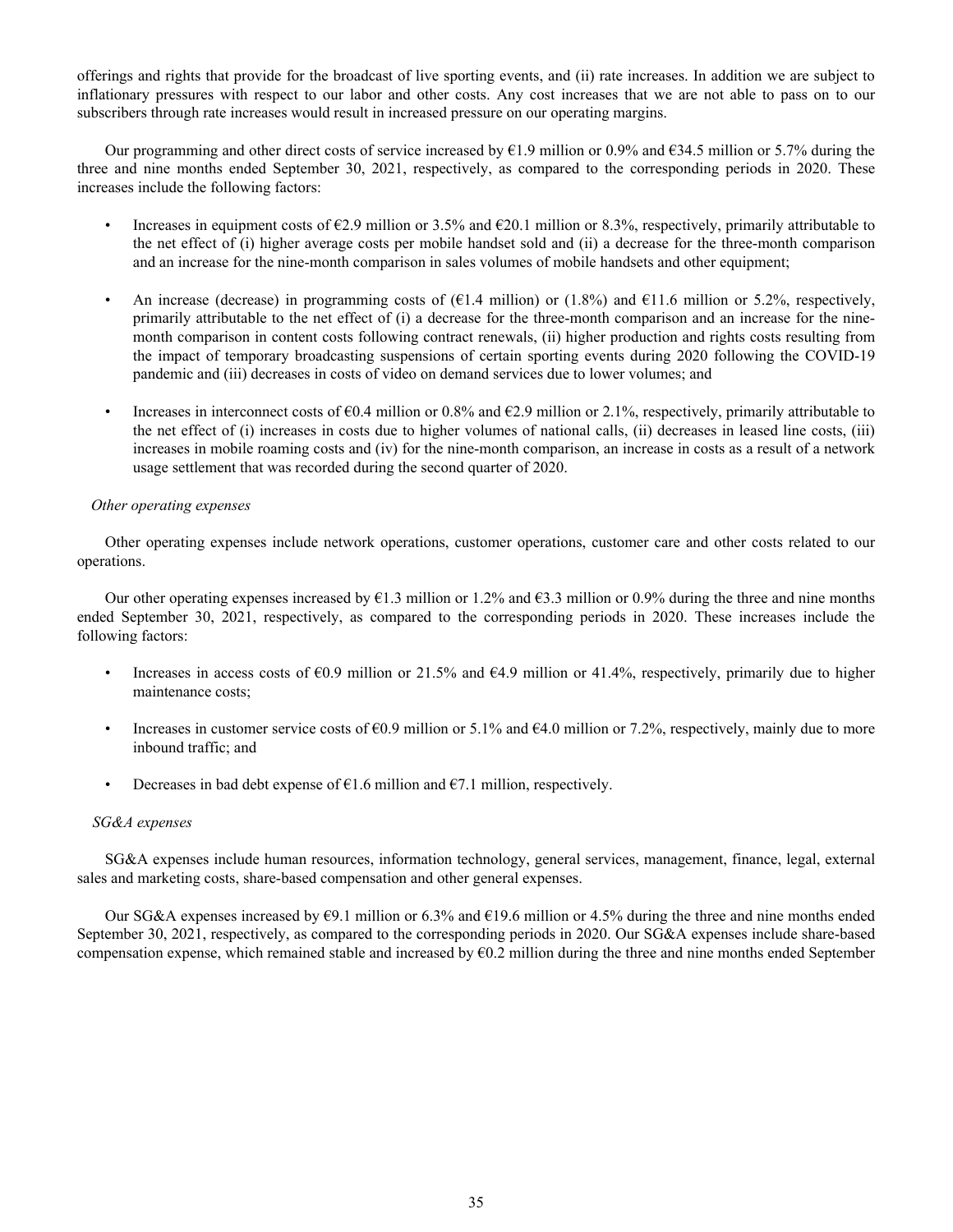offerings and rights that provide for the broadcast of live sporting events, and (ii) rate increases. In addition we are subject to inflationary pressures with respect to our labor and other costs. Any cost increases that we are not able to pass on to our subscribers through rate increases would result in increased pressure on our operating margins.

Our programming and other direct costs of service increased by €1.9 million or 0.9% and €34.5 million or 5.7% during the three and nine months ended September 30, 2021, respectively, as compared to the corresponding periods in 2020. These increases include the following factors:

- Increases in equipment costs of €2.9 million or 3.5% and €20.1 million or 8.3%, respectively, primarily attributable to the net effect of (i) higher average costs per mobile handset sold and (ii) a decrease for the three-month comparison and an increase for the nine-month comparison in sales volumes of mobile handsets and other equipment;

- An increase (decrease) in programming costs of (€1.4 million) or (1.8%) and €11.6 million or 5.2%, respectively, primarily attributable to the net effect of (i) a decrease for the three-month comparison and an increase for the nine-month comparison in content costs following contract renewals, (ii) higher production and rights costs resulting from the impact of temporary broadcasting suspensions of certain sporting events during 2020 following the COVID-19 pandemic and (iii) decreases in costs of video on demand services due to lower volumes; and

- Increases in interconnect costs of €0.4 million or 0.8% and €2.9 million or 2.1%, respectively, primarily attributable to the net effect of (i) increases in costs due to higher volumes of national calls, (ii) decreases in leased line costs, (iii) increases in mobile roaming costs and (iv) for the nine-month comparison, an increase in costs as a result of a network usage settlement that was recorded during the second quarter of 2020.

*Other operating expenses*

Other operating expenses include network operations, customer operations, customer care and other costs related to our operations.

Our other operating expenses increased by €1.3 million or 1.2% and €3.3 million or 0.9% during the three and nine months ended September 30, 2021, respectively, as compared to the corresponding periods in 2020. These increases include the following factors:

- Increases in access costs of €0.9 million or 21.5% and €4.9 million or 41.4%, respectively, primarily due to higher maintenance costs;

- Increases in customer service costs of €0.9 million or 5.1% and €4.0 million or 7.2%, respectively, mainly due to more inbound traffic; and

- Decreases in bad debt expense of €1.6 million and €7.1 million, respectively.

*SG&A expenses*

SG&A expenses include human resources, information technology, general services, management, finance, legal, external sales and marketing costs, share-based compensation and other general expenses.

Our SG&A expenses increased by €9.1 million or 6.3% and €19.6 million or 4.5% during the three and nine months ended September 30, 2021, respectively, as compared to the corresponding periods in 2020. Our SG&A expenses include share-based compensation expense, which remained stable and increased by €0.2 million during the three and nine months ended September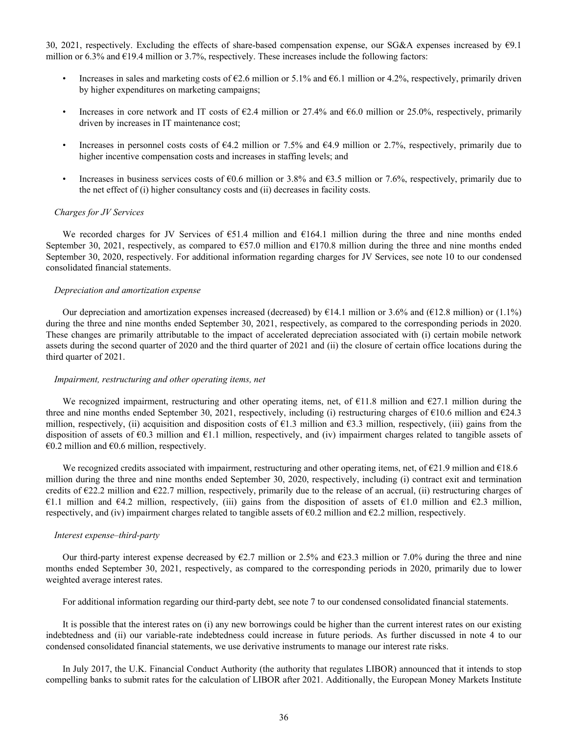30, 2021, respectively. Excluding the effects of share-based compensation expense, our SG&A expenses increased by €9.1 million or 6.3% and €19.4 million or 3.7%, respectively. These increases include the following factors:

- Increases in sales and marketing costs of €2.6 million or 5.1% and €6.1 million or 4.2%, respectively, primarily driven by higher expenditures on marketing campaigns;
- Increases in core network and IT costs of €2.4 million or 27.4% and €6.0 million or 25.0%, respectively, primarily driven by increases in IT maintenance cost;
- Increases in personnel costs costs of €4.2 million or 7.5% and €4.9 million or 2.7%, respectively, primarily due to higher incentive compensation costs and increases in staffing levels; and
- Increases in business services costs of €0.6 million or 3.8% and €3.5 million or 7.6%, respectively, primarily due to the net effect of (i) higher consultancy costs and (ii) decreases in facility costs.

*Charges for JV Services*

We recorded charges for JV Services of €51.4 million and €164.1 million during the three and nine months ended September 30, 2021, respectively, as compared to €57.0 million and €170.8 million during the three and nine months ended September 30, 2020, respectively. For additional information regarding charges for JV Services, see note 10 to our condensed consolidated financial statements.

*Depreciation and amortization expense*

Our depreciation and amortization expenses increased (decreased) by €14.1 million or 3.6% and (€12.8 million) or (1.1%) during the three and nine months ended September 30, 2021, respectively, as compared to the corresponding periods in 2020. These changes are primarily attributable to the impact of accelerated depreciation associated with (i) certain mobile network assets during the second quarter of 2020 and the third quarter of 2021 and (ii) the closure of certain office locations during the third quarter of 2021.

*Impairment, restructuring and other operating items, net*

We recognized impairment, restructuring and other operating items, net, of €11.8 million and €27.1 million during the three and nine months ended September 30, 2021, respectively, including (i) restructuring charges of €10.6 million and €24.3 million, respectively, (ii) acquisition and disposition costs of €1.3 million and €3.3 million, respectively, (iii) gains from the disposition of assets of €0.3 million and €1.1 million, respectively, and (iv) impairment charges related to tangible assets of €0.2 million and €0.6 million, respectively.

We recognized credits associated with impairment, restructuring and other operating items, net, of €21.9 million and €18.6 million during the three and nine months ended September 30, 2020, respectively, including (i) contract exit and termination credits of €22.2 million and €22.7 million, respectively, primarily due to the release of an accrual, (ii) restructuring charges of €1.1 million and €4.2 million, respectively, (iii) gains from the disposition of assets of €1.0 million and €2.3 million, respectively, and (iv) impairment charges related to tangible assets of €0.2 million and €2.2 million, respectively.

*Interest expense–third-party*

Our third-party interest expense decreased by €2.7 million or 2.5% and €23.3 million or 7.0% during the three and nine months ended September 30, 2021, respectively, as compared to the corresponding periods in 2020, primarily due to lower weighted average interest rates.

For additional information regarding our third-party debt, see note 7 to our condensed consolidated financial statements.

It is possible that the interest rates on (i) any new borrowings could be higher than the current interest rates on our existing indebtedness and (ii) our variable-rate indebtedness could increase in future periods. As further discussed in note 4 to our condensed consolidated financial statements, we use derivative instruments to manage our interest rate risks.

In July 2017, the U.K. Financial Conduct Authority (the authority that regulates LIBOR) announced that it intends to stop compelling banks to submit rates for the calculation of LIBOR after 2021. Additionally, the European Money Markets Institute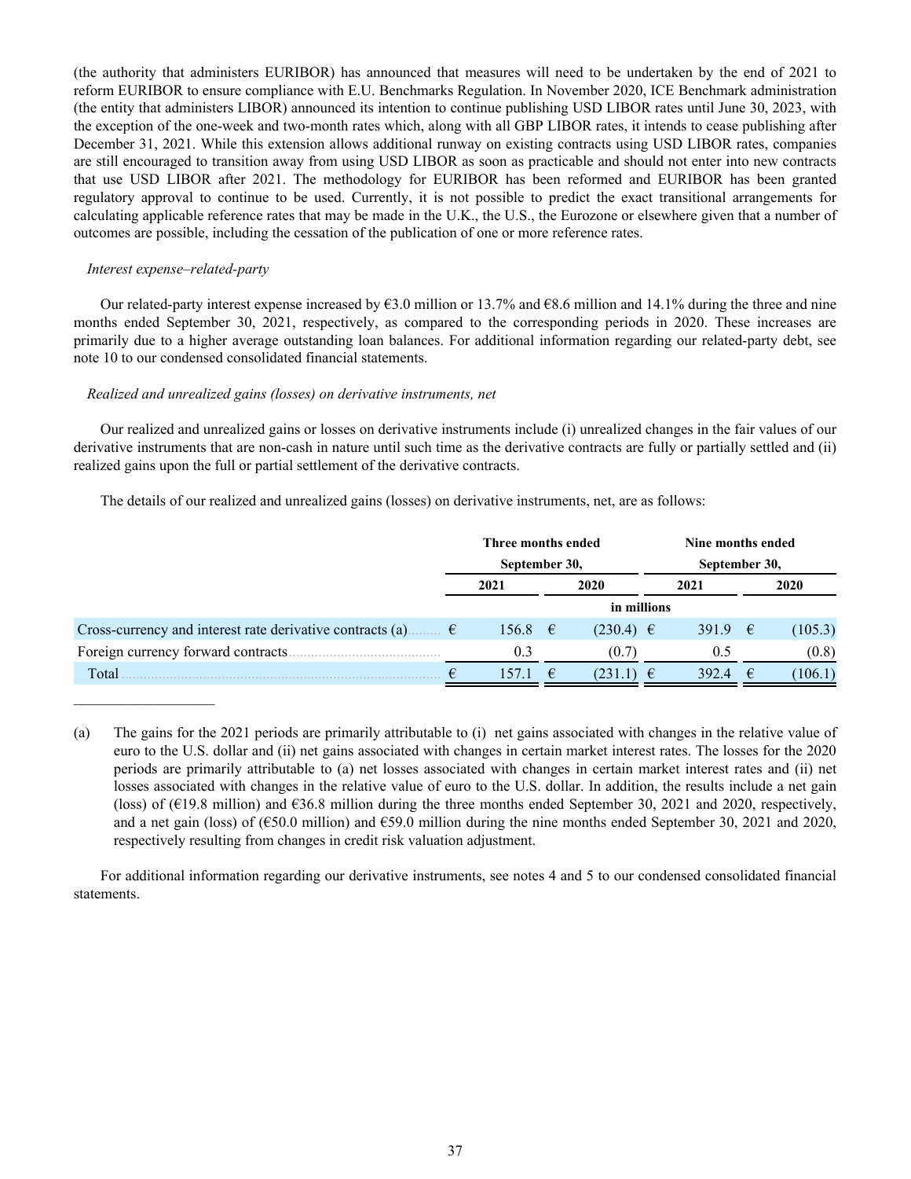(the authority that administers EURIBOR) has announced that measures will need to be undertaken by the end of 2021 to reform EURIBOR to ensure compliance with E.U. Benchmarks Regulation. In November 2020, ICE Benchmark administration (the entity that administers LIBOR) announced its intention to continue publishing USD LIBOR rates until June 30, 2023, with the exception of the one-week and two-month rates which, along with all GBP LIBOR rates, it intends to cease publishing after December 31, 2021. While this extension allows additional runway on existing contracts using USD LIBOR rates, companies are still encouraged to transition away from using USD LIBOR as soon as practicable and should not enter into new contracts that use USD LIBOR after 2021. The methodology for EURIBOR has been reformed and EURIBOR has been granted regulatory approval to continue to be used. Currently, it is not possible to predict the exact transitional arrangements for calculating applicable reference rates that may be made in the U.K., the U.S., the Eurozone or elsewhere given that a number of outcomes are possible, including the cessation of the publication of one or more reference rates.

*Interest expense–related-party*

Our related-party interest expense increased by €3.0 million or 13.7% and €8.6 million and 14.1% during the three and nine months ended September 30, 2021, respectively, as compared to the corresponding periods in 2020. These increases are primarily due to a higher average outstanding loan balances. For additional information regarding our related-party debt, see note 10 to our condensed consolidated financial statements.

*Realized and unrealized gains (losses) on derivative instruments, net*

Our realized and unrealized gains or losses on derivative instruments include (i) unrealized changes in the fair values of our derivative instruments that are non-cash in nature until such time as the derivative contracts are fully or partially settled and (ii) realized gains upon the full or partial settlement of the derivative contracts.

The details of our realized and unrealized gains (losses) on derivative instruments, net, are as follows:

| | Three months ended September 30, | | Nine months ended September 30, | |
|---|---|---|---|---|
| | 2021 | 2020 | 2021 | 2020 |
| | in millions | | | |
| Cross-currency and interest rate derivative contracts (a) | € 156.8 | € (230.4) | € 391.9 | € (105.3) |
| Foreign currency forward contracts | 0.3 | (0.7) | 0.5 | (0.8) |
| Total | € 157.1 | € (231.1) | € 392.4 | € (106.1) |

(a) The gains for the 2021 periods are primarily attributable to (i) net gains associated with changes in the relative value of euro to the U.S. dollar and (ii) net gains associated with changes in certain market interest rates. The losses for the 2020 periods are primarily attributable to (a) net losses associated with changes in certain market interest rates and (ii) net losses associated with changes in the relative value of euro to the U.S. dollar. In addition, the results include a net gain (loss) of (€19.8 million) and €36.8 million during the three months ended September 30, 2021 and 2020, respectively, and a net gain (loss) of (€50.0 million) and €59.0 million during the nine months ended September 30, 2021 and 2020, respectively resulting from changes in credit risk valuation adjustment.

For additional information regarding our derivative instruments, see notes 4 and 5 to our condensed consolidated financial statements.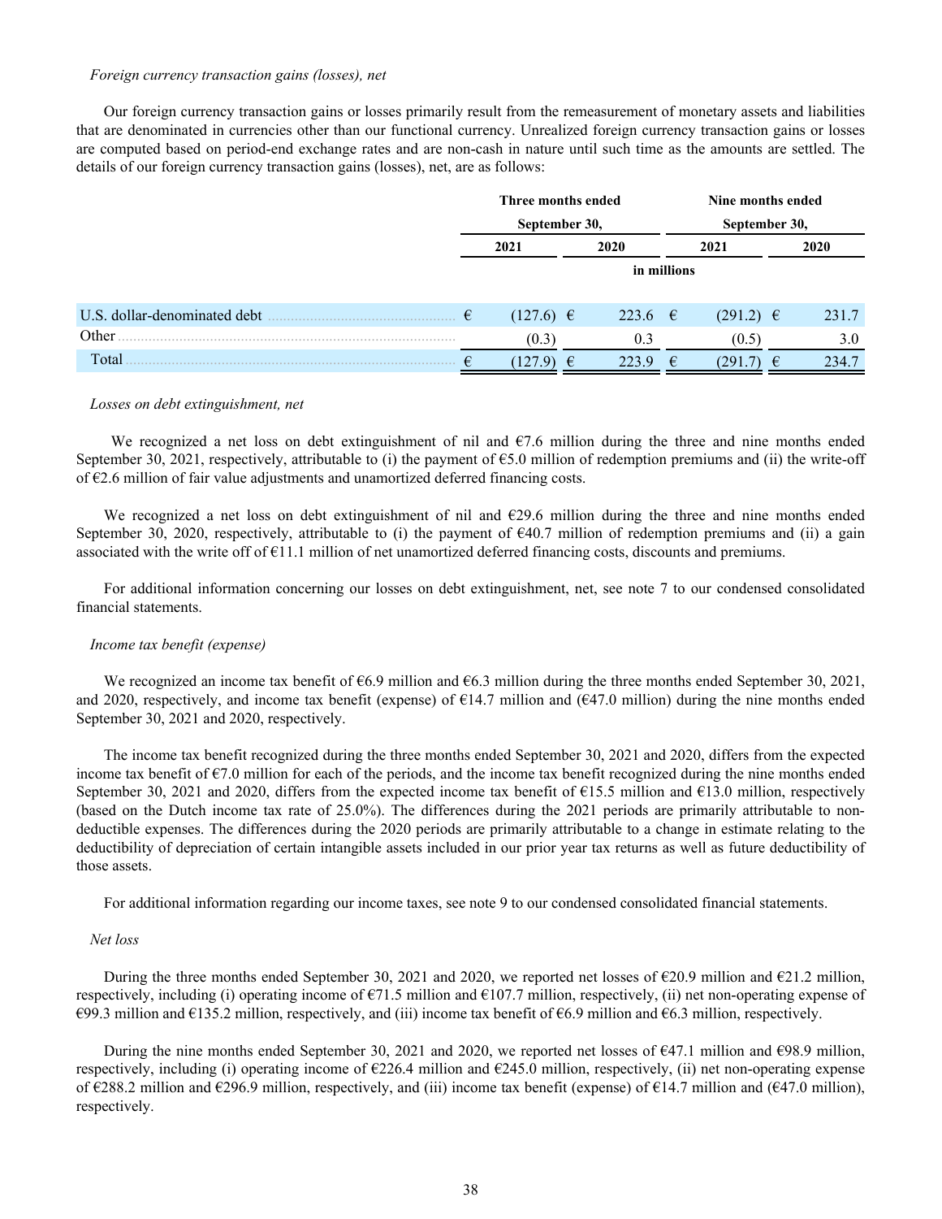*Foreign currency transaction gains (losses), net*

Our foreign currency transaction gains or losses primarily result from the remeasurement of monetary assets and liabilities that are denominated in currencies other than our functional currency. Unrealized foreign currency transaction gains or losses are computed based on period-end exchange rates and are non-cash in nature until such time as the amounts are settled. The details of our foreign currency transaction gains (losses), net, are as follows:

| | Three months ended September 30, | | Nine months ended September 30, | |
|---|---|---|---|---|
| | 2021 | 2020 | 2021 | 2020 |
| | in millions | | | |
| U.S. dollar-denominated debt | € (127.6) | € 223.6 | € (291.2) | € 231.7 |
| Other | (0.3) | 0.3 | (0.5) | 3.0 |
| Total | € (127.9) | € 223.9 | € (291.7) | € 234.7 |

*Losses on debt extinguishment, net*

We recognized a net loss on debt extinguishment of nil and €7.6 million during the three and nine months ended September 30, 2021, respectively, attributable to (i) the payment of €5.0 million of redemption premiums and (ii) the write-off of €2.6 million of fair value adjustments and unamortized deferred financing costs.

We recognized a net loss on debt extinguishment of nil and €29.6 million during the three and nine months ended September 30, 2020, respectively, attributable to (i) the payment of €40.7 million of redemption premiums and (ii) a gain associated with the write off of €11.1 million of net unamortized deferred financing costs, discounts and premiums.

For additional information concerning our losses on debt extinguishment, net, see note 7 to our condensed consolidated financial statements.

*Income tax benefit (expense)*

We recognized an income tax benefit of €6.9 million and €6.3 million during the three months ended September 30, 2021, and 2020, respectively, and income tax benefit (expense) of €14.7 million and (€47.0 million) during the nine months ended September 30, 2021 and 2020, respectively.

The income tax benefit recognized during the three months ended September 30, 2021 and 2020, differs from the expected income tax benefit of €7.0 million for each of the periods, and the income tax benefit recognized during the nine months ended September 30, 2021 and 2020, differs from the expected income tax benefit of €15.5 million and €13.0 million, respectively (based on the Dutch income tax rate of 25.0%). The differences during the 2021 periods are primarily attributable to non-deductible expenses. The differences during the 2020 periods are primarily attributable to a change in estimate relating to the deductibility of depreciation of certain intangible assets included in our prior year tax returns as well as future deductibility of those assets.

For additional information regarding our income taxes, see note 9 to our condensed consolidated financial statements.

*Net loss*

During the three months ended September 30, 2021 and 2020, we reported net losses of €20.9 million and €21.2 million, respectively, including (i) operating income of €71.5 million and €107.7 million, respectively, (ii) net non-operating expense of €99.3 million and €135.2 million, respectively, and (iii) income tax benefit of €6.9 million and €6.3 million, respectively.

During the nine months ended September 30, 2021 and 2020, we reported net losses of €47.1 million and €98.9 million, respectively, including (i) operating income of €226.4 million and €245.0 million, respectively, (ii) net non-operating expense of €288.2 million and €296.9 million, respectively, and (iii) income tax benefit (expense) of €14.7 million and (€47.0 million), respectively.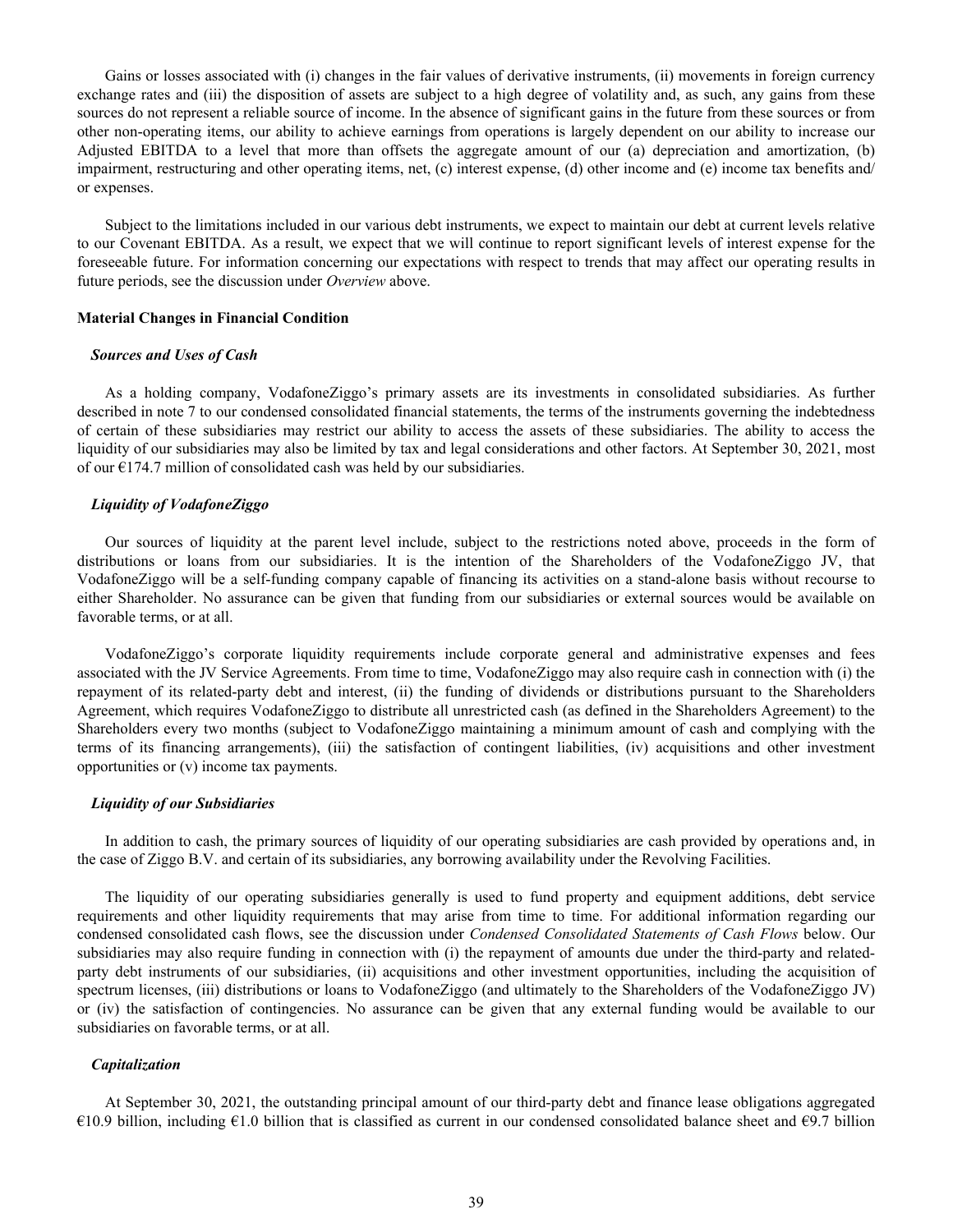Gains or losses associated with (i) changes in the fair values of derivative instruments, (ii) movements in foreign currency exchange rates and (iii) the disposition of assets are subject to a high degree of volatility and, as such, any gains from these sources do not represent a reliable source of income. In the absence of significant gains in the future from these sources or from other non-operating items, our ability to achieve earnings from operations is largely dependent on our ability to increase our Adjusted EBITDA to a level that more than offsets the aggregate amount of our (a) depreciation and amortization, (b) impairment, restructuring and other operating items, net, (c) interest expense, (d) other income and (e) income tax benefits and/or expenses.

Subject to the limitations included in our various debt instruments, we expect to maintain our debt at current levels relative to our Covenant EBITDA. As a result, we expect that we will continue to report significant levels of interest expense for the foreseeable future. For information concerning our expectations with respect to trends that may affect our operating results in future periods, see the discussion under *Overview* above.

**Material Changes in Financial Condition**

***Sources and Uses of Cash***

As a holding company, VodafoneZiggo's primary assets are its investments in consolidated subsidiaries. As further described in note 7 to our condensed consolidated financial statements, the terms of the instruments governing the indebtedness of certain of these subsidiaries may restrict our ability to access the assets of these subsidiaries. The ability to access the liquidity of our subsidiaries may also be limited by tax and legal considerations and other factors. At September 30, 2021, most of our €174.7 million of consolidated cash was held by our subsidiaries.

***Liquidity of VodafoneZiggo***

Our sources of liquidity at the parent level include, subject to the restrictions noted above, proceeds in the form of distributions or loans from our subsidiaries. It is the intention of the Shareholders of the VodafoneZiggo JV, that VodafoneZiggo will be a self-funding company capable of financing its activities on a stand-alone basis without recourse to either Shareholder. No assurance can be given that funding from our subsidiaries or external sources would be available on favorable terms, or at all.

VodafoneZiggo's corporate liquidity requirements include corporate general and administrative expenses and fees associated with the JV Service Agreements. From time to time, VodafoneZiggo may also require cash in connection with (i) the repayment of its related-party debt and interest, (ii) the funding of dividends or distributions pursuant to the Shareholders Agreement, which requires VodafoneZiggo to distribute all unrestricted cash (as defined in the Shareholders Agreement) to the Shareholders every two months (subject to VodafoneZiggo maintaining a minimum amount of cash and complying with the terms of its financing arrangements), (iii) the satisfaction of contingent liabilities, (iv) acquisitions and other investment opportunities or (v) income tax payments.

***Liquidity of our Subsidiaries***

In addition to cash, the primary sources of liquidity of our operating subsidiaries are cash provided by operations and, in the case of Ziggo B.V. and certain of its subsidiaries, any borrowing availability under the Revolving Facilities.

The liquidity of our operating subsidiaries generally is used to fund property and equipment additions, debt service requirements and other liquidity requirements that may arise from time to time. For additional information regarding our condensed consolidated cash flows, see the discussion under *Condensed Consolidated Statements of Cash Flows* below. Our subsidiaries may also require funding in connection with (i) the repayment of amounts due under the third-party and related-party debt instruments of our subsidiaries, (ii) acquisitions and other investment opportunities, including the acquisition of spectrum licenses, (iii) distributions or loans to VodafoneZiggo (and ultimately to the Shareholders of the VodafoneZiggo JV) or (iv) the satisfaction of contingencies. No assurance can be given that any external funding would be available to our subsidiaries on favorable terms, or at all.

***Capitalization***

At September 30, 2021, the outstanding principal amount of our third-party debt and finance lease obligations aggregated €10.9 billion, including €1.0 billion that is classified as current in our condensed consolidated balance sheet and €9.7 billion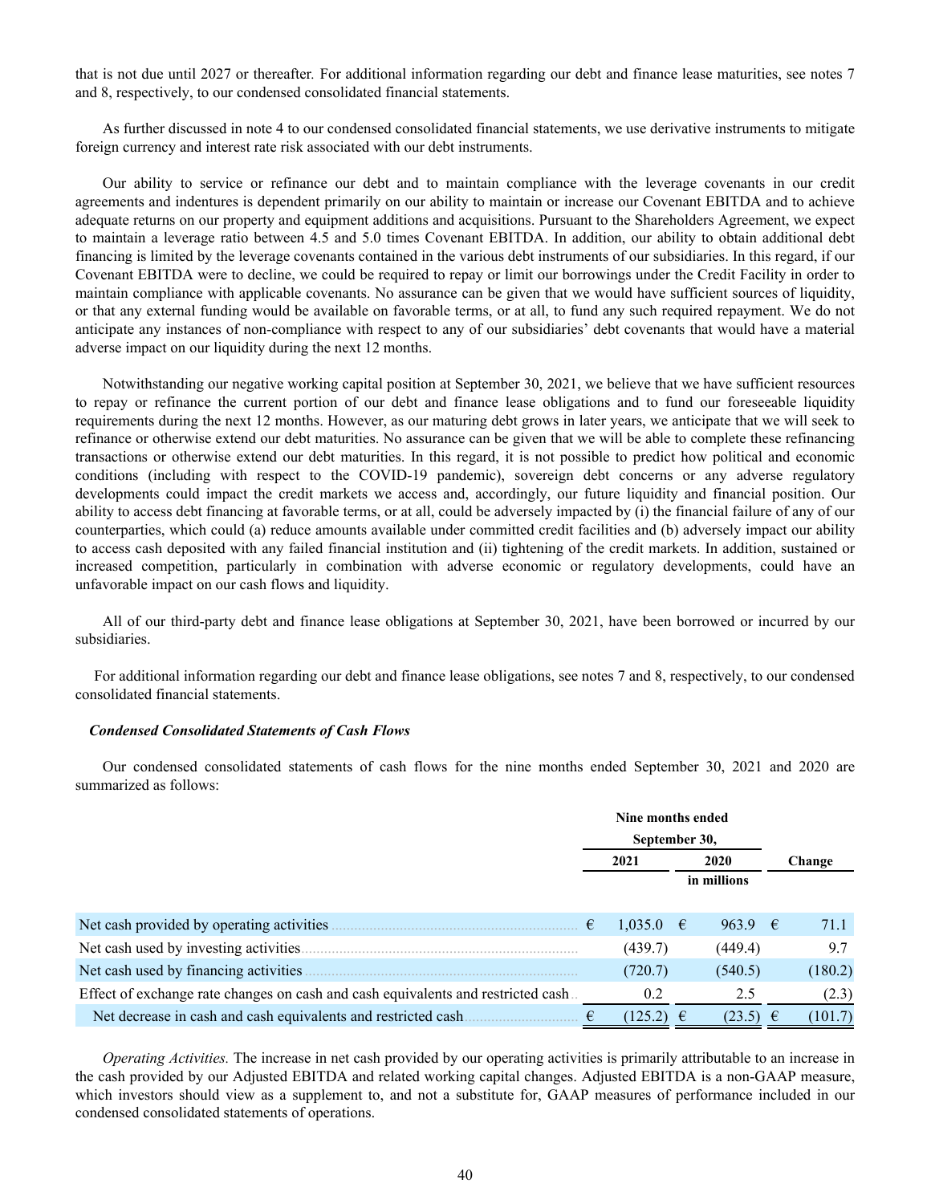that is not due until 2027 or thereafter. For additional information regarding our debt and finance lease maturities, see notes 7 and 8, respectively, to our condensed consolidated financial statements.

As further discussed in note 4 to our condensed consolidated financial statements, we use derivative instruments to mitigate foreign currency and interest rate risk associated with our debt instruments.

Our ability to service or refinance our debt and to maintain compliance with the leverage covenants in our credit agreements and indentures is dependent primarily on our ability to maintain or increase our Covenant EBITDA and to achieve adequate returns on our property and equipment additions and acquisitions. Pursuant to the Shareholders Agreement, we expect to maintain a leverage ratio between 4.5 and 5.0 times Covenant EBITDA. In addition, our ability to obtain additional debt financing is limited by the leverage covenants contained in the various debt instruments of our subsidiaries. In this regard, if our Covenant EBITDA were to decline, we could be required to repay or limit our borrowings under the Credit Facility in order to maintain compliance with applicable covenants. No assurance can be given that we would have sufficient sources of liquidity, or that any external funding would be available on favorable terms, or at all, to fund any such required repayment. We do not anticipate any instances of non-compliance with respect to any of our subsidiaries' debt covenants that would have a material adverse impact on our liquidity during the next 12 months.

Notwithstanding our negative working capital position at September 30, 2021, we believe that we have sufficient resources to repay or refinance the current portion of our debt and finance lease obligations and to fund our foreseeable liquidity requirements during the next 12 months. However, as our maturing debt grows in later years, we anticipate that we will seek to refinance or otherwise extend our debt maturities. No assurance can be given that we will be able to complete these refinancing transactions or otherwise extend our debt maturities. In this regard, it is not possible to predict how political and economic conditions (including with respect to the COVID-19 pandemic), sovereign debt concerns or any adverse regulatory developments could impact the credit markets we access and, accordingly, our future liquidity and financial position. Our ability to access debt financing at favorable terms, or at all, could be adversely impacted by (i) the financial failure of any of our counterparties, which could (a) reduce amounts available under committed credit facilities and (b) adversely impact our ability to access cash deposited with any failed financial institution and (ii) tightening of the credit markets. In addition, sustained or increased competition, particularly in combination with adverse economic or regulatory developments, could have an unfavorable impact on our cash flows and liquidity.

All of our third-party debt and finance lease obligations at September 30, 2021, have been borrowed or incurred by our subsidiaries.

For additional information regarding our debt and finance lease obligations, see notes 7 and 8, respectively, to our condensed consolidated financial statements.

***Condensed Consolidated Statements of Cash Flows***

Our condensed consolidated statements of cash flows for the nine months ended September 30, 2021 and 2020 are summarized as follows:

| | Nine months ended September 30, | | |
|---|---|---|---|
| | 2021 | 2020 | Change |
| | | in millions | |
| Net cash provided by operating activities | € 1,035.0 | € 963.9 | € 71.1 |
| Net cash used by investing activities | (439.7) | (449.4) | 9.7 |
| Net cash used by financing activities | (720.7) | (540.5) | (180.2) |
| Effect of exchange rate changes on cash and cash equivalents and restricted cash | 0.2 | 2.5 | (2.3) |
| Net decrease in cash and cash equivalents and restricted cash | € (125.2) | € (23.5) | € (101.7) |

*Operating Activities.* The increase in net cash provided by our operating activities is primarily attributable to an increase in the cash provided by our Adjusted EBITDA and related working capital changes. Adjusted EBITDA is a non-GAAP measure, which investors should view as a supplement to, and not a substitute for, GAAP measures of performance included in our condensed consolidated statements of operations.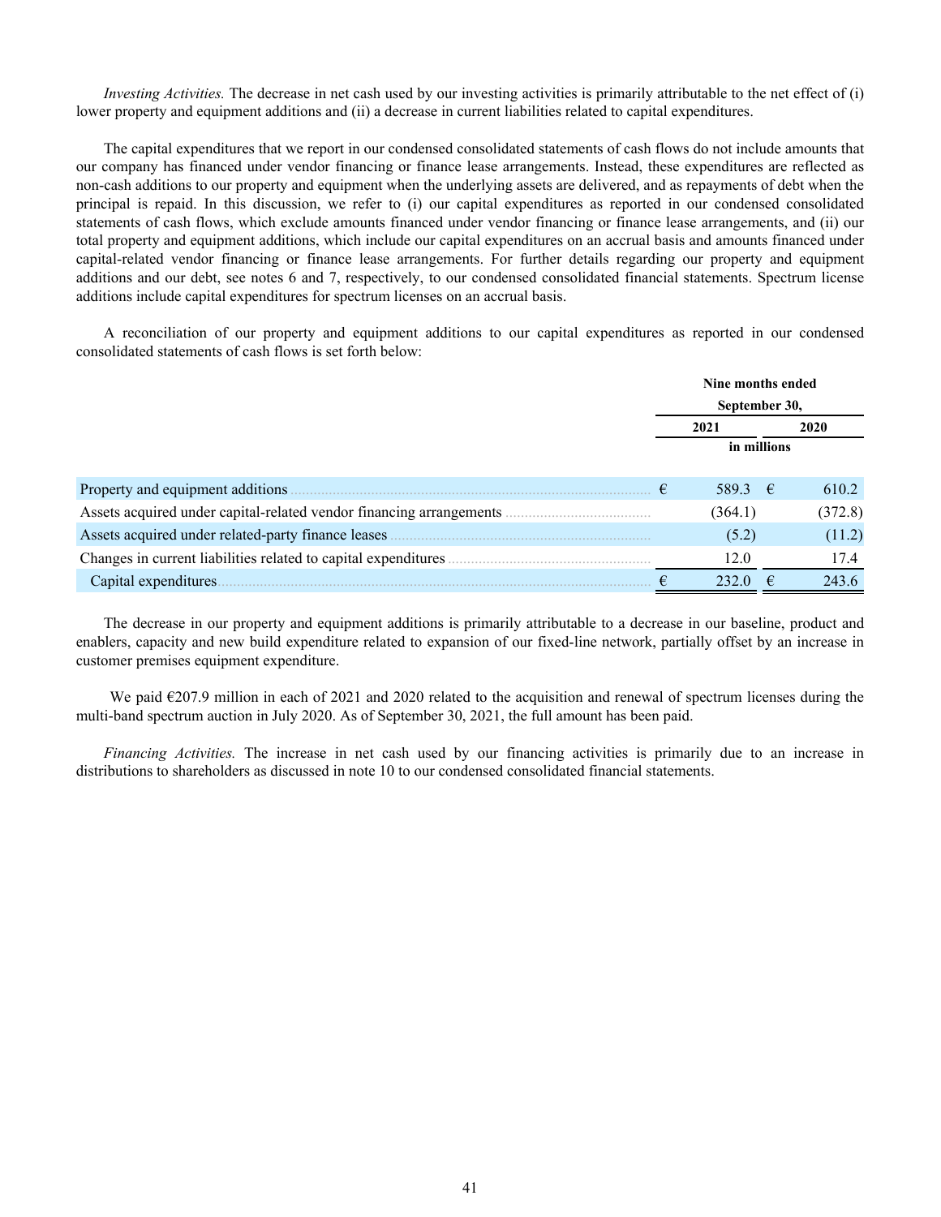*Investing Activities.* The decrease in net cash used by our investing activities is primarily attributable to the net effect of (i) lower property and equipment additions and (ii) a decrease in current liabilities related to capital expenditures.

The capital expenditures that we report in our condensed consolidated statements of cash flows do not include amounts that our company has financed under vendor financing or finance lease arrangements. Instead, these expenditures are reflected as non-cash additions to our property and equipment when the underlying assets are delivered, and as repayments of debt when the principal is repaid. In this discussion, we refer to (i) our capital expenditures as reported in our condensed consolidated statements of cash flows, which exclude amounts financed under vendor financing or finance lease arrangements, and (ii) our total property and equipment additions, which include our capital expenditures on an accrual basis and amounts financed under capital-related vendor financing or finance lease arrangements. For further details regarding our property and equipment additions and our debt, see notes 6 and 7, respectively, to our condensed consolidated financial statements. Spectrum license additions include capital expenditures for spectrum licenses on an accrual basis.

A reconciliation of our property and equipment additions to our capital expenditures as reported in our condensed consolidated statements of cash flows is set forth below:

| | Nine months ended September 30, | |
|---|---|---|
| | 2021 | 2020 |
| | in millions | |
| Property and equipment additions | € 589.3 | € 610.2 |
| Assets acquired under capital-related vendor financing arrangements | (364.1) | (372.8) |
| Assets acquired under related-party finance leases | (5.2) | (11.2) |
| Changes in current liabilities related to capital expenditures | 12.0 | 17.4 |
| Capital expenditures | € 232.0 | € 243.6 |

The decrease in our property and equipment additions is primarily attributable to a decrease in our baseline, product and enablers, capacity and new build expenditure related to expansion of our fixed-line network, partially offset by an increase in customer premises equipment expenditure.

We paid €207.9 million in each of 2021 and 2020 related to the acquisition and renewal of spectrum licenses during the multi-band spectrum auction in July 2020. As of September 30, 2021, the full amount has been paid.

*Financing Activities.* The increase in net cash used by our financing activities is primarily due to an increase in distributions to shareholders as discussed in note 10 to our condensed consolidated financial statements.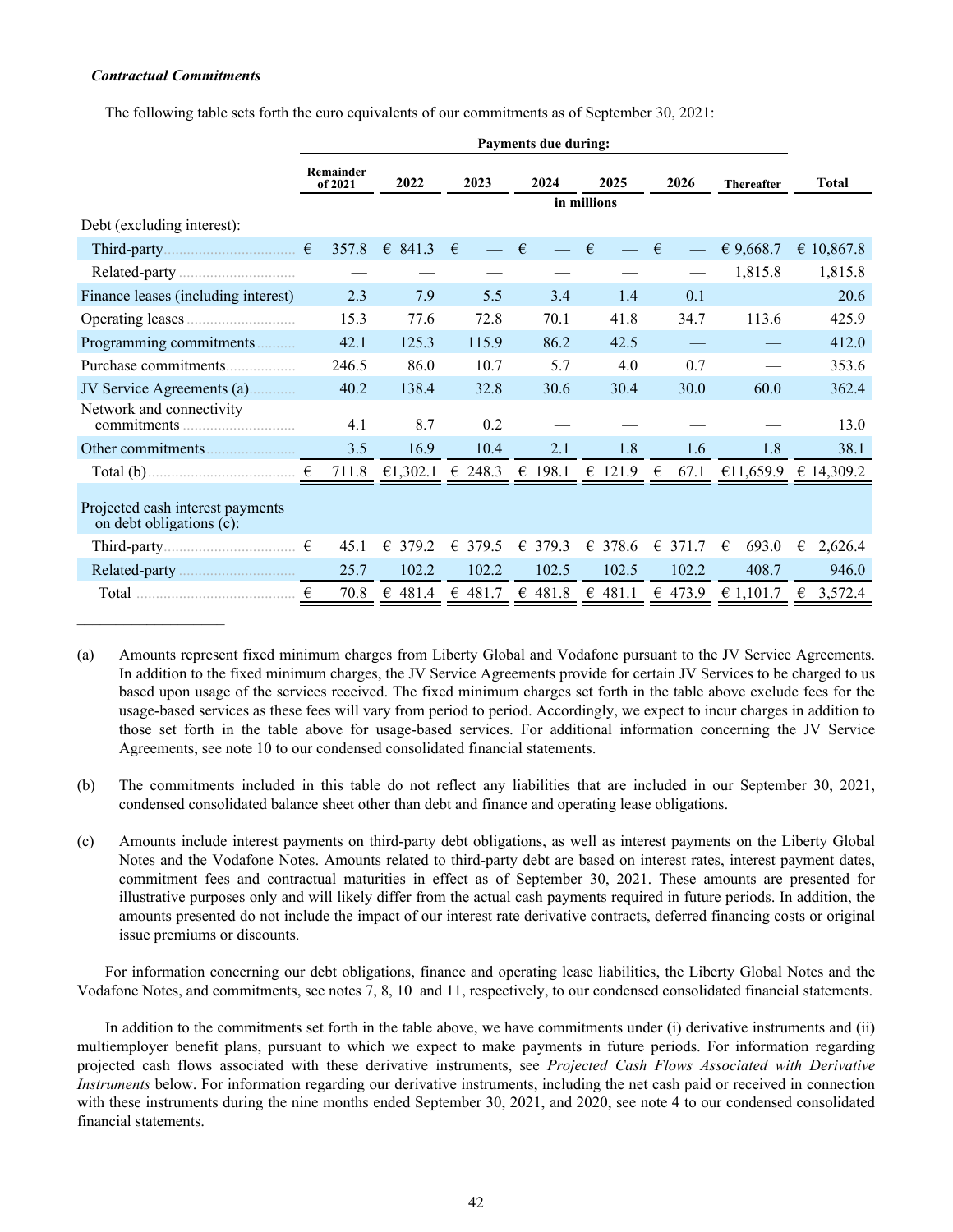***Contractual Commitments***

The following table sets forth the euro equivalents of our commitments as of September 30, 2021:

| | Payments due during: | | | | | | | |
|---|---|---|---|---|---|---|---|---|
| | Remainder of 2021 | 2022 | 2023 | 2024 | 2025 | 2026 | Thereafter | Total |
| | in millions | | | | | | | |
| Debt (excluding interest): | | | | | | | | |
| Third-party | € 357.8 | € 841.3 | € — | € — | € — | € — | € 9,668.7 | € 10,867.8 |
| Related-party | — | — | — | — | — | — | 1,815.8 | 1,815.8 |
| Finance leases (including interest) | 2.3 | 7.9 | 5.5 | 3.4 | 1.4 | 0.1 | — | 20.6 |
| Operating leases | 15.3 | 77.6 | 72.8 | 70.1 | 41.8 | 34.7 | 113.6 | 425.9 |
| Programming commitments | 42.1 | 125.3 | 115.9 | 86.2 | 42.5 | — | — | 412.0 |
| Purchase commitments | 246.5 | 86.0 | 10.7 | 5.7 | 4.0 | 0.7 | — | 353.6 |
| JV Service Agreements (a) | 40.2 | 138.4 | 32.8 | 30.6 | 30.4 | 30.0 | 60.0 | 362.4 |
| Network and connectivity commitments | 4.1 | 8.7 | 0.2 | — | — | — | — | 13.0 |
| Other commitments | 3.5 | 16.9 | 10.4 | 2.1 | 1.8 | 1.6 | 1.8 | 38.1 |
| Total (b) | € 711.8 | €1,302.1 | € 248.3 | € 198.1 | € 121.9 | € 67.1 | €11,659.9 | € 14,309.2 |
| Projected cash interest payments on debt obligations (c): | | | | | | | | |
| Third-party | € 45.1 | € 379.2 | € 379.5 | € 379.3 | € 378.6 | € 371.7 | € 693.0 | € 2,626.4 |
| Related-party | 25.7 | 102.2 | 102.2 | 102.5 | 102.5 | 102.2 | 408.7 | 946.0 |
| Total | € 70.8 | € 481.4 | € 481.7 | € 481.8 | € 481.1 | € 473.9 | € 1,101.7 | € 3,572.4 |

(a) Amounts represent fixed minimum charges from Liberty Global and Vodafone pursuant to the JV Service Agreements. In addition to the fixed minimum charges, the JV Service Agreements provide for certain JV Services to be charged to us based upon usage of the services received. The fixed minimum charges set forth in the table above exclude fees for the usage-based services as these fees will vary from period to period. Accordingly, we expect to incur charges in addition to those set forth in the table above for usage-based services. For additional information concerning the JV Service Agreements, see note 10 to our condensed consolidated financial statements.

(b) The commitments included in this table do not reflect any liabilities that are included in our September 30, 2021, condensed consolidated balance sheet other than debt and finance and operating lease obligations.

(c) Amounts include interest payments on third-party debt obligations, as well as interest payments on the Liberty Global Notes and the Vodafone Notes. Amounts related to third-party debt are based on interest rates, interest payment dates, commitment fees and contractual maturities in effect as of September 30, 2021. These amounts are presented for illustrative purposes only and will likely differ from the actual cash payments required in future periods. In addition, the amounts presented do not include the impact of our interest rate derivative contracts, deferred financing costs or original issue premiums or discounts.

For information concerning our debt obligations, finance and operating lease liabilities, the Liberty Global Notes and the Vodafone Notes, and commitments, see notes 7, 8, 10 and 11, respectively, to our condensed consolidated financial statements.

In addition to the commitments set forth in the table above, we have commitments under (i) derivative instruments and (ii) multiemployer benefit plans, pursuant to which we expect to make payments in future periods. For information regarding projected cash flows associated with these derivative instruments, see *Projected Cash Flows Associated with Derivative Instruments* below. For information regarding our derivative instruments, including the net cash paid or received in connection with these instruments during the nine months ended September 30, 2021, and 2020, see note 4 to our condensed consolidated financial statements.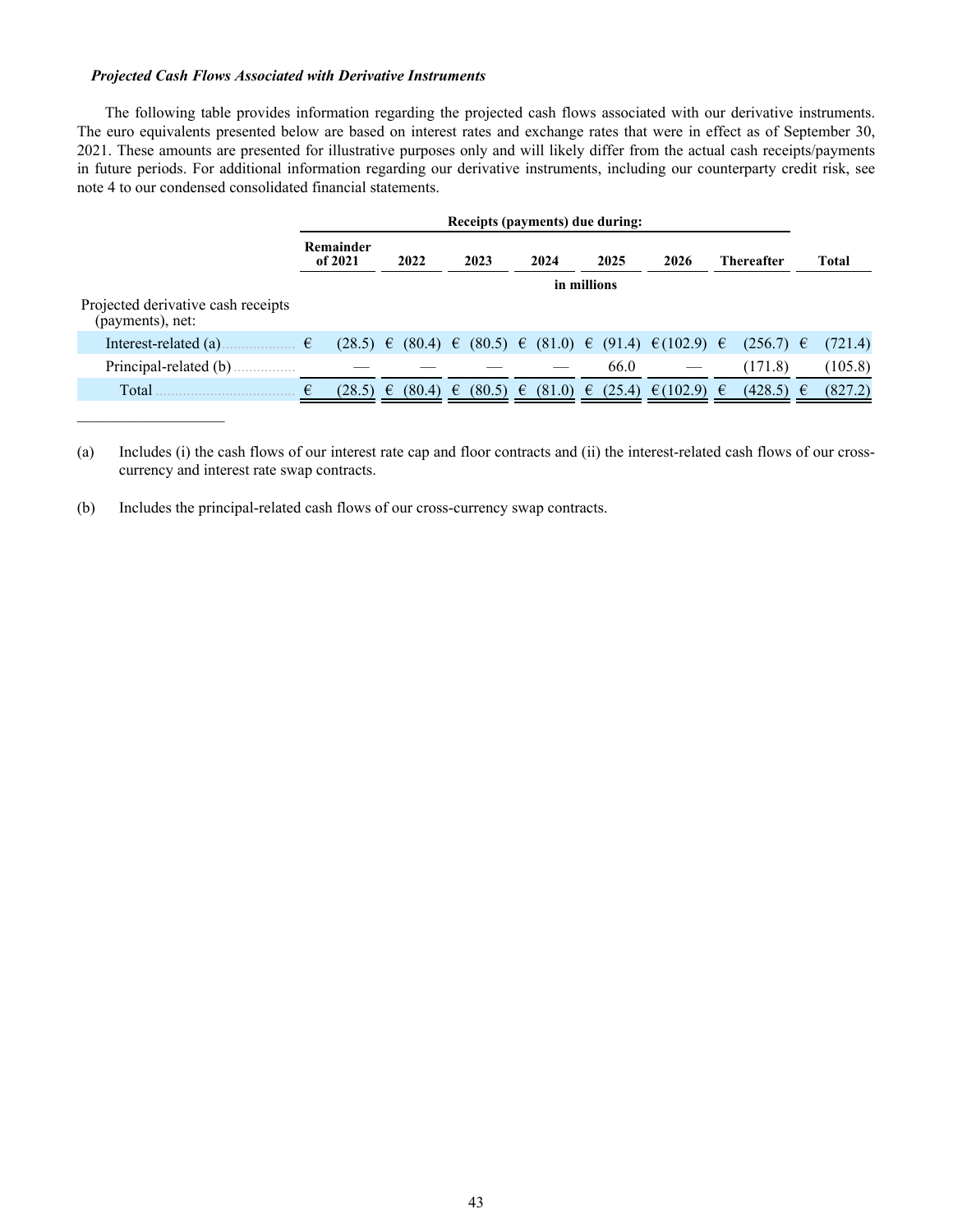***Projected Cash Flows Associated with Derivative Instruments***

The following table provides information regarding the projected cash flows associated with our derivative instruments. The euro equivalents presented below are based on interest rates and exchange rates that were in effect as of September 30, 2021. These amounts are presented for illustrative purposes only and will likely differ from the actual cash receipts/payments in future periods. For additional information regarding our derivative instruments, including our counterparty credit risk, see note 4 to our condensed consolidated financial statements.

| | Receipts (payments) due during: | | | | | | | |
|---|---|---|---|---|---|---|---|---|
| | Remainder of 2021 | 2022 | 2023 | 2024 | 2025 | 2026 | Thereafter | Total |
| | in millions | | | | | | | |
| Projected derivative cash receipts (payments), net: | | | | | | | | |
| Interest-related (a) | € (28.5) | € (80.4) | € (80.5) | € (81.0) | € (91.4) | € (102.9) | € (256.7) | € (721.4) |
| Principal-related (b) | — | — | — | — | 66.0 | — | (171.8) | (105.8) |
| Total | € (28.5) | € (80.4) | € (80.5) | € (81.0) | € (25.4) | € (102.9) | € (428.5) | € (827.2) |

(a) Includes (i) the cash flows of our interest rate cap and floor contracts and (ii) the interest-related cash flows of our cross-currency and interest rate swap contracts.

(b) Includes the principal-related cash flows of our cross-currency swap contracts.